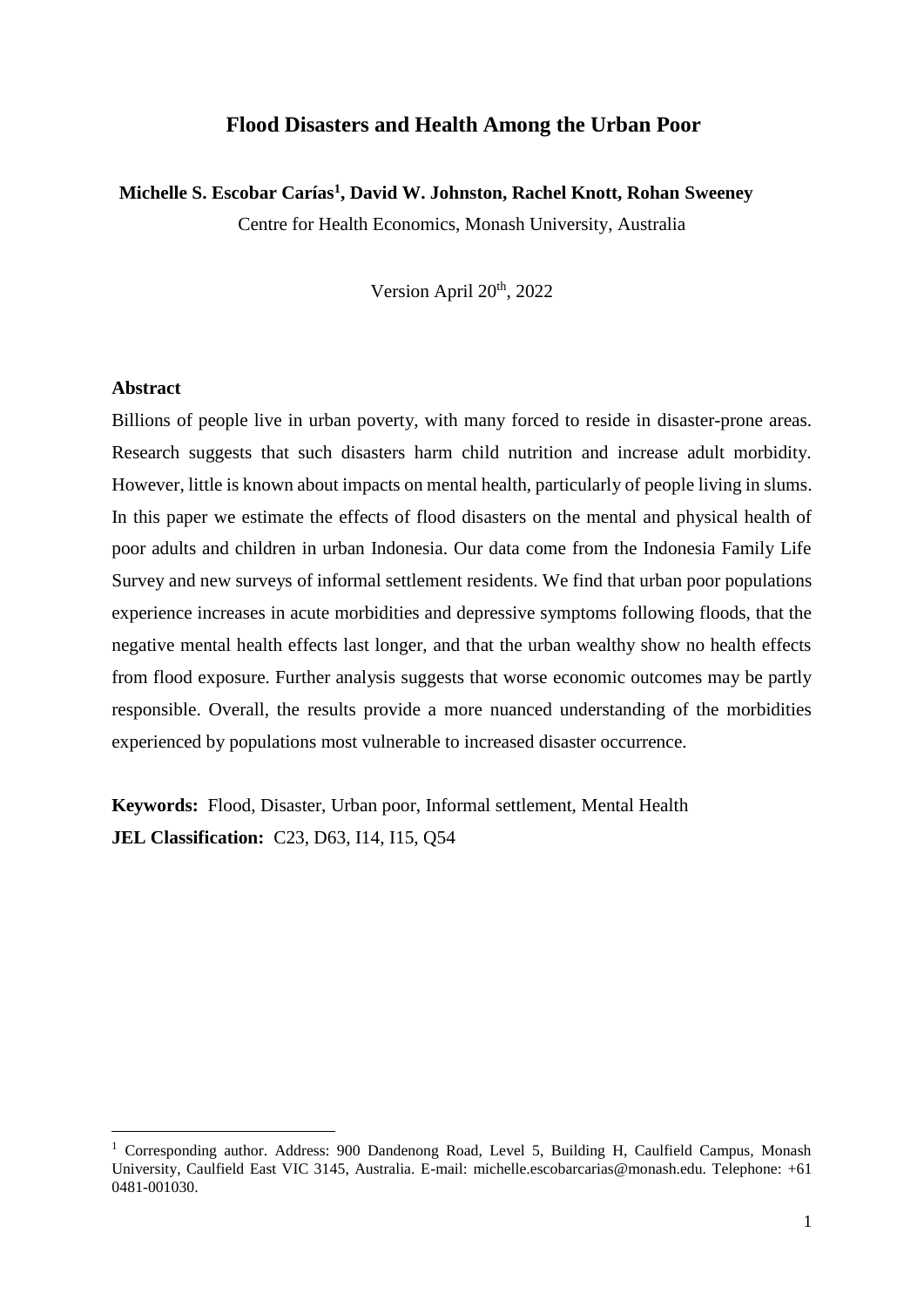# Flood Disasters and Health Among the Urban Poor

**Michelle S. Escobar Carías[1], David W. Johnston, Rachel Knott, Rohan Sweeney**

Centre for Health Economics, Monash University, Australia

Version April 20th, 2022

## Abstract

Billions of people live in urban poverty, with many forced to reside in disaster-prone areas. Research suggests that such disasters harm child nutrition and increase adult morbidity. However, little is known about impacts on mental health, particularly of people living in slums. In this paper we estimate the effects of flood disasters on the mental and physical health of poor adults and children in urban Indonesia. Our data come from the Indonesia Family Life Survey and new surveys of informal settlement residents. We find that urban poor populations experience increases in acute morbidities and depressive symptoms following floods, that the negative mental health effects last longer, and that the urban wealthy show no health effects from flood exposure. Further analysis suggests that worse economic outcomes may be partly responsible. Overall, the results provide a more nuanced understanding of the morbidities experienced by populations most vulnerable to increased disaster occurrence.

**Keywords:** Flood, Disaster, Urban poor, Informal settlement, Mental Health

**JEL Classification:** C23, D63, I14, I15, Q54

---

[1] Corresponding author. Address: 900 Dandenong Road, Level 5, Building H, Caulfield Campus, Monash University, Caulfield East VIC 3145, Australia. E-mail: michelle.escobarcarias@monash.edu. Telephone: +61 0481-001030.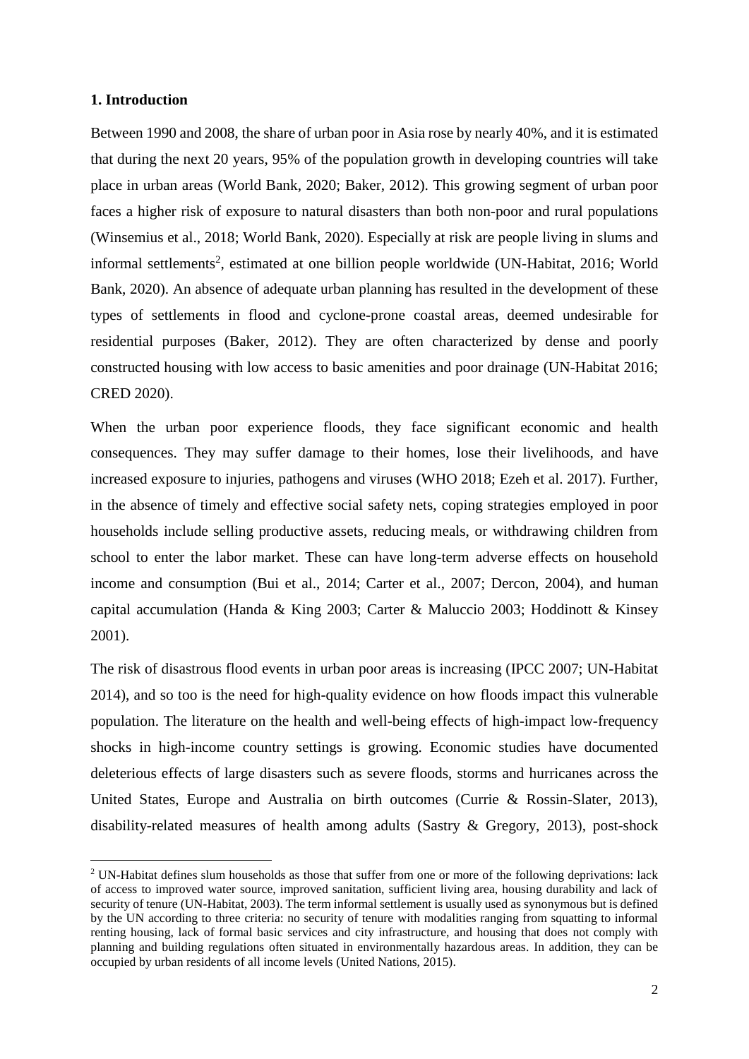## 1. Introduction

Between 1990 and 2008, the share of urban poor in Asia rose by nearly 40%, and it is estimated that during the next 20 years, 95% of the population growth in developing countries will take place in urban areas (World Bank, 2020; Baker, 2012). This growing segment of urban poor faces a higher risk of exposure to natural disasters than both non-poor and rural populations (Winsemius et al., 2018; World Bank, 2020). Especially at risk are people living in slums and informal settlements[2], estimated at one billion people worldwide (UN-Habitat, 2016; World Bank, 2020). An absence of adequate urban planning has resulted in the development of these types of settlements in flood and cyclone-prone coastal areas, deemed undesirable for residential purposes (Baker, 2012). They are often characterized by dense and poorly constructed housing with low access to basic amenities and poor drainage (UN-Habitat 2016; CRED 2020).

When the urban poor experience floods, they face significant economic and health consequences. They may suffer damage to their homes, lose their livelihoods, and have increased exposure to injuries, pathogens and viruses (WHO 2018; Ezeh et al. 2017). Further, in the absence of timely and effective social safety nets, coping strategies employed in poor households include selling productive assets, reducing meals, or withdrawing children from school to enter the labor market. These can have long-term adverse effects on household income and consumption (Bui et al., 2014; Carter et al., 2007; Dercon, 2004), and human capital accumulation (Handa & King 2003; Carter & Maluccio 2003; Hoddinott & Kinsey 2001).

The risk of disastrous flood events in urban poor areas is increasing (IPCC 2007; UN-Habitat 2014), and so too is the need for high-quality evidence on how floods impact this vulnerable population. The literature on the health and well-being effects of high-impact low-frequency shocks in high-income country settings is growing. Economic studies have documented deleterious effects of large disasters such as severe floods, storms and hurricanes across the United States, Europe and Australia on birth outcomes (Currie & Rossin-Slater, 2013), disability-related measures of health among adults (Sastry & Gregory, 2013), post-shock

[2] UN-Habitat defines slum households as those that suffer from one or more of the following deprivations: lack of access to improved water source, improved sanitation, sufficient living area, housing durability and lack of security of tenure (UN-Habitat, 2003). The term informal settlement is usually used as synonymous but is defined by the UN according to three criteria: no security of tenure with modalities ranging from squatting to informal renting housing, lack of formal basic services and city infrastructure, and housing that does not comply with planning and building regulations often situated in environmentally hazardous areas. In addition, they can be occupied by urban residents of all income levels (United Nations, 2015).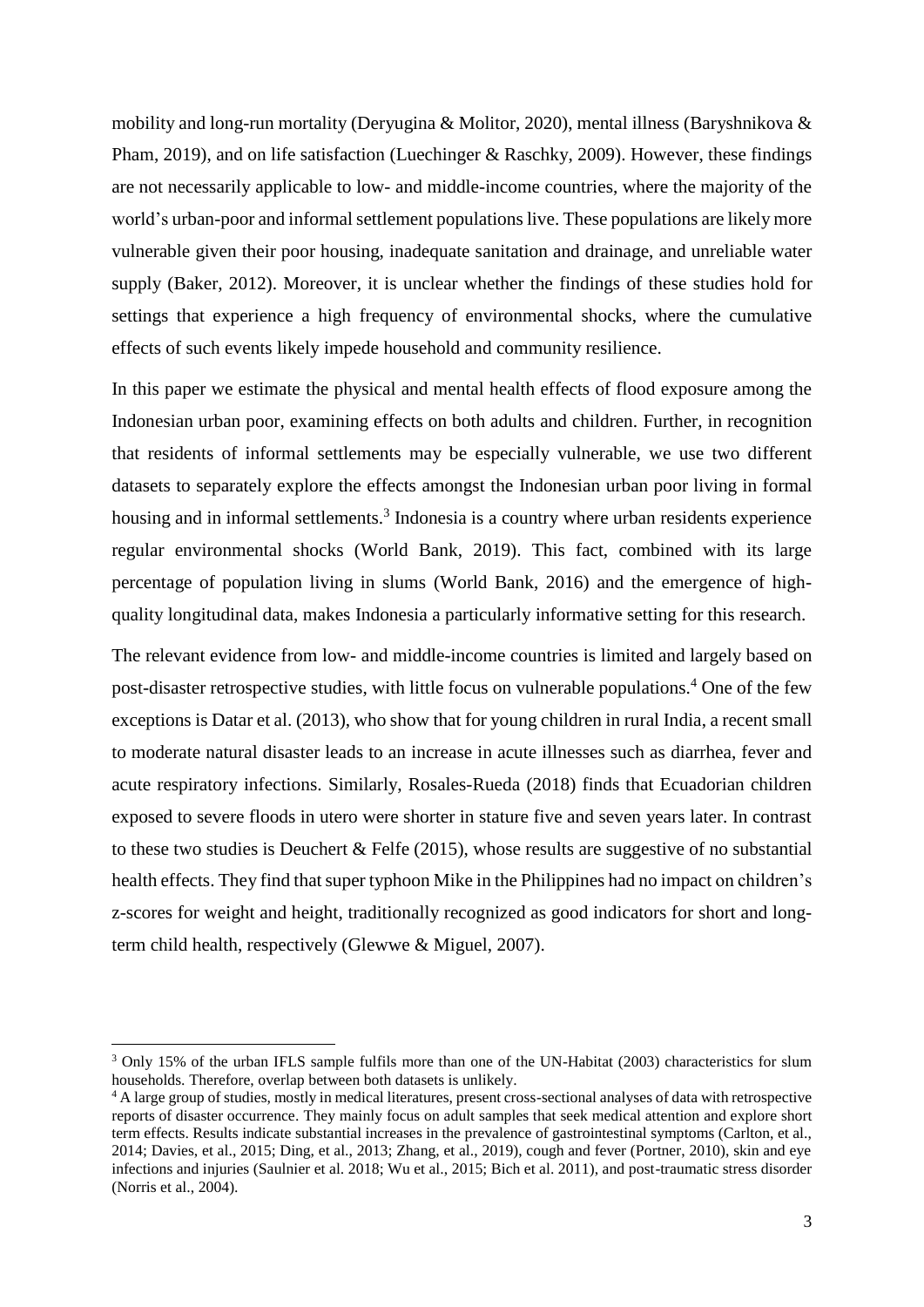mobility and long-run mortality (Deryugina & Molitor, 2020), mental illness (Baryshnikova & Pham, 2019), and on life satisfaction (Luechinger & Raschky, 2009). However, these findings are not necessarily applicable to low- and middle-income countries, where the majority of the world's urban-poor and informal settlement populations live. These populations are likely more vulnerable given their poor housing, inadequate sanitation and drainage, and unreliable water supply (Baker, 2012). Moreover, it is unclear whether the findings of these studies hold for settings that experience a high frequency of environmental shocks, where the cumulative effects of such events likely impede household and community resilience.

In this paper we estimate the physical and mental health effects of flood exposure among the Indonesian urban poor, examining effects on both adults and children. Further, in recognition that residents of informal settlements may be especially vulnerable, we use two different datasets to separately explore the effects amongst the Indonesian urban poor living in formal housing and in informal settlements.[3] Indonesia is a country where urban residents experience regular environmental shocks (World Bank, 2019). This fact, combined with its large percentage of population living in slums (World Bank, 2016) and the emergence of high-quality longitudinal data, makes Indonesia a particularly informative setting for this research.

The relevant evidence from low- and middle-income countries is limited and largely based on post-disaster retrospective studies, with little focus on vulnerable populations.[4] One of the few exceptions is Datar et al. (2013), who show that for young children in rural India, a recent small to moderate natural disaster leads to an increase in acute illnesses such as diarrhea, fever and acute respiratory infections. Similarly, Rosales-Rueda (2018) finds that Ecuadorian children exposed to severe floods in utero were shorter in stature five and seven years later. In contrast to these two studies is Deuchert & Felfe (2015), whose results are suggestive of no substantial health effects. They find that super typhoon Mike in the Philippines had no impact on children's z-scores for weight and height, traditionally recognized as good indicators for short and long-term child health, respectively (Glewwe & Miguel, 2007).

[3] Only 15% of the urban IFLS sample fulfils more than one of the UN-Habitat (2003) characteristics for slum households. Therefore, overlap between both datasets is unlikely.

[4] A large group of studies, mostly in medical literatures, present cross-sectional analyses of data with retrospective reports of disaster occurrence. They mainly focus on adult samples that seek medical attention and explore short term effects. Results indicate substantial increases in the prevalence of gastrointestinal symptoms (Carlton, et al., 2014; Davies, et al., 2015; Ding, et al., 2013; Zhang, et al., 2019), cough and fever (Portner, 2010), skin and eye infections and injuries (Saulnier et al. 2018; Wu et al., 2015; Bich et al. 2011), and post-traumatic stress disorder (Norris et al., 2004).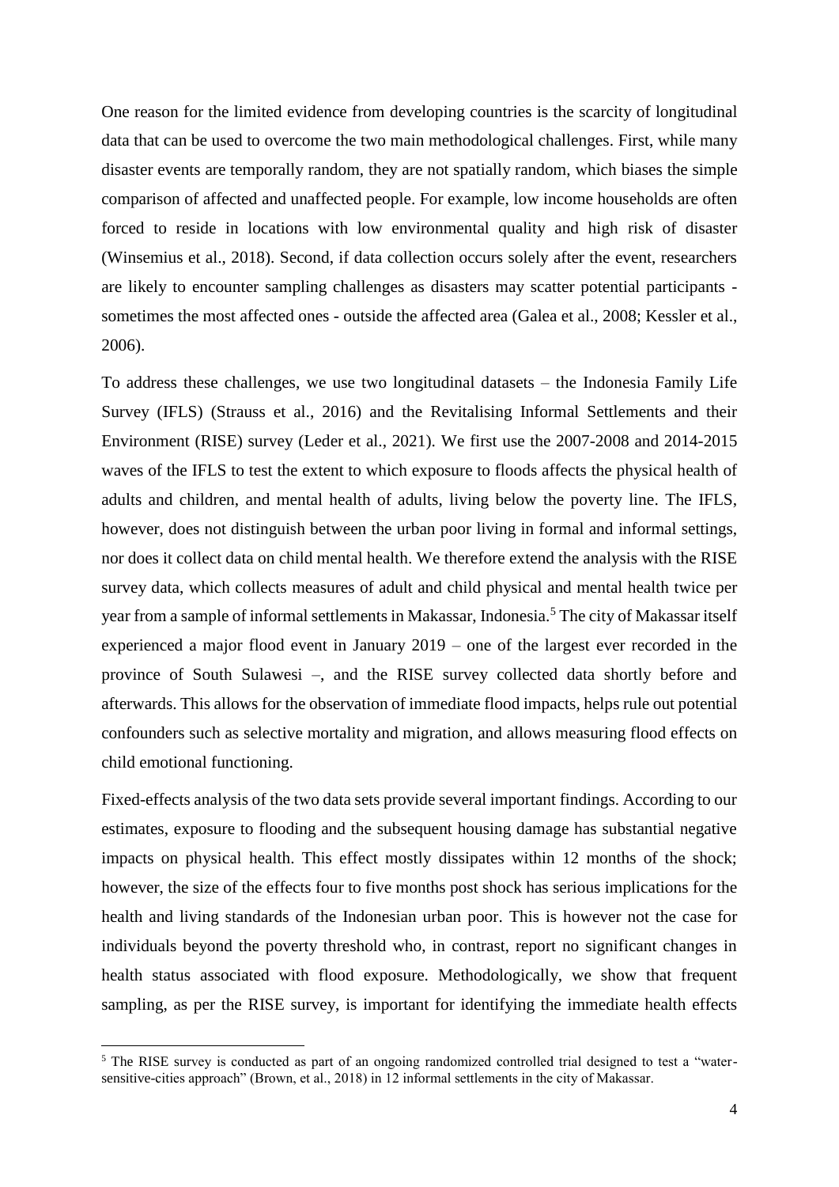One reason for the limited evidence from developing countries is the scarcity of longitudinal data that can be used to overcome the two main methodological challenges. First, while many disaster events are temporally random, they are not spatially random, which biases the simple comparison of affected and unaffected people. For example, low income households are often forced to reside in locations with low environmental quality and high risk of disaster (Winsemius et al., 2018). Second, if data collection occurs solely after the event, researchers are likely to encounter sampling challenges as disasters may scatter potential participants - sometimes the most affected ones - outside the affected area (Galea et al., 2008; Kessler et al., 2006).

To address these challenges, we use two longitudinal datasets – the Indonesia Family Life Survey (IFLS) (Strauss et al., 2016) and the Revitalising Informal Settlements and their Environment (RISE) survey (Leder et al., 2021). We first use the 2007-2008 and 2014-2015 waves of the IFLS to test the extent to which exposure to floods affects the physical health of adults and children, and mental health of adults, living below the poverty line. The IFLS, however, does not distinguish between the urban poor living in formal and informal settings, nor does it collect data on child mental health. We therefore extend the analysis with the RISE survey data, which collects measures of adult and child physical and mental health twice per year from a sample of informal settlements in Makassar, Indonesia.[5] The city of Makassar itself experienced a major flood event in January 2019 – one of the largest ever recorded in the province of South Sulawesi –, and the RISE survey collected data shortly before and afterwards. This allows for the observation of immediate flood impacts, helps rule out potential confounders such as selective mortality and migration, and allows measuring flood effects on child emotional functioning.

Fixed-effects analysis of the two data sets provide several important findings. According to our estimates, exposure to flooding and the subsequent housing damage has substantial negative impacts on physical health. This effect mostly dissipates within 12 months of the shock; however, the size of the effects four to five months post shock has serious implications for the health and living standards of the Indonesian urban poor. This is however not the case for individuals beyond the poverty threshold who, in contrast, report no significant changes in health status associated with flood exposure. Methodologically, we show that frequent sampling, as per the RISE survey, is important for identifying the immediate health effects

[5] The RISE survey is conducted as part of an ongoing randomized controlled trial designed to test a "water-sensitive-cities approach" (Brown, et al., 2018) in 12 informal settlements in the city of Makassar.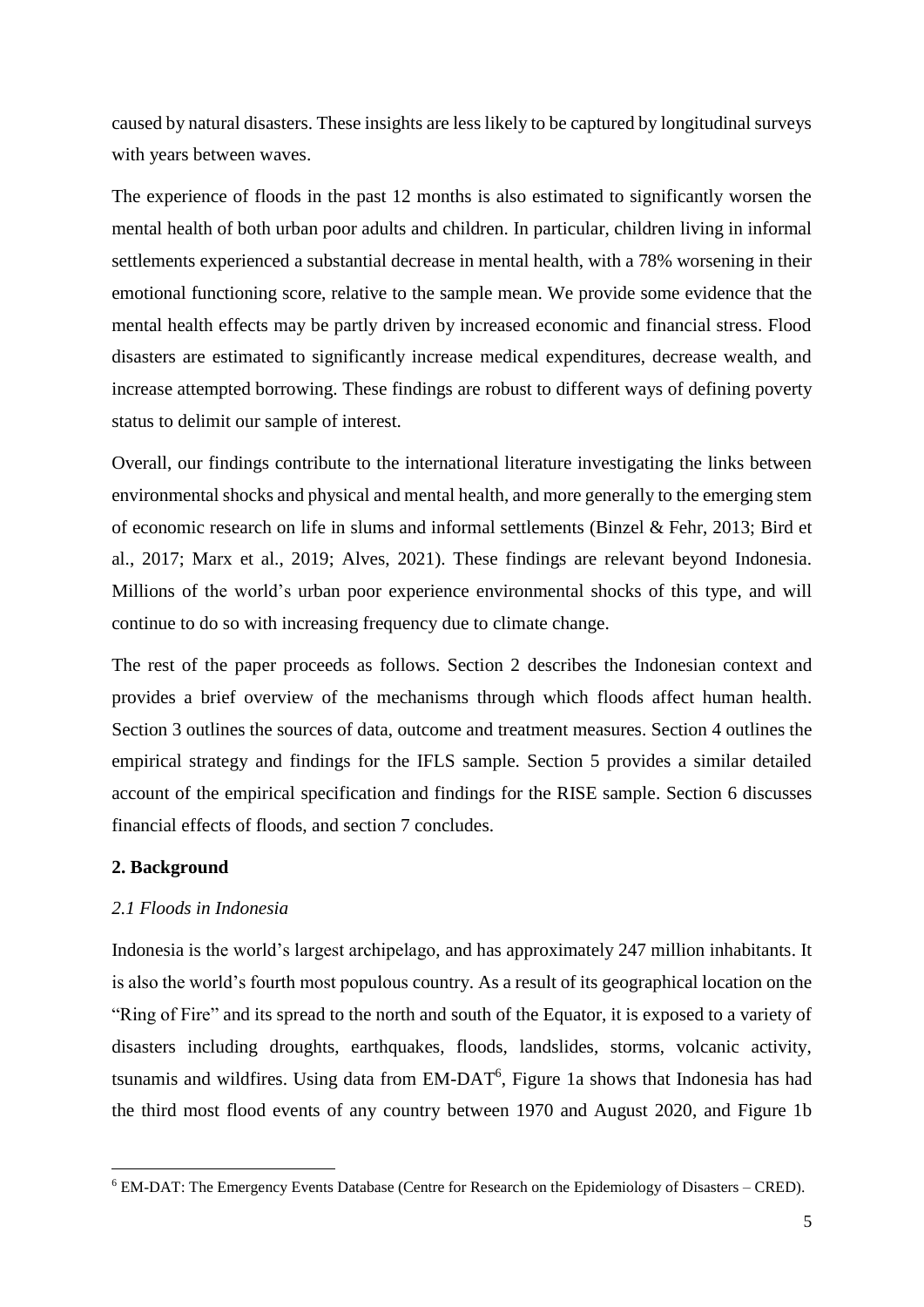caused by natural disasters. These insights are less likely to be captured by longitudinal surveys with years between waves.

The experience of floods in the past 12 months is also estimated to significantly worsen the mental health of both urban poor adults and children. In particular, children living in informal settlements experienced a substantial decrease in mental health, with a 78% worsening in their emotional functioning score, relative to the sample mean. We provide some evidence that the mental health effects may be partly driven by increased economic and financial stress. Flood disasters are estimated to significantly increase medical expenditures, decrease wealth, and increase attempted borrowing. These findings are robust to different ways of defining poverty status to delimit our sample of interest.

Overall, our findings contribute to the international literature investigating the links between environmental shocks and physical and mental health, and more generally to the emerging stem of economic research on life in slums and informal settlements (Binzel & Fehr, 2013; Bird et al., 2017; Marx et al., 2019; Alves, 2021). These findings are relevant beyond Indonesia. Millions of the world's urban poor experience environmental shocks of this type, and will continue to do so with increasing frequency due to climate change.

The rest of the paper proceeds as follows. Section 2 describes the Indonesian context and provides a brief overview of the mechanisms through which floods affect human health. Section 3 outlines the sources of data, outcome and treatment measures. Section 4 outlines the empirical strategy and findings for the IFLS sample. Section 5 provides a similar detailed account of the empirical specification and findings for the RISE sample. Section 6 discusses financial effects of floods, and section 7 concludes.

## 2. Background

### *2.1 Floods in Indonesia*

Indonesia is the world's largest archipelago, and has approximately 247 million inhabitants. It is also the world's fourth most populous country. As a result of its geographical location on the "Ring of Fire" and its spread to the north and south of the Equator, it is exposed to a variety of disasters including droughts, earthquakes, floods, landslides, storms, volcanic activity, tsunamis and wildfires. Using data from EM-DAT[6], Figure 1a shows that Indonesia has had the third most flood events of any country between 1970 and August 2020, and Figure 1b

[6] EM-DAT: The Emergency Events Database (Centre for Research on the Epidemiology of Disasters – CRED).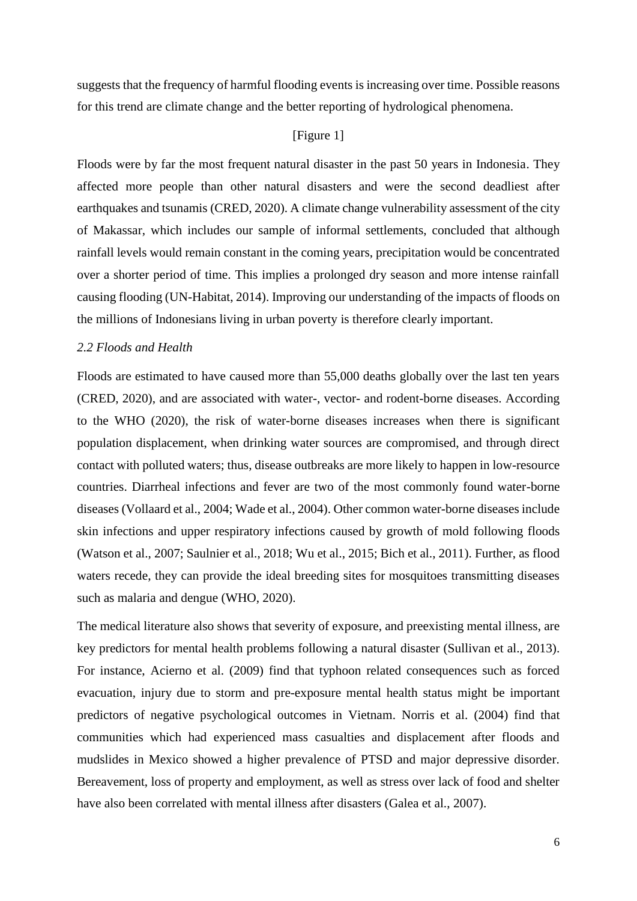suggests that the frequency of harmful flooding events is increasing over time. Possible reasons for this trend are climate change and the better reporting of hydrological phenomena.

[Figure 1]

Floods were by far the most frequent natural disaster in the past 50 years in Indonesia. They affected more people than other natural disasters and were the second deadliest after earthquakes and tsunamis (CRED, 2020). A climate change vulnerability assessment of the city of Makassar, which includes our sample of informal settlements, concluded that although rainfall levels would remain constant in the coming years, precipitation would be concentrated over a shorter period of time. This implies a prolonged dry season and more intense rainfall causing flooding (UN-Habitat, 2014). Improving our understanding of the impacts of floods on the millions of Indonesians living in urban poverty is therefore clearly important.

### *2.2 Floods and Health*

Floods are estimated to have caused more than 55,000 deaths globally over the last ten years (CRED, 2020), and are associated with water-, vector- and rodent-borne diseases. According to the WHO (2020), the risk of water-borne diseases increases when there is significant population displacement, when drinking water sources are compromised, and through direct contact with polluted waters; thus, disease outbreaks are more likely to happen in low-resource countries. Diarrheal infections and fever are two of the most commonly found water-borne diseases (Vollaard et al., 2004; Wade et al., 2004). Other common water-borne diseases include skin infections and upper respiratory infections caused by growth of mold following floods (Watson et al., 2007; Saulnier et al., 2018; Wu et al., 2015; Bich et al., 2011). Further, as flood waters recede, they can provide the ideal breeding sites for mosquitoes transmitting diseases such as malaria and dengue (WHO, 2020).

The medical literature also shows that severity of exposure, and preexisting mental illness, are key predictors for mental health problems following a natural disaster (Sullivan et al., 2013). For instance, Acierno et al. (2009) find that typhoon related consequences such as forced evacuation, injury due to storm and pre-exposure mental health status might be important predictors of negative psychological outcomes in Vietnam. Norris et al. (2004) find that communities which had experienced mass casualties and displacement after floods and mudslides in Mexico showed a higher prevalence of PTSD and major depressive disorder. Bereavement, loss of property and employment, as well as stress over lack of food and shelter have also been correlated with mental illness after disasters (Galea et al., 2007).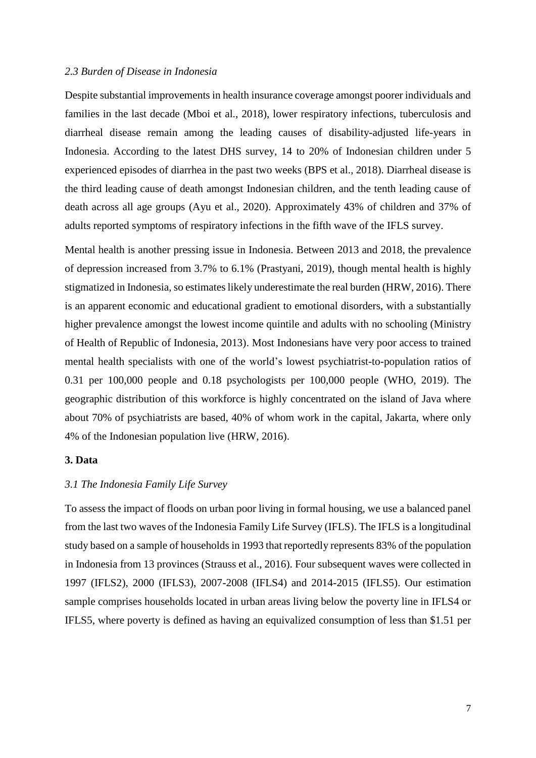### *2.3 Burden of Disease in Indonesia*

Despite substantial improvements in health insurance coverage amongst poorer individuals and families in the last decade (Mboi et al., 2018), lower respiratory infections, tuberculosis and diarrheal disease remain among the leading causes of disability-adjusted life-years in Indonesia. According to the latest DHS survey, 14 to 20% of Indonesian children under 5 experienced episodes of diarrhea in the past two weeks (BPS et al., 2018). Diarrheal disease is the third leading cause of death amongst Indonesian children, and the tenth leading cause of death across all age groups (Ayu et al., 2020). Approximately 43% of children and 37% of adults reported symptoms of respiratory infections in the fifth wave of the IFLS survey.

Mental health is another pressing issue in Indonesia. Between 2013 and 2018, the prevalence of depression increased from 3.7% to 6.1% (Prastyani, 2019), though mental health is highly stigmatized in Indonesia, so estimates likely underestimate the real burden (HRW, 2016). There is an apparent economic and educational gradient to emotional disorders, with a substantially higher prevalence amongst the lowest income quintile and adults with no schooling (Ministry of Health of Republic of Indonesia, 2013). Most Indonesians have very poor access to trained mental health specialists with one of the world's lowest psychiatrist-to-population ratios of 0.31 per 100,000 people and 0.18 psychologists per 100,000 people (WHO, 2019). The geographic distribution of this workforce is highly concentrated on the island of Java where about 70% of psychiatrists are based, 40% of whom work in the capital, Jakarta, where only 4% of the Indonesian population live (HRW, 2016).

## 3. Data

### *3.1 The Indonesia Family Life Survey*

To assess the impact of floods on urban poor living in formal housing, we use a balanced panel from the last two waves of the Indonesia Family Life Survey (IFLS). The IFLS is a longitudinal study based on a sample of households in 1993 that reportedly represents 83% of the population in Indonesia from 13 provinces (Strauss et al., 2016). Four subsequent waves were collected in 1997 (IFLS2), 2000 (IFLS3), 2007-2008 (IFLS4) and 2014-2015 (IFLS5). Our estimation sample comprises households located in urban areas living below the poverty line in IFLS4 or IFLS5, where poverty is defined as having an equivalized consumption of less than $1.51 per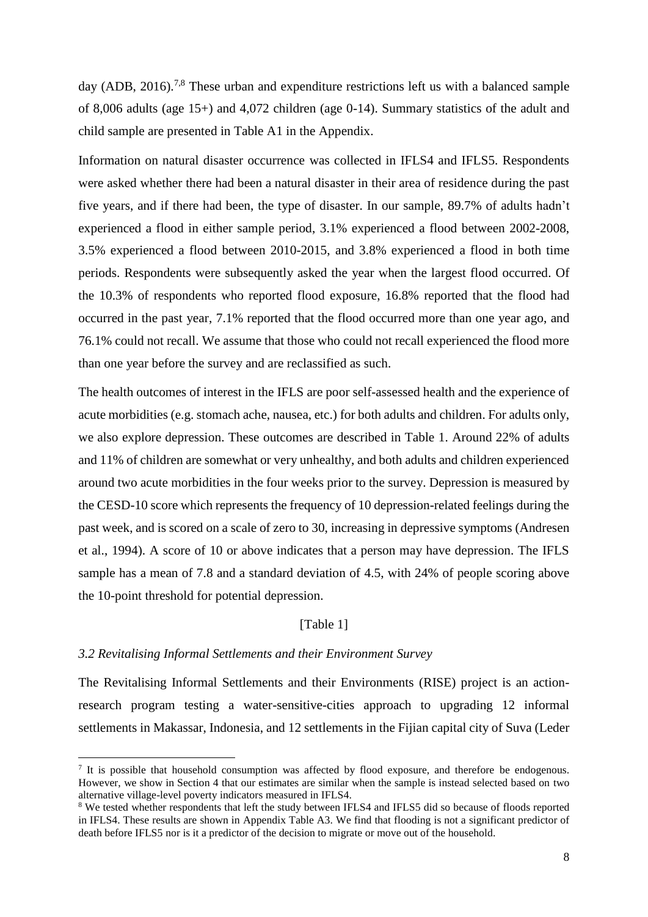day (ADB, 2016).[7,8] These urban and expenditure restrictions left us with a balanced sample of 8,006 adults (age 15+) and 4,072 children (age 0-14). Summary statistics of the adult and child sample are presented in Table A1 in the Appendix.

Information on natural disaster occurrence was collected in IFLS4 and IFLS5. Respondents were asked whether there had been a natural disaster in their area of residence during the past five years, and if there had been, the type of disaster. In our sample, 89.7% of adults hadn't experienced a flood in either sample period, 3.1% experienced a flood between 2002-2008, 3.5% experienced a flood between 2010-2015, and 3.8% experienced a flood in both time periods. Respondents were subsequently asked the year when the largest flood occurred. Of the 10.3% of respondents who reported flood exposure, 16.8% reported that the flood had occurred in the past year, 7.1% reported that the flood occurred more than one year ago, and 76.1% could not recall. We assume that those who could not recall experienced the flood more than one year before the survey and are reclassified as such.

The health outcomes of interest in the IFLS are poor self-assessed health and the experience of acute morbidities (e.g. stomach ache, nausea, etc.) for both adults and children. For adults only, we also explore depression. These outcomes are described in Table 1. Around 22% of adults and 11% of children are somewhat or very unhealthy, and both adults and children experienced around two acute morbidities in the four weeks prior to the survey. Depression is measured by the CESD-10 score which represents the frequency of 10 depression-related feelings during the past week, and is scored on a scale of zero to 30, increasing in depressive symptoms (Andresen et al., 1994). A score of 10 or above indicates that a person may have depression. The IFLS sample has a mean of 7.8 and a standard deviation of 4.5, with 24% of people scoring above the 10-point threshold for potential depression.

[Table 1]

### *3.2 Revitalising Informal Settlements and their Environment Survey*

The Revitalising Informal Settlements and their Environments (RISE) project is an action-research program testing a water-sensitive-cities approach to upgrading 12 informal settlements in Makassar, Indonesia, and 12 settlements in the Fijian capital city of Suva (Leder

---

[7] It is possible that household consumption was affected by flood exposure, and therefore be endogenous. However, we show in Section 4 that our estimates are similar when the sample is instead selected based on two alternative village-level poverty indicators measured in IFLS4.

[8] We tested whether respondents that left the study between IFLS4 and IFLS5 did so because of floods reported in IFLS4. These results are shown in Appendix Table A3. We find that flooding is not a significant predictor of death before IFLS5 nor is it a predictor of the decision to migrate or move out of the household.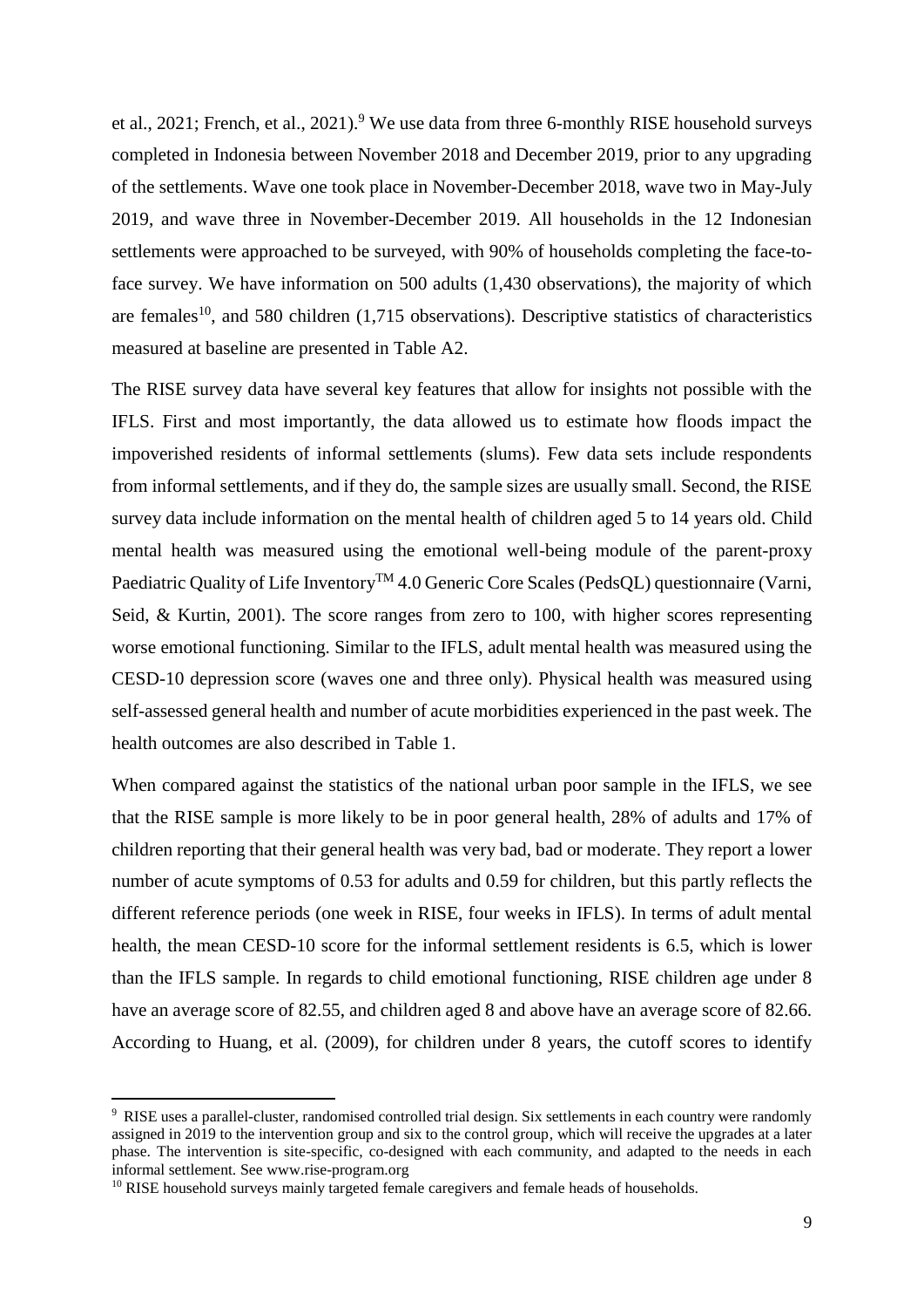et al., 2021; French, et al., 2021).[9] We use data from three 6-monthly RISE household surveys completed in Indonesia between November 2018 and December 2019, prior to any upgrading of the settlements. Wave one took place in November-December 2018, wave two in May-July 2019, and wave three in November-December 2019. All households in the 12 Indonesian settlements were approached to be surveyed, with 90% of households completing the face-to-face survey. We have information on 500 adults (1,430 observations), the majority of which are females[10], and 580 children (1,715 observations). Descriptive statistics of characteristics measured at baseline are presented in Table A2.

The RISE survey data have several key features that allow for insights not possible with the IFLS. First and most importantly, the data allowed us to estimate how floods impact the impoverished residents of informal settlements (slums). Few data sets include respondents from informal settlements, and if they do, the sample sizes are usually small. Second, the RISE survey data include information on the mental health of children aged 5 to 14 years old. Child mental health was measured using the emotional well-being module of the parent-proxy Paediatric Quality of Life Inventory™ 4.0 Generic Core Scales (PedsQL) questionnaire (Varni, Seid, & Kurtin, 2001). The score ranges from zero to 100, with higher scores representing worse emotional functioning. Similar to the IFLS, adult mental health was measured using the CESD-10 depression score (waves one and three only). Physical health was measured using self-assessed general health and number of acute morbidities experienced in the past week. The health outcomes are also described in Table 1.

When compared against the statistics of the national urban poor sample in the IFLS, we see that the RISE sample is more likely to be in poor general health, 28% of adults and 17% of children reporting that their general health was very bad, bad or moderate. They report a lower number of acute symptoms of 0.53 for adults and 0.59 for children, but this partly reflects the different reference periods (one week in RISE, four weeks in IFLS). In terms of adult mental health, the mean CESD-10 score for the informal settlement residents is 6.5, which is lower than the IFLS sample. In regards to child emotional functioning, RISE children age under 8 have an average score of 82.55, and children aged 8 and above have an average score of 82.66. According to Huang, et al. (2009), for children under 8 years, the cutoff scores to identify

[9] RISE uses a parallel-cluster, randomised controlled trial design. Six settlements in each country were randomly assigned in 2019 to the intervention group and six to the control group, which will receive the upgrades at a later phase. The intervention is site-specific, co-designed with each community, and adapted to the needs in each informal settlement. See www.rise-program.org

[10] RISE household surveys mainly targeted female caregivers and female heads of households.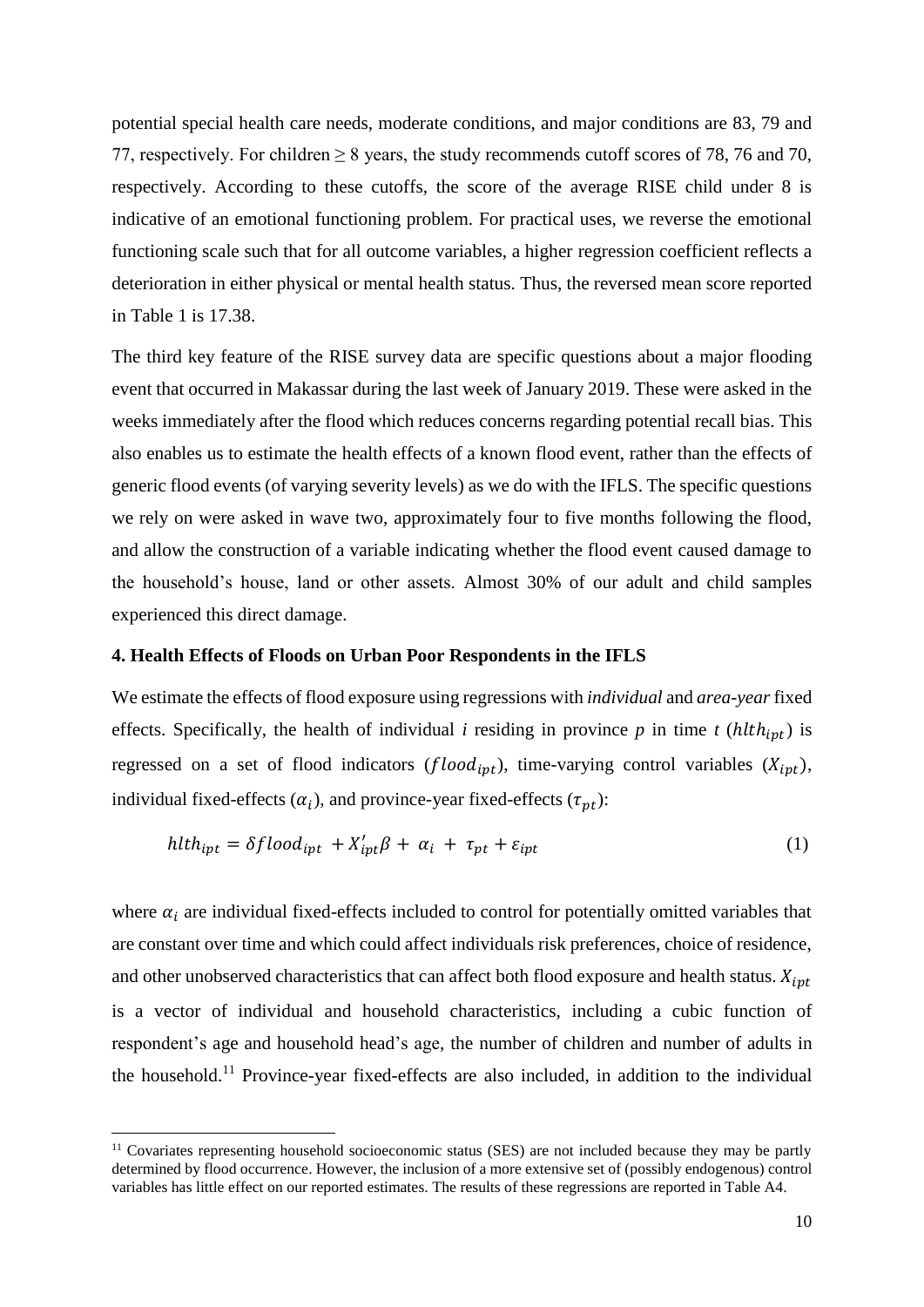potential special health care needs, moderate conditions, and major conditions are 83, 79 and 77, respectively. For children $\geq 8$ years, the study recommends cutoff scores of 78, 76 and 70, respectively. According to these cutoffs, the score of the average RISE child under 8 is indicative of an emotional functioning problem. For practical uses, we reverse the emotional functioning scale such that for all outcome variables, a higher regression coefficient reflects a deterioration in either physical or mental health status. Thus, the reversed mean score reported in Table 1 is 17.38.

The third key feature of the RISE survey data are specific questions about a major flooding event that occurred in Makassar during the last week of January 2019. These were asked in the weeks immediately after the flood which reduces concerns regarding potential recall bias. This also enables us to estimate the health effects of a known flood event, rather than the effects of generic flood events (of varying severity levels) as we do with the IFLS. The specific questions we rely on were asked in wave two, approximately four to five months following the flood, and allow the construction of a variable indicating whether the flood event caused damage to the household's house, land or other assets. Almost 30% of our adult and child samples experienced this direct damage.

## 4. Health Effects of Floods on Urban Poor Respondents in the IFLS

We estimate the effects of flood exposure using regressions with *individual* and *area-year* fixed effects. Specifically, the health of individual *i* residing in province *p* in time *t* ($hlth_{ipt}$) is regressed on a set of flood indicators ($flood_{ipt}$), time-varying control variables ($X_{ipt}$), individual fixed-effects ($\alpha_i$), and province-year fixed-effects ($\tau_{pt}$):

$$hlth_{ipt} = \delta flood_{ipt} + X'_{ipt}\beta + \alpha_i + \tau_{pt} + \varepsilon_{ipt} \tag{1}$$

where $\alpha_i$ are individual fixed-effects included to control for potentially omitted variables that are constant over time and which could affect individuals risk preferences, choice of residence, and other unobserved characteristics that can affect both flood exposure and health status. $X_{ipt}$ is a vector of individual and household characteristics, including a cubic function of respondent's age and household head's age, the number of children and number of adults in the household.[11] Province-year fixed-effects are also included, in addition to the individual

[11] Covariates representing household socioeconomic status (SES) are not included because they may be partly determined by flood occurrence. However, the inclusion of a more extensive set of (possibly endogenous) control variables has little effect on our reported estimates. The results of these regressions are reported in Table A4.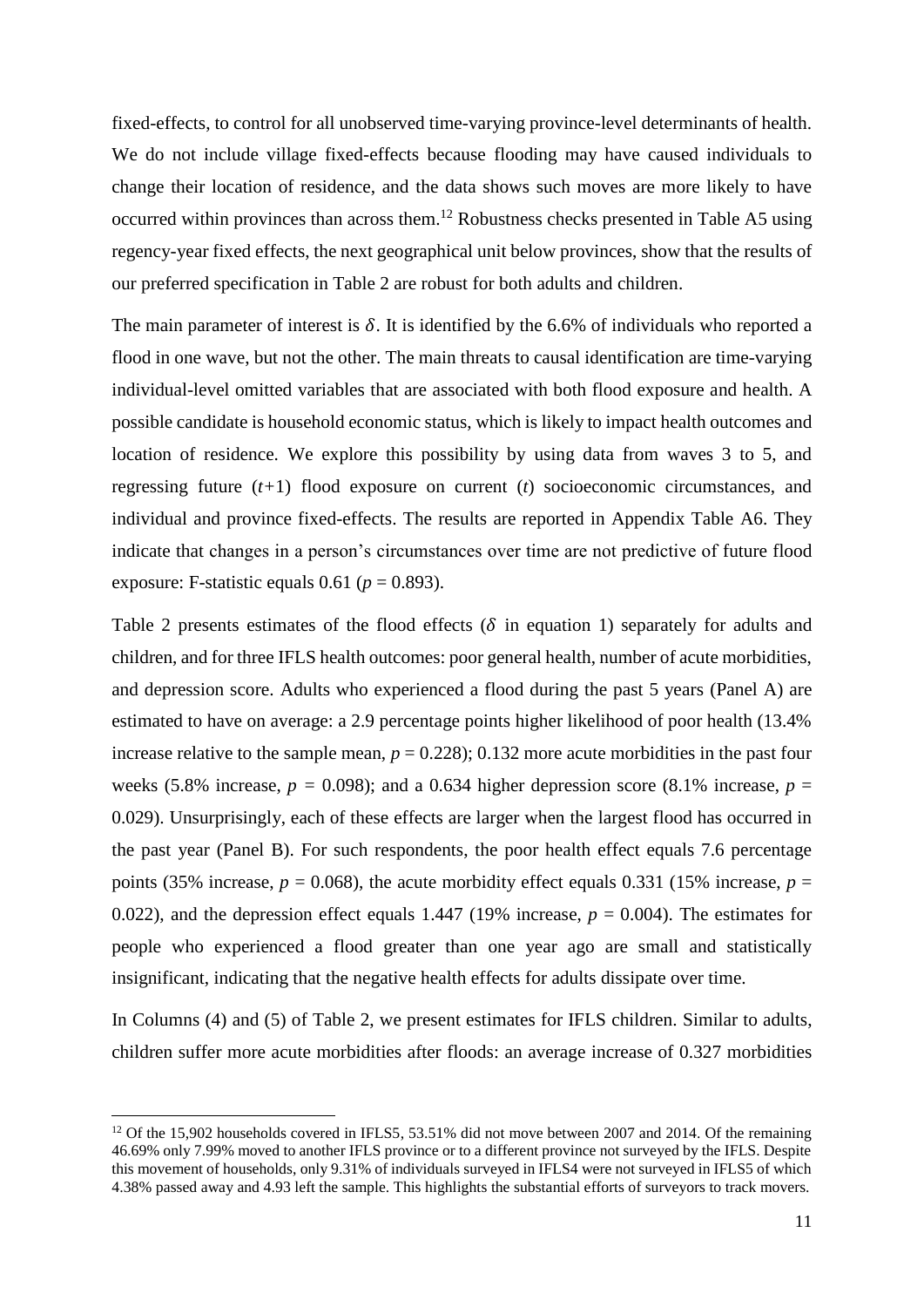fixed-effects, to control for all unobserved time-varying province-level determinants of health. We do not include village fixed-effects because flooding may have caused individuals to change their location of residence, and the data shows such moves are more likely to have occurred within provinces than across them.[12] Robustness checks presented in Table A5 using regency-year fixed effects, the next geographical unit below provinces, show that the results of our preferred specification in Table 2 are robust for both adults and children.

The main parameter of interest is $\delta$. It is identified by the 6.6% of individuals who reported a flood in one wave, but not the other. The main threats to causal identification are time-varying individual-level omitted variables that are associated with both flood exposure and health. A possible candidate is household economic status, which is likely to impact health outcomes and location of residence. We explore this possibility by using data from waves 3 to 5, and regressing future ($t$+1) flood exposure on current ($t$) socioeconomic circumstances, and individual and province fixed-effects. The results are reported in Appendix Table A6. They indicate that changes in a person's circumstances over time are not predictive of future flood exposure: F-statistic equals 0.61 ($p$ = 0.893).

Table 2 presents estimates of the flood effects ($\delta$ in equation 1) separately for adults and children, and for three IFLS health outcomes: poor general health, number of acute morbidities, and depression score. Adults who experienced a flood during the past 5 years (Panel A) are estimated to have on average: a 2.9 percentage points higher likelihood of poor health (13.4% increase relative to the sample mean, $p$ = 0.228); 0.132 more acute morbidities in the past four weeks (5.8% increase, $p$ = 0.098); and a 0.634 higher depression score (8.1% increase, $p$ = 0.029). Unsurprisingly, each of these effects are larger when the largest flood has occurred in the past year (Panel B). For such respondents, the poor health effect equals 7.6 percentage points (35% increase, $p$ = 0.068), the acute morbidity effect equals 0.331 (15% increase, $p$ = 0.022), and the depression effect equals 1.447 (19% increase, $p$ = 0.004). The estimates for people who experienced a flood greater than one year ago are small and statistically insignificant, indicating that the negative health effects for adults dissipate over time.

In Columns (4) and (5) of Table 2, we present estimates for IFLS children. Similar to adults, children suffer more acute morbidities after floods: an average increase of 0.327 morbidities

[12] Of the 15,902 households covered in IFLS5, 53.51% did not move between 2007 and 2014. Of the remaining 46.69% only 7.99% moved to another IFLS province or to a different province not surveyed by the IFLS. Despite this movement of households, only 9.31% of individuals surveyed in IFLS4 were not surveyed in IFLS5 of which 4.38% passed away and 4.93 left the sample. This highlights the substantial efforts of surveyors to track movers.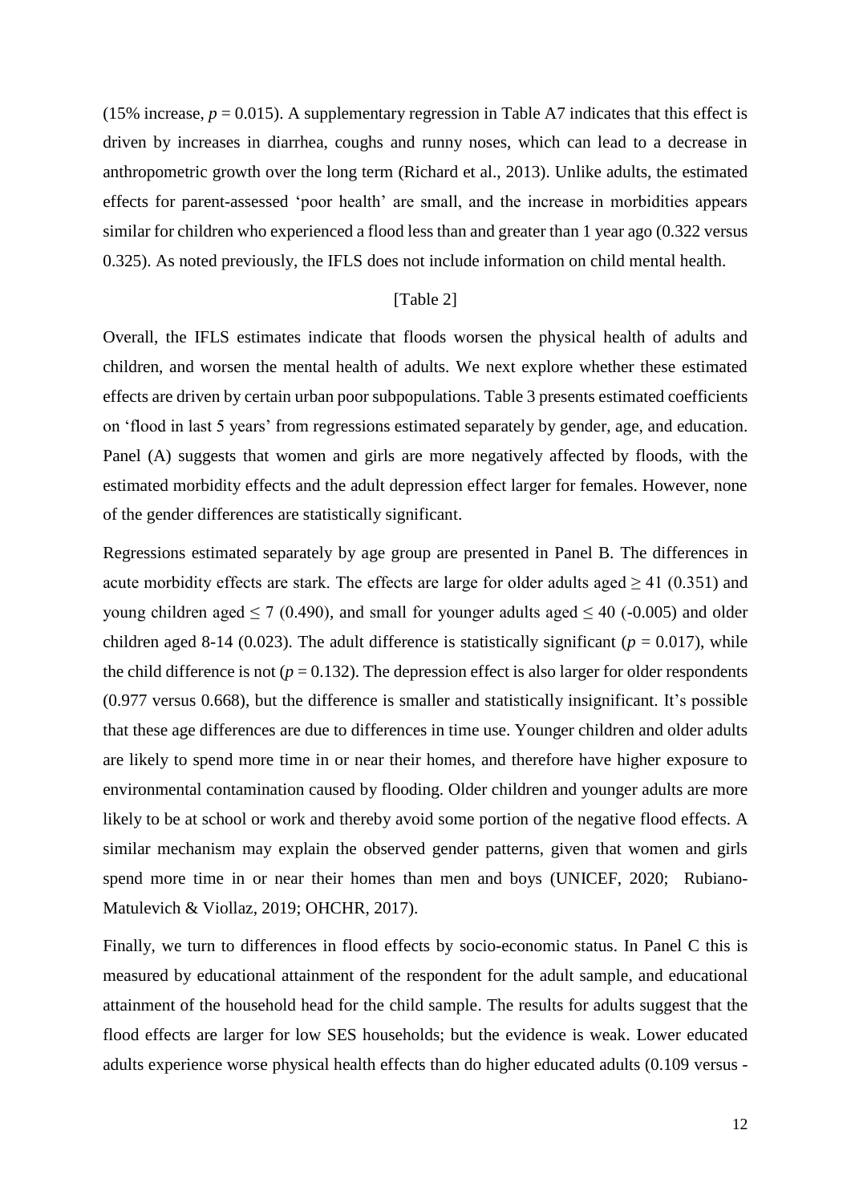(15% increase, $p = 0.015$). A supplementary regression in Table A7 indicates that this effect is driven by increases in diarrhea, coughs and runny noses, which can lead to a decrease in anthropometric growth over the long term (Richard et al., 2013). Unlike adults, the estimated effects for parent-assessed 'poor health' are small, and the increase in morbidities appears similar for children who experienced a flood less than and greater than 1 year ago (0.322 versus 0.325). As noted previously, the IFLS does not include information on child mental health.

[Table 2]

Overall, the IFLS estimates indicate that floods worsen the physical health of adults and children, and worsen the mental health of adults. We next explore whether these estimated effects are driven by certain urban poor subpopulations. Table 3 presents estimated coefficients on 'flood in last 5 years' from regressions estimated separately by gender, age, and education. Panel (A) suggests that women and girls are more negatively affected by floods, with the estimated morbidity effects and the adult depression effect larger for females. However, none of the gender differences are statistically significant.

Regressions estimated separately by age group are presented in Panel B. The differences in acute morbidity effects are stark. The effects are large for older adults aged $\geq 41$ (0.351) and young children aged $\leq 7$ (0.490), and small for younger adults aged $\leq 40$ (-0.005) and older children aged 8-14 (0.023). The adult difference is statistically significant ($p = 0.017$), while the child difference is not ($p = 0.132$). The depression effect is also larger for older respondents (0.977 versus 0.668), but the difference is smaller and statistically insignificant. It's possible that these age differences are due to differences in time use. Younger children and older adults are likely to spend more time in or near their homes, and therefore have higher exposure to environmental contamination caused by flooding. Older children and younger adults are more likely to be at school or work and thereby avoid some portion of the negative flood effects. A similar mechanism may explain the observed gender patterns, given that women and girls spend more time in or near their homes than men and boys (UNICEF, 2020; Rubiano-Matulevich & Viollaz, 2019; OHCHR, 2017).

Finally, we turn to differences in flood effects by socio-economic status. In Panel C this is measured by educational attainment of the respondent for the adult sample, and educational attainment of the household head for the child sample. The results for adults suggest that the flood effects are larger for low SES households; but the evidence is weak. Lower educated adults experience worse physical health effects than do higher educated adults (0.109 versus -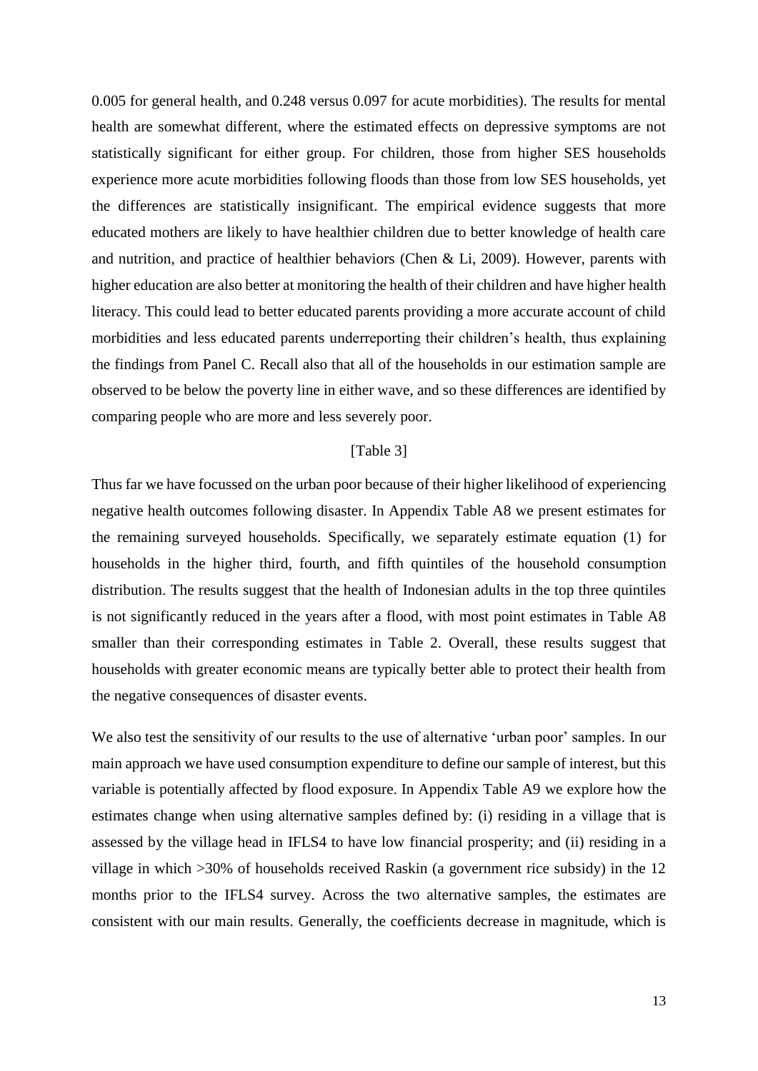0.005 for general health, and 0.248 versus 0.097 for acute morbidities). The results for mental health are somewhat different, where the estimated effects on depressive symptoms are not statistically significant for either group. For children, those from higher SES households experience more acute morbidities following floods than those from low SES households, yet the differences are statistically insignificant. The empirical evidence suggests that more educated mothers are likely to have healthier children due to better knowledge of health care and nutrition, and practice of healthier behaviors (Chen & Li, 2009). However, parents with higher education are also better at monitoring the health of their children and have higher health literacy. This could lead to better educated parents providing a more accurate account of child morbidities and less educated parents underreporting their children's health, thus explaining the findings from Panel C. Recall also that all of the households in our estimation sample are observed to be below the poverty line in either wave, and so these differences are identified by comparing people who are more and less severely poor.

[Table 3]

Thus far we have focussed on the urban poor because of their higher likelihood of experiencing negative health outcomes following disaster. In Appendix Table A8 we present estimates for the remaining surveyed households. Specifically, we separately estimate equation (1) for households in the higher third, fourth, and fifth quintiles of the household consumption distribution. The results suggest that the health of Indonesian adults in the top three quintiles is not significantly reduced in the years after a flood, with most point estimates in Table A8 smaller than their corresponding estimates in Table 2. Overall, these results suggest that households with greater economic means are typically better able to protect their health from the negative consequences of disaster events.

We also test the sensitivity of our results to the use of alternative 'urban poor' samples. In our main approach we have used consumption expenditure to define our sample of interest, but this variable is potentially affected by flood exposure. In Appendix Table A9 we explore how the estimates change when using alternative samples defined by: (i) residing in a village that is assessed by the village head in IFLS4 to have low financial prosperity; and (ii) residing in a village in which >30% of households received Raskin (a government rice subsidy) in the 12 months prior to the IFLS4 survey. Across the two alternative samples, the estimates are consistent with our main results. Generally, the coefficients decrease in magnitude, which is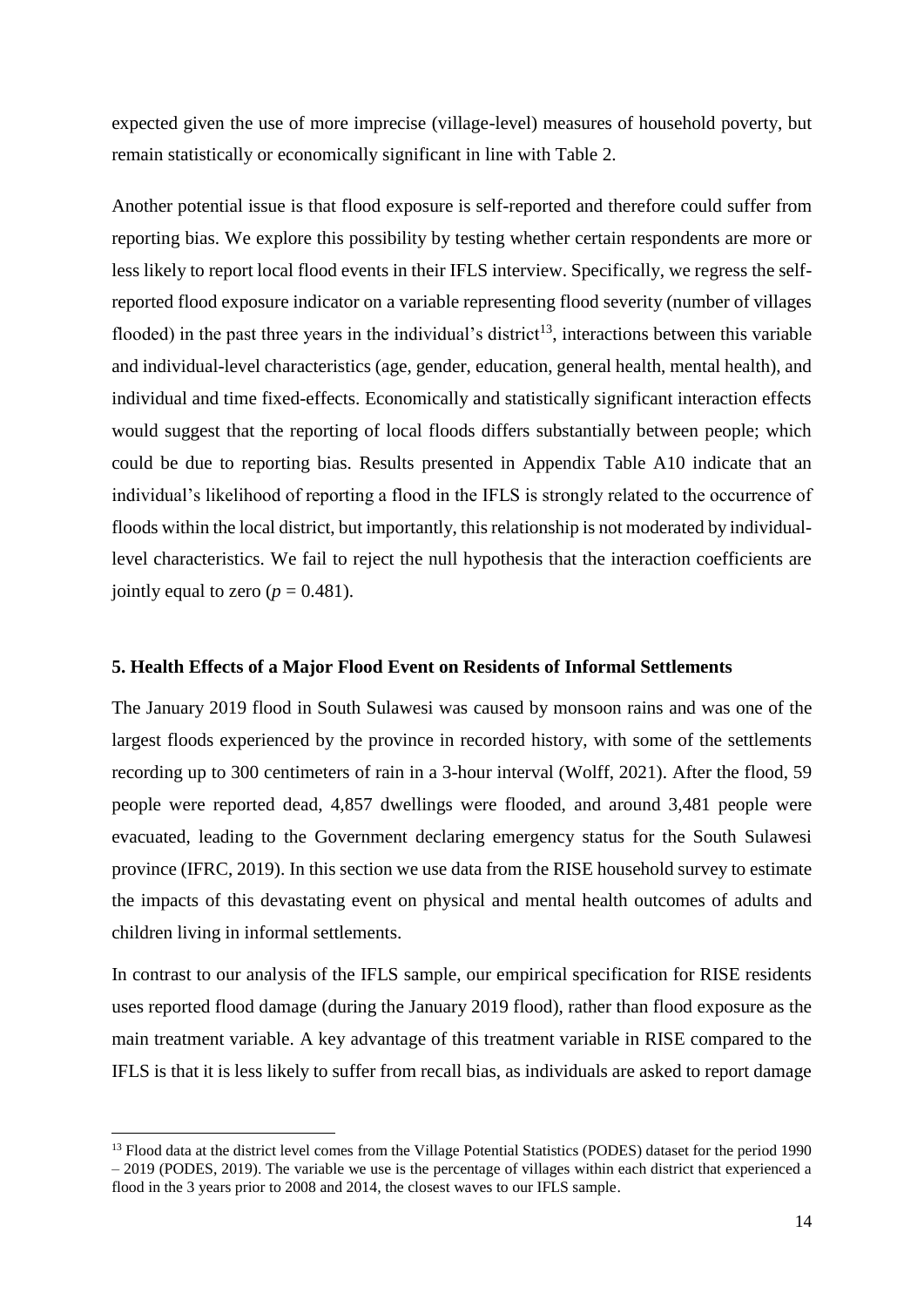expected given the use of more imprecise (village-level) measures of household poverty, but remain statistically or economically significant in line with Table 2.

Another potential issue is that flood exposure is self-reported and therefore could suffer from reporting bias. We explore this possibility by testing whether certain respondents are more or less likely to report local flood events in their IFLS interview. Specifically, we regress the self-reported flood exposure indicator on a variable representing flood severity (number of villages flooded) in the past three years in the individual's district[13], interactions between this variable and individual-level characteristics (age, gender, education, general health, mental health), and individual and time fixed-effects. Economically and statistically significant interaction effects would suggest that the reporting of local floods differs substantially between people; which could be due to reporting bias. Results presented in Appendix Table A10 indicate that an individual's likelihood of reporting a flood in the IFLS is strongly related to the occurrence of floods within the local district, but importantly, this relationship is not moderated by individual-level characteristics. We fail to reject the null hypothesis that the interaction coefficients are jointly equal to zero ($p = 0.481$).

## 5. Health Effects of a Major Flood Event on Residents of Informal Settlements

The January 2019 flood in South Sulawesi was caused by monsoon rains and was one of the largest floods experienced by the province in recorded history, with some of the settlements recording up to 300 centimeters of rain in a 3-hour interval (Wolff, 2021). After the flood, 59 people were reported dead, 4,857 dwellings were flooded, and around 3,481 people were evacuated, leading to the Government declaring emergency status for the South Sulawesi province (IFRC, 2019). In this section we use data from the RISE household survey to estimate the impacts of this devastating event on physical and mental health outcomes of adults and children living in informal settlements.

In contrast to our analysis of the IFLS sample, our empirical specification for RISE residents uses reported flood damage (during the January 2019 flood), rather than flood exposure as the main treatment variable. A key advantage of this treatment variable in RISE compared to the IFLS is that it is less likely to suffer from recall bias, as individuals are asked to report damage

[13] Flood data at the district level comes from the Village Potential Statistics (PODES) dataset for the period 1990 – 2019 (PODES, 2019). The variable we use is the percentage of villages within each district that experienced a flood in the 3 years prior to 2008 and 2014, the closest waves to our IFLS sample.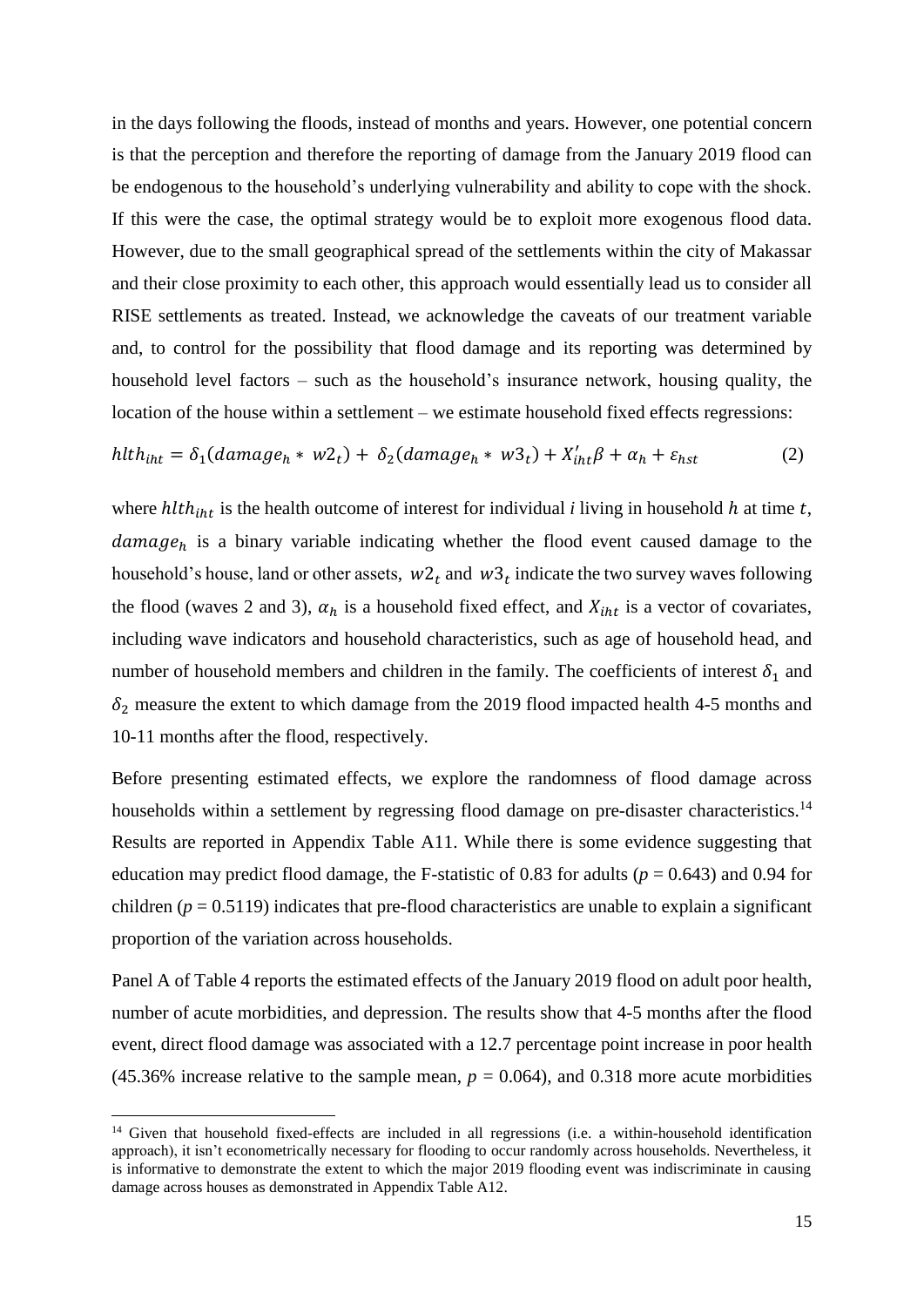in the days following the floods, instead of months and years. However, one potential concern is that the perception and therefore the reporting of damage from the January 2019 flood can be endogenous to the household's underlying vulnerability and ability to cope with the shock. If this were the case, the optimal strategy would be to exploit more exogenous flood data. However, due to the small geographical spread of the settlements within the city of Makassar and their close proximity to each other, this approach would essentially lead us to consider all RISE settlements as treated. Instead, we acknowledge the caveats of our treatment variable and, to control for the possibility that flood damage and its reporting was determined by household level factors – such as the household's insurance network, housing quality, the location of the house within a settlement – we estimate household fixed effects regressions:

$$hlth_{iht} = \delta_1(damage_h * w2_t) + \delta_2(damage_h * w3_t) + X'_{iht}\beta + \alpha_h + \varepsilon_{hst} \quad (2)$$

where $hlth_{iht}$ is the health outcome of interest for individual $i$ living in household $h$ at time $t$, $damage_h$ is a binary variable indicating whether the flood event caused damage to the household's house, land or other assets, $w2_t$ and $w3_t$ indicate the two survey waves following the flood (waves 2 and 3), $\alpha_h$ is a household fixed effect, and $X_{iht}$ is a vector of covariates, including wave indicators and household characteristics, such as age of household head, and number of household members and children in the family. The coefficients of interest $\delta_1$ and $\delta_2$ measure the extent to which damage from the 2019 flood impacted health 4-5 months and 10-11 months after the flood, respectively.

Before presenting estimated effects, we explore the randomness of flood damage across households within a settlement by regressing flood damage on pre-disaster characteristics.[14] Results are reported in Appendix Table A11. While there is some evidence suggesting that education may predict flood damage, the F-statistic of 0.83 for adults ($p = 0.643$) and 0.94 for children ($p = 0.5119$) indicates that pre-flood characteristics are unable to explain a significant proportion of the variation across households.

Panel A of Table 4 reports the estimated effects of the January 2019 flood on adult poor health, number of acute morbidities, and depression. The results show that 4-5 months after the flood event, direct flood damage was associated with a 12.7 percentage point increase in poor health (45.36% increase relative to the sample mean, $p = 0.064$), and 0.318 more acute morbidities

[14] Given that household fixed-effects are included in all regressions (i.e. a within-household identification approach), it isn't econometrically necessary for flooding to occur randomly across households. Nevertheless, it is informative to demonstrate the extent to which the major 2019 flooding event was indiscriminate in causing damage across houses as demonstrated in Appendix Table A12.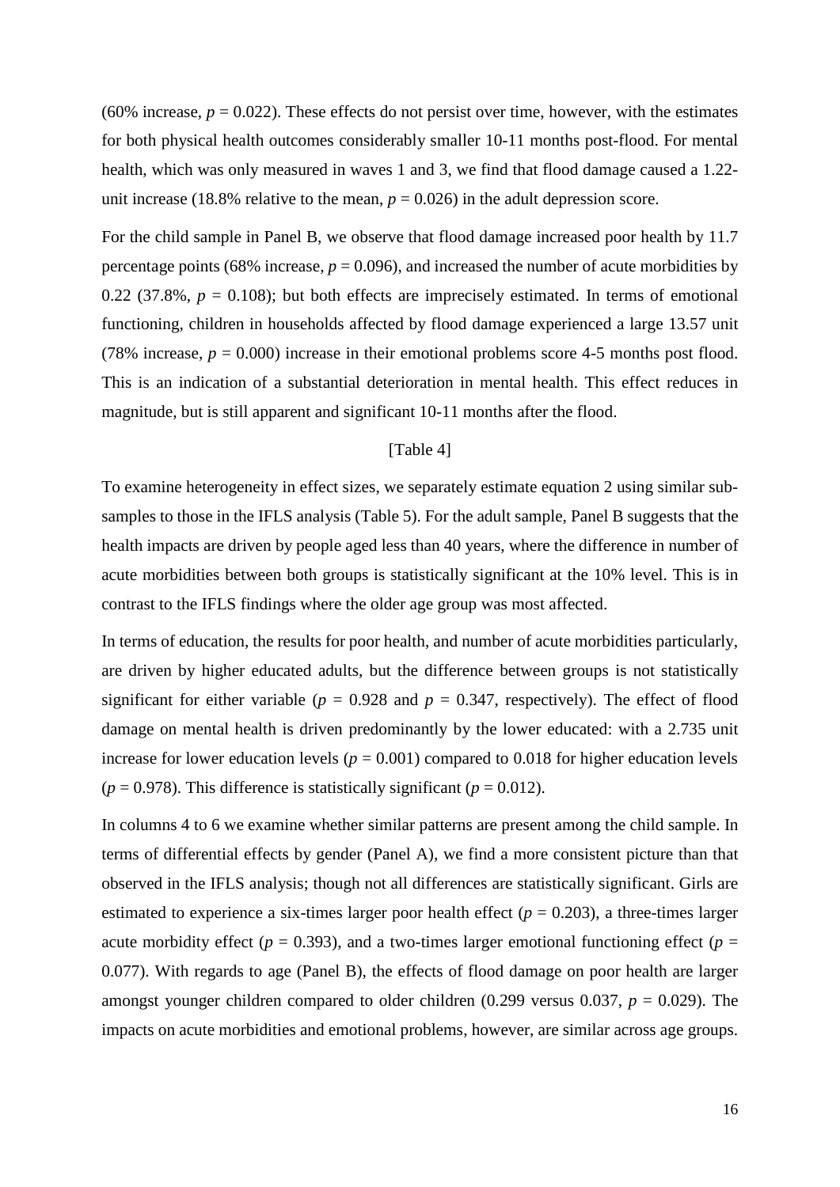(60% increase, $p = 0.022$). These effects do not persist over time, however, with the estimates for both physical health outcomes considerably smaller 10-11 months post-flood. For mental health, which was only measured in waves 1 and 3, we find that flood damage caused a 1.22-unit increase (18.8% relative to the mean, $p = 0.026$) in the adult depression score.

For the child sample in Panel B, we observe that flood damage increased poor health by 11.7 percentage points (68% increase, $p = 0.096$), and increased the number of acute morbidities by 0.22 (37.8%, $p = 0.108$); but both effects are imprecisely estimated. In terms of emotional functioning, children in households affected by flood damage experienced a large 13.57 unit (78% increase, $p = 0.000$) increase in their emotional problems score 4-5 months post flood. This is an indication of a substantial deterioration in mental health. This effect reduces in magnitude, but is still apparent and significant 10-11 months after the flood.

[Table 4]

To examine heterogeneity in effect sizes, we separately estimate equation 2 using similar sub-samples to those in the IFLS analysis (Table 5). For the adult sample, Panel B suggests that the health impacts are driven by people aged less than 40 years, where the difference in number of acute morbidities between both groups is statistically significant at the 10% level. This is in contrast to the IFLS findings where the older age group was most affected.

In terms of education, the results for poor health, and number of acute morbidities particularly, are driven by higher educated adults, but the difference between groups is not statistically significant for either variable ($p = 0.928$ and $p = 0.347$, respectively). The effect of flood damage on mental health is driven predominantly by the lower educated: with a 2.735 unit increase for lower education levels ($p = 0.001$) compared to 0.018 for higher education levels ($p = 0.978$). This difference is statistically significant ($p = 0.012$).

In columns 4 to 6 we examine whether similar patterns are present among the child sample. In terms of differential effects by gender (Panel A), we find a more consistent picture than that observed in the IFLS analysis; though not all differences are statistically significant. Girls are estimated to experience a six-times larger poor health effect ($p = 0.203$), a three-times larger acute morbidity effect ($p = 0.393$), and a two-times larger emotional functioning effect ($p = 0.077$). With regards to age (Panel B), the effects of flood damage on poor health are larger amongst younger children compared to older children (0.299 versus 0.037, $p = 0.029$). The impacts on acute morbidities and emotional problems, however, are similar across age groups.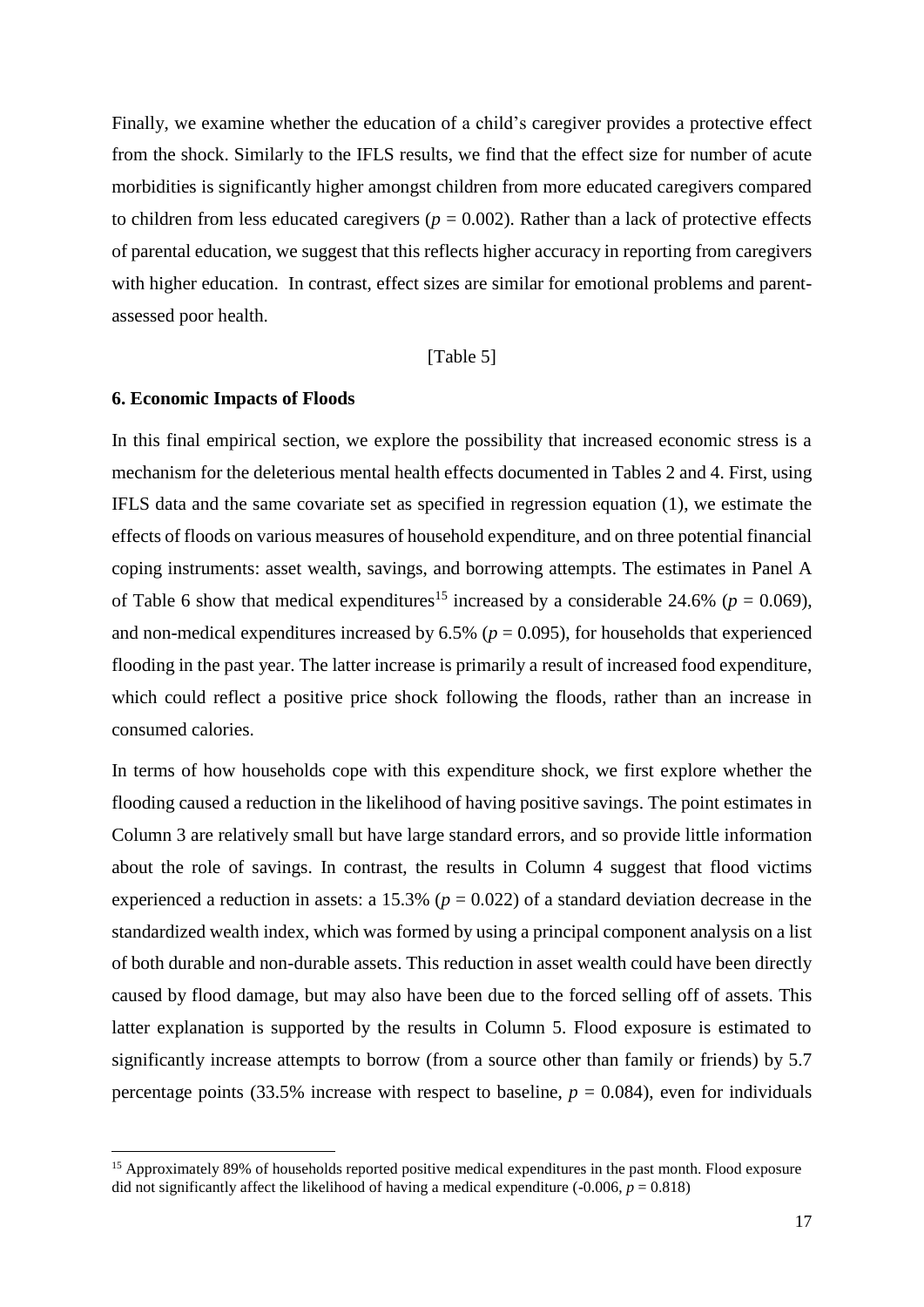Finally, we examine whether the education of a child's caregiver provides a protective effect from the shock. Similarly to the IFLS results, we find that the effect size for number of acute morbidities is significantly higher amongst children from more educated caregivers compared to children from less educated caregivers ($p$ = 0.002). Rather than a lack of protective effects of parental education, we suggest that this reflects higher accuracy in reporting from caregivers with higher education. In contrast, effect sizes are similar for emotional problems and parent-assessed poor health.

[Table 5]

## 6. Economic Impacts of Floods

In this final empirical section, we explore the possibility that increased economic stress is a mechanism for the deleterious mental health effects documented in Tables 2 and 4. First, using IFLS data and the same covariate set as specified in regression equation (1), we estimate the effects of floods on various measures of household expenditure, and on three potential financial coping instruments: asset wealth, savings, and borrowing attempts. The estimates in Panel A of Table 6 show that medical expenditures[15] increased by a considerable 24.6% ($p$ = 0.069), and non-medical expenditures increased by 6.5% ($p$ = 0.095), for households that experienced flooding in the past year. The latter increase is primarily a result of increased food expenditure, which could reflect a positive price shock following the floods, rather than an increase in consumed calories.

In terms of how households cope with this expenditure shock, we first explore whether the flooding caused a reduction in the likelihood of having positive savings. The point estimates in Column 3 are relatively small but have large standard errors, and so provide little information about the role of savings. In contrast, the results in Column 4 suggest that flood victims experienced a reduction in assets: a 15.3% ($p$ = 0.022) of a standard deviation decrease in the standardized wealth index, which was formed by using a principal component analysis on a list of both durable and non-durable assets. This reduction in asset wealth could have been directly caused by flood damage, but may also have been due to the forced selling off of assets. This latter explanation is supported by the results in Column 5. Flood exposure is estimated to significantly increase attempts to borrow (from a source other than family or friends) by 5.7 percentage points (33.5% increase with respect to baseline, $p$ = 0.084), even for individuals

---

[15] Approximately 89% of households reported positive medical expenditures in the past month. Flood exposure did not significantly affect the likelihood of having a medical expenditure (-0.006, $p$ = 0.818)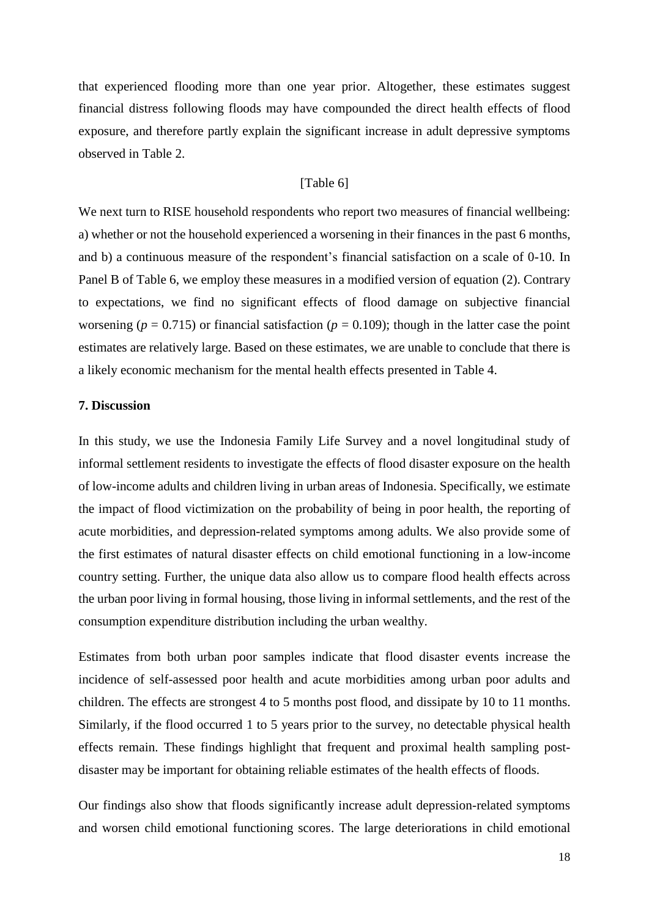that experienced flooding more than one year prior. Altogether, these estimates suggest financial distress following floods may have compounded the direct health effects of flood exposure, and therefore partly explain the significant increase in adult depressive symptoms observed in Table 2.

[Table 6]

We next turn to RISE household respondents who report two measures of financial wellbeing: a) whether or not the household experienced a worsening in their finances in the past 6 months, and b) a continuous measure of the respondent's financial satisfaction on a scale of 0-10. In Panel B of Table 6, we employ these measures in a modified version of equation (2). Contrary to expectations, we find no significant effects of flood damage on subjective financial worsening ($p = 0.715$) or financial satisfaction ($p = 0.109$); though in the latter case the point estimates are relatively large. Based on these estimates, we are unable to conclude that there is a likely economic mechanism for the mental health effects presented in Table 4.

## 7. Discussion

In this study, we use the Indonesia Family Life Survey and a novel longitudinal study of informal settlement residents to investigate the effects of flood disaster exposure on the health of low-income adults and children living in urban areas of Indonesia. Specifically, we estimate the impact of flood victimization on the probability of being in poor health, the reporting of acute morbidities, and depression-related symptoms among adults. We also provide some of the first estimates of natural disaster effects on child emotional functioning in a low-income country setting. Further, the unique data also allow us to compare flood health effects across the urban poor living in formal housing, those living in informal settlements, and the rest of the consumption expenditure distribution including the urban wealthy.

Estimates from both urban poor samples indicate that flood disaster events increase the incidence of self-assessed poor health and acute morbidities among urban poor adults and children. The effects are strongest 4 to 5 months post flood, and dissipate by 10 to 11 months. Similarly, if the flood occurred 1 to 5 years prior to the survey, no detectable physical health effects remain. These findings highlight that frequent and proximal health sampling post-disaster may be important for obtaining reliable estimates of the health effects of floods.

Our findings also show that floods significantly increase adult depression-related symptoms and worsen child emotional functioning scores. The large deteriorations in child emotional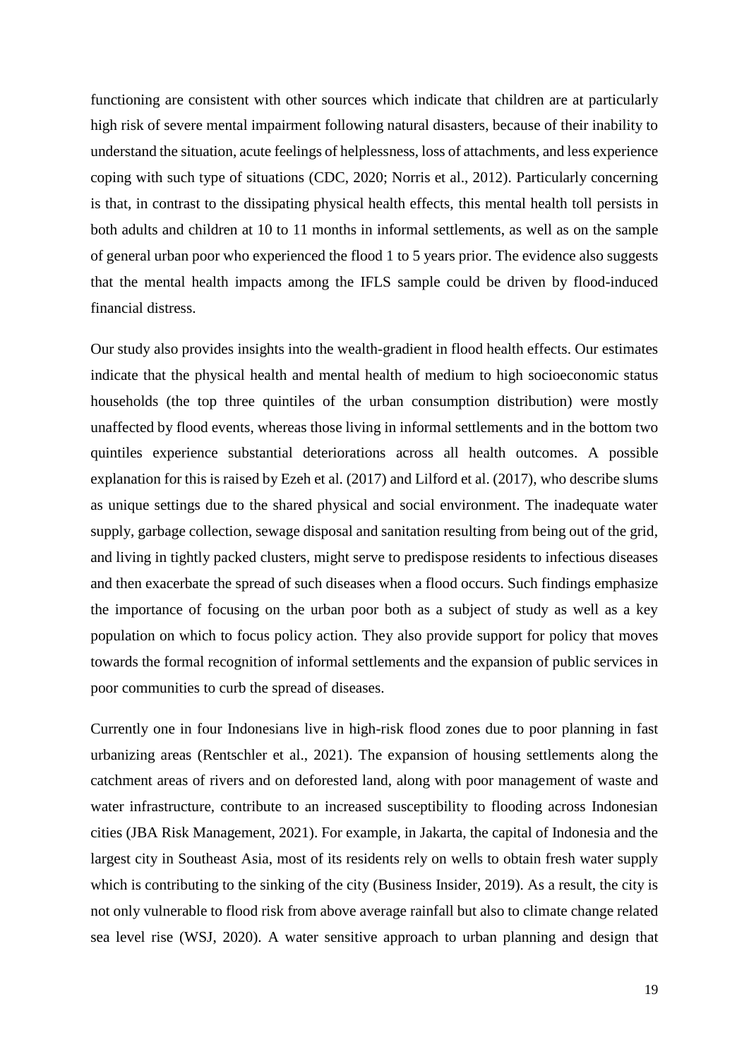functioning are consistent with other sources which indicate that children are at particularly high risk of severe mental impairment following natural disasters, because of their inability to understand the situation, acute feelings of helplessness, loss of attachments, and less experience coping with such type of situations (CDC, 2020; Norris et al., 2012). Particularly concerning is that, in contrast to the dissipating physical health effects, this mental health toll persists in both adults and children at 10 to 11 months in informal settlements, as well as on the sample of general urban poor who experienced the flood 1 to 5 years prior. The evidence also suggests that the mental health impacts among the IFLS sample could be driven by flood-induced financial distress.

Our study also provides insights into the wealth-gradient in flood health effects. Our estimates indicate that the physical health and mental health of medium to high socioeconomic status households (the top three quintiles of the urban consumption distribution) were mostly unaffected by flood events, whereas those living in informal settlements and in the bottom two quintiles experience substantial deteriorations across all health outcomes. A possible explanation for this is raised by Ezeh et al. (2017) and Lilford et al. (2017), who describe slums as unique settings due to the shared physical and social environment. The inadequate water supply, garbage collection, sewage disposal and sanitation resulting from being out of the grid, and living in tightly packed clusters, might serve to predispose residents to infectious diseases and then exacerbate the spread of such diseases when a flood occurs. Such findings emphasize the importance of focusing on the urban poor both as a subject of study as well as a key population on which to focus policy action. They also provide support for policy that moves towards the formal recognition of informal settlements and the expansion of public services in poor communities to curb the spread of diseases.

Currently one in four Indonesians live in high-risk flood zones due to poor planning in fast urbanizing areas (Rentschler et al., 2021). The expansion of housing settlements along the catchment areas of rivers and on deforested land, along with poor management of waste and water infrastructure, contribute to an increased susceptibility to flooding across Indonesian cities (JBA Risk Management, 2021). For example, in Jakarta, the capital of Indonesia and the largest city in Southeast Asia, most of its residents rely on wells to obtain fresh water supply which is contributing to the sinking of the city (Business Insider, 2019). As a result, the city is not only vulnerable to flood risk from above average rainfall but also to climate change related sea level rise (WSJ, 2020). A water sensitive approach to urban planning and design that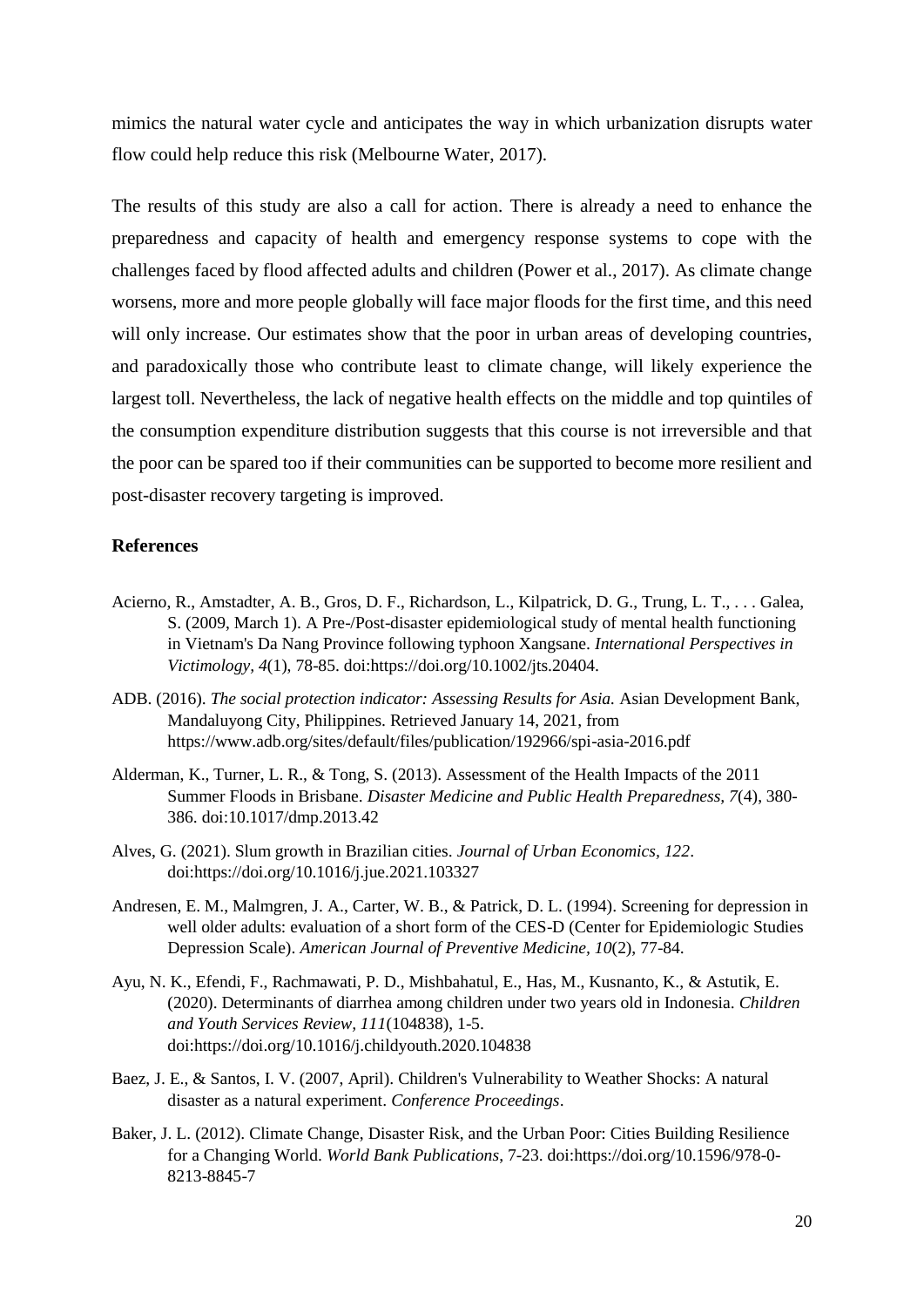mimics the natural water cycle and anticipates the way in which urbanization disrupts water flow could help reduce this risk (Melbourne Water, 2017).

The results of this study are also a call for action. There is already a need to enhance the preparedness and capacity of health and emergency response systems to cope with the challenges faced by flood affected adults and children (Power et al., 2017). As climate change worsens, more and more people globally will face major floods for the first time, and this need will only increase. Our estimates show that the poor in urban areas of developing countries, and paradoxically those who contribute least to climate change, will likely experience the largest toll. Nevertheless, the lack of negative health effects on the middle and top quintiles of the consumption expenditure distribution suggests that this course is not irreversible and that the poor can be spared too if their communities can be supported to become more resilient and post-disaster recovery targeting is improved.

## References

Acierno, R., Amstadter, A. B., Gros, D. F., Richardson, L., Kilpatrick, D. G., Trung, L. T., . . . Galea, S. (2009, March 1). A Pre-/Post-disaster epidemiological study of mental health functioning in Vietnam's Da Nang Province following typhoon Xangsane. *International Perspectives in Victimology, 4*(1), 78-85. doi:https://doi.org/10.1002/jts.20404.

ADB. (2016). *The social protection indicator: Assessing Results for Asia.* Asian Development Bank, Mandaluyong City, Philippines. Retrieved January 14, 2021, from https://www.adb.org/sites/default/files/publication/192966/spi-asia-2016.pdf

Alderman, K., Turner, L. R., & Tong, S. (2013). Assessment of the Health Impacts of the 2011 Summer Floods in Brisbane. *Disaster Medicine and Public Health Preparedness, 7*(4), 380-386. doi:10.1017/dmp.2013.42

Alves, G. (2021). Slum growth in Brazilian cities. *Journal of Urban Economics, 122*. doi:https://doi.org/10.1016/j.jue.2021.103327

Andresen, E. M., Malmgren, J. A., Carter, W. B., & Patrick, D. L. (1994). Screening for depression in well older adults: evaluation of a short form of the CES-D (Center for Epidemiologic Studies Depression Scale). *American Journal of Preventive Medicine, 10*(2), 77-84.

Ayu, N. K., Efendi, F., Rachmawati, P. D., Mishbahatul, E., Has, M., Kusnanto, K., & Astutik, E. (2020). Determinants of diarrhea among children under two years old in Indonesia. *Children and Youth Services Review, 111*(104838), 1-5. doi:https://doi.org/10.1016/j.childyouth.2020.104838

Baez, J. E., & Santos, I. V. (2007, April). Children's Vulnerability to Weather Shocks: A natural disaster as a natural experiment. *Conference Proceedings*.

Baker, J. L. (2012). Climate Change, Disaster Risk, and the Urban Poor: Cities Building Resilience for a Changing World. *World Bank Publications*, 7-23. doi:https://doi.org/10.1596/978-0-8213-8845-7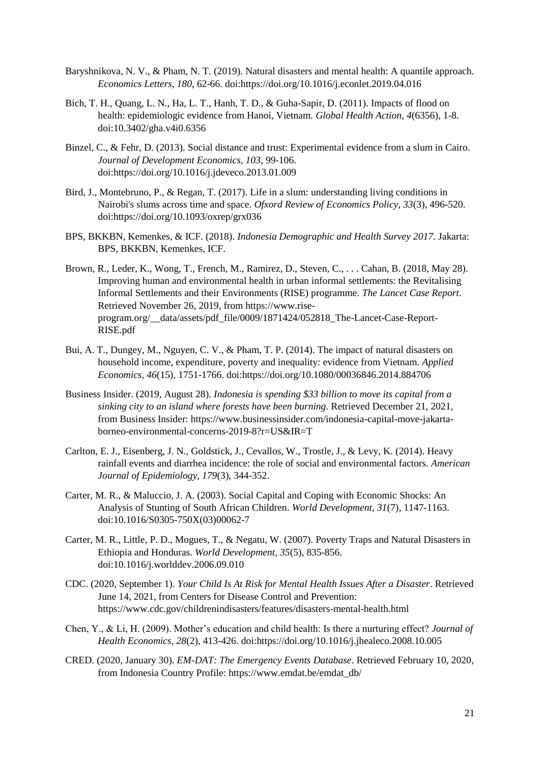Baryshnikova, N. V., & Pham, N. T. (2019). Natural disasters and mental health: A quantile approach. *Economics Letters, 180*, 62-66. doi:https://doi.org/10.1016/j.econlet.2019.04.016

Bich, T. H., Quang, L. N., Ha, L. T., Hanh, T. D., & Guha-Sapir, D. (2011). Impacts of flood on health: epidemiologic evidence from Hanoi, Vietnam. *Global Health Action, 4*(6356), 1-8. doi:10.3402/gha.v4i0.6356

Binzel, C., & Fehr, D. (2013). Social distance and trust: Experimental evidence from a slum in Cairo. *Journal of Development Economics, 103*, 99-106. doi:https://doi.org/10.1016/j.jdeveco.2013.01.009

Bird, J., Montebruno, P., & Regan, T. (2017). Life in a slum: understanding living conditions in Nairobi's slums across time and space. *Ofxord Review of Economics Policy, 33*(3), 496-520. doi:https://doi.org/10.1093/oxrep/grx036

BPS, BKKBN, Kemenkes, & ICF. (2018). *Indonesia Demographic and Health Survey 2017*. Jakarta: BPS, BKKBN, Kemenkes, ICF.

Brown, R., Leder, K., Wong, T., French, M., Ramirez, D., Steven, C., . . . Cahan, B. (2018, May 28). Improving human and environmental health in urban informal settlements: the Revitalising Informal Settlements and their Environments (RISE) programme. *The Lancet Case Report*. Retrieved November 26, 2019, from https://www.rise-program.org/__data/assets/pdf_file/0009/1871424/052818_The-Lancet-Case-Report-RISE.pdf

Bui, A. T., Dungey, M., Nguyen, C. V., & Pham, T. P. (2014). The impact of natural disasters on household income, expenditure, poverty and inequality: evidence from Vietnam. *Applied Economics, 46*(15), 1751-1766. doi:https://doi.org/10.1080/00036846.2014.884706

Business Insider. (2019, August 28). *Indonesia is spending $33 billion to move its capital from a sinking city to an island where forests have been burning*. Retrieved December 21, 2021, from Business Insider: https://www.businessinsider.com/indonesia-capital-move-jakarta-borneo-environmental-concerns-2019-8?r=US&IR=T

Carlton, E. J., Eisenberg, J. N., Goldstick, J., Cevallos, W., Trostle, J., & Levy, K. (2014). Heavy rainfall events and diarrhea incidence: the role of social and environmental factors. *American Journal of Epidemiology, 179*(3), 344-352.

Carter, M. R., & Maluccio, J. A. (2003). Social Capital and Coping with Economic Shocks: An Analysis of Stunting of South African Children. *World Development, 31*(7), 1147-1163. doi:10.1016/S0305-750X(03)00062-7

Carter, M. R., Little, P. D., Mogues, T., & Negatu, W. (2007). Poverty Traps and Natural Disasters in Ethiopia and Honduras. *World Development, 35*(5), 835-856. doi:10.1016/j.worlddev.2006.09.010

CDC. (2020, September 1). *Your Child Is At Risk for Mental Health Issues After a Disaster*. Retrieved June 14, 2021, from Centers for Disease Control and Prevention: https://www.cdc.gov/childrenindisasters/features/disasters-mental-health.html

Chen, Y., & Li, H. (2009). Mother's education and child health: Is there a nurturing effect? *Journal of Health Economics, 28*(2), 413-426. doi:https://doi.org/10.1016/j.jhealeco.2008.10.005

CRED. (2020, January 30). *EM-DAT: The Emergency Events Database*. Retrieved February 10, 2020, from Indonesia Country Profile: https://www.emdat.be/emdat_db/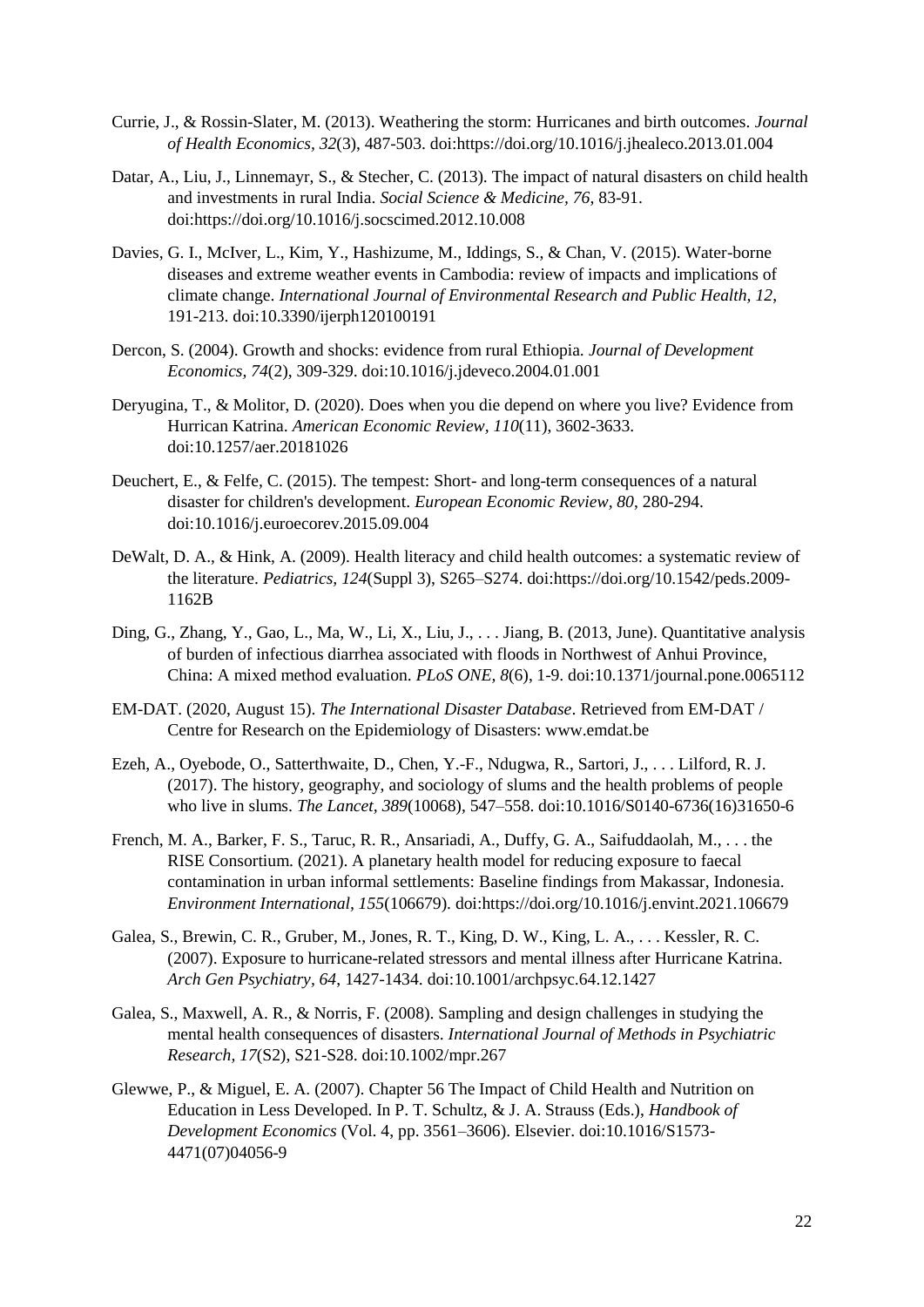Currie, J., & Rossin-Slater, M. (2013). Weathering the storm: Hurricanes and birth outcomes. *Journal of Health Economics, 32*(3), 487-503. doi:https://doi.org/10.1016/j.jhealeco.2013.01.004

Datar, A., Liu, J., Linnemayr, S., & Stecher, C. (2013). The impact of natural disasters on child health and investments in rural India. *Social Science & Medicine, 76*, 83-91. doi:https://doi.org/10.1016/j.socscimed.2012.10.008

Davies, G. I., McIver, L., Kim, Y., Hashizume, M., Iddings, S., & Chan, V. (2015). Water-borne diseases and extreme weather events in Cambodia: review of impacts and implications of climate change. *International Journal of Environmental Research and Public Health, 12*, 191-213. doi:10.3390/ijerph120100191

Dercon, S. (2004). Growth and shocks: evidence from rural Ethiopia. *Journal of Development Economics, 74*(2), 309-329. doi:10.1016/j.jdeveco.2004.01.001

Deryugina, T., & Molitor, D. (2020). Does when you die depend on where you live? Evidence from Hurrican Katrina. *American Economic Review, 110*(11), 3602-3633. doi:10.1257/aer.20181026

Deuchert, E., & Felfe, C. (2015). The tempest: Short- and long-term consequences of a natural disaster for children's development. *European Economic Review, 80*, 280-294. doi:10.1016/j.euroecorev.2015.09.004

DeWalt, D. A., & Hink, A. (2009). Health literacy and child health outcomes: a systematic review of the literature. *Pediatrics, 124*(Suppl 3), S265–S274. doi:https://doi.org/10.1542/peds.2009-1162B

Ding, G., Zhang, Y., Gao, L., Ma, W., Li, X., Liu, J., . . . Jiang, B. (2013, June). Quantitative analysis of burden of infectious diarrhea associated with floods in Northwest of Anhui Province, China: A mixed method evaluation. *PLoS ONE, 8*(6), 1-9. doi:10.1371/journal.pone.0065112

EM-DAT. (2020, August 15). *The International Disaster Database*. Retrieved from EM-DAT / Centre for Research on the Epidemiology of Disasters: www.emdat.be

Ezeh, A., Oyebode, O., Satterthwaite, D., Chen, Y.-F., Ndugwa, R., Sartori, J., . . . Lilford, R. J. (2017). The history, geography, and sociology of slums and the health problems of people who live in slums. *The Lancet, 389*(10068), 547–558. doi:10.1016/S0140-6736(16)31650-6

French, M. A., Barker, F. S., Taruc, R. R., Ansariadi, A., Duffy, G. A., Saifuddaolah, M., . . . the RISE Consortium. (2021). A planetary health model for reducing exposure to faecal contamination in urban informal settlements: Baseline findings from Makassar, Indonesia. *Environment International, 155*(106679). doi:https://doi.org/10.1016/j.envint.2021.106679

Galea, S., Brewin, C. R., Gruber, M., Jones, R. T., King, D. W., King, L. A., . . . Kessler, R. C. (2007). Exposure to hurricane-related stressors and mental illness after Hurricane Katrina. *Arch Gen Psychiatry, 64*, 1427-1434. doi:10.1001/archpsyc.64.12.1427

Galea, S., Maxwell, A. R., & Norris, F. (2008). Sampling and design challenges in studying the mental health consequences of disasters. *International Journal of Methods in Psychiatric Research, 17*(S2), S21-S28. doi:10.1002/mpr.267

Glewwe, P., & Miguel, E. A. (2007). Chapter 56 The Impact of Child Health and Nutrition on Education in Less Developed. In P. T. Schultz, & J. A. Strauss (Eds.), *Handbook of Development Economics* (Vol. 4, pp. 3561–3606). Elsevier. doi:10.1016/S1573-4471(07)04056-9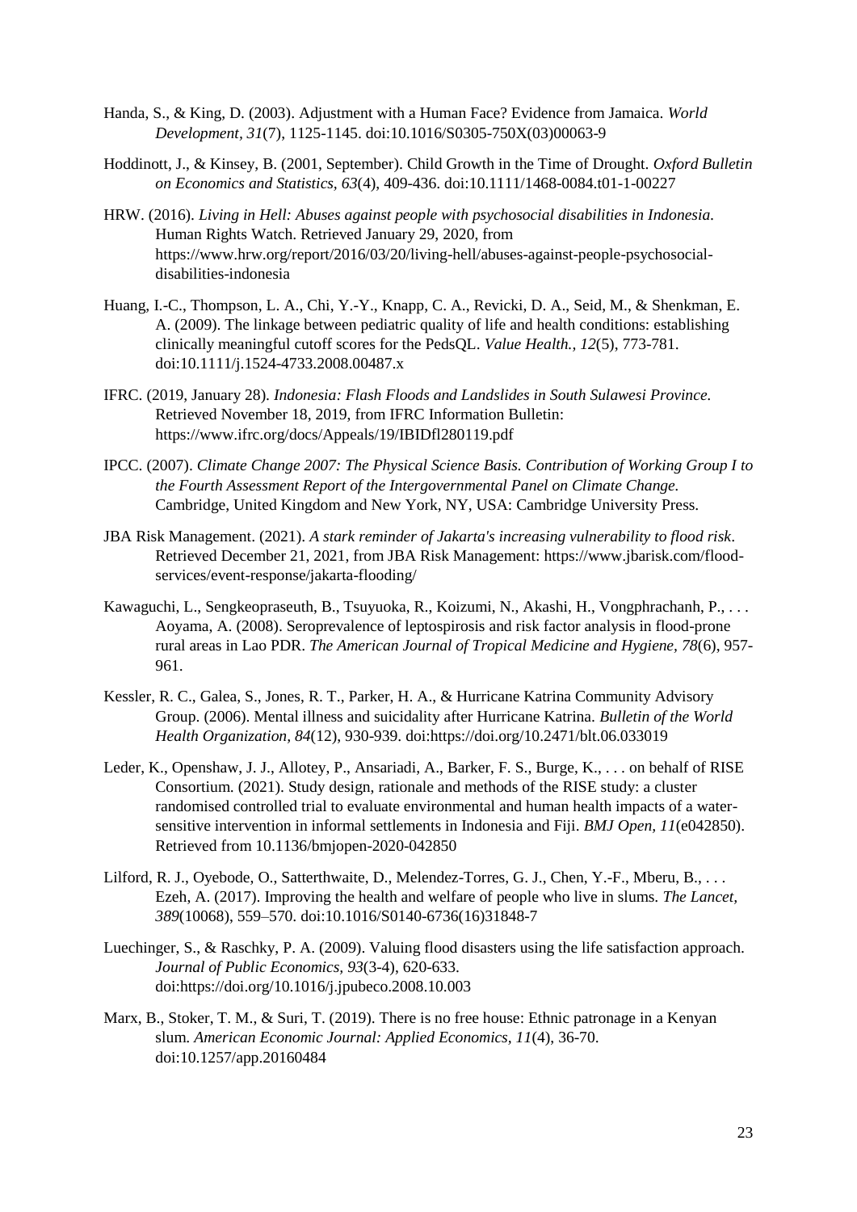Handa, S., & King, D. (2003). Adjustment with a Human Face? Evidence from Jamaica. *World Development, 31*(7), 1125-1145. doi:10.1016/S0305-750X(03)00063-9

Hoddinott, J., & Kinsey, B. (2001, September). Child Growth in the Time of Drought. *Oxford Bulletin on Economics and Statistics, 63*(4), 409-436. doi:10.1111/1468-0084.t01-1-00227

HRW. (2016). *Living in Hell: Abuses against people with psychosocial disabilities in Indonesia.* Human Rights Watch. Retrieved January 29, 2020, from https://www.hrw.org/report/2016/03/20/living-hell/abuses-against-people-psychosocial-disabilities-indonesia

Huang, I.-C., Thompson, L. A., Chi, Y.-Y., Knapp, C. A., Revicki, D. A., Seid, M., & Shenkman, E. A. (2009). The linkage between pediatric quality of life and health conditions: establishing clinically meaningful cutoff scores for the PedsQL. *Value Health., 12*(5), 773-781. doi:10.1111/j.1524-4733.2008.00487.x

IFRC. (2019, January 28). *Indonesia: Flash Floods and Landslides in South Sulawesi Province.* Retrieved November 18, 2019, from IFRC Information Bulletin: https://www.ifrc.org/docs/Appeals/19/IBIDfl280119.pdf

IPCC. (2007). *Climate Change 2007: The Physical Science Basis. Contribution of Working Group I to the Fourth Assessment Report of the Intergovernmental Panel on Climate Change.* Cambridge, United Kingdom and New York, NY, USA: Cambridge University Press.

JBA Risk Management. (2021). *A stark reminder of Jakarta's increasing vulnerability to flood risk*. Retrieved December 21, 2021, from JBA Risk Management: https://www.jbarisk.com/flood-services/event-response/jakarta-flooding/

Kawaguchi, L., Sengkeopraseuth, B., Tsuyuoka, R., Koizumi, N., Akashi, H., Vongphrachanh, P., . . . Aoyama, A. (2008). Seroprevalence of leptospirosis and risk factor analysis in flood-prone rural areas in Lao PDR. *The American Journal of Tropical Medicine and Hygiene, 78*(6), 957-961.

Kessler, R. C., Galea, S., Jones, R. T., Parker, H. A., & Hurricane Katrina Community Advisory Group. (2006). Mental illness and suicidality after Hurricane Katrina. *Bulletin of the World Health Organization, 84*(12), 930-939. doi:https://doi.org/10.2471/blt.06.033019

Leder, K., Openshaw, J. J., Allotey, P., Ansariadi, A., Barker, F. S., Burge, K., . . . on behalf of RISE Consortium. (2021). Study design, rationale and methods of the RISE study: a cluster randomised controlled trial to evaluate environmental and human health impacts of a water-sensitive intervention in informal settlements in Indonesia and Fiji. *BMJ Open, 11*(e042850). Retrieved from 10.1136/bmjopen-2020-042850

Lilford, R. J., Oyebode, O., Satterthwaite, D., Melendez-Torres, G. J., Chen, Y.-F., Mberu, B., . . . Ezeh, A. (2017). Improving the health and welfare of people who live in slums. *The Lancet, 389*(10068), 559–570. doi:10.1016/S0140-6736(16)31848-7

Luechinger, S., & Raschky, P. A. (2009). Valuing flood disasters using the life satisfaction approach. *Journal of Public Economics, 93*(3-4), 620-633. doi:https://doi.org/10.1016/j.jpubeco.2008.10.003

Marx, B., Stoker, T. M., & Suri, T. (2019). There is no free house: Ethnic patronage in a Kenyan slum. *American Economic Journal: Applied Economics, 11*(4), 36-70. doi:10.1257/app.20160484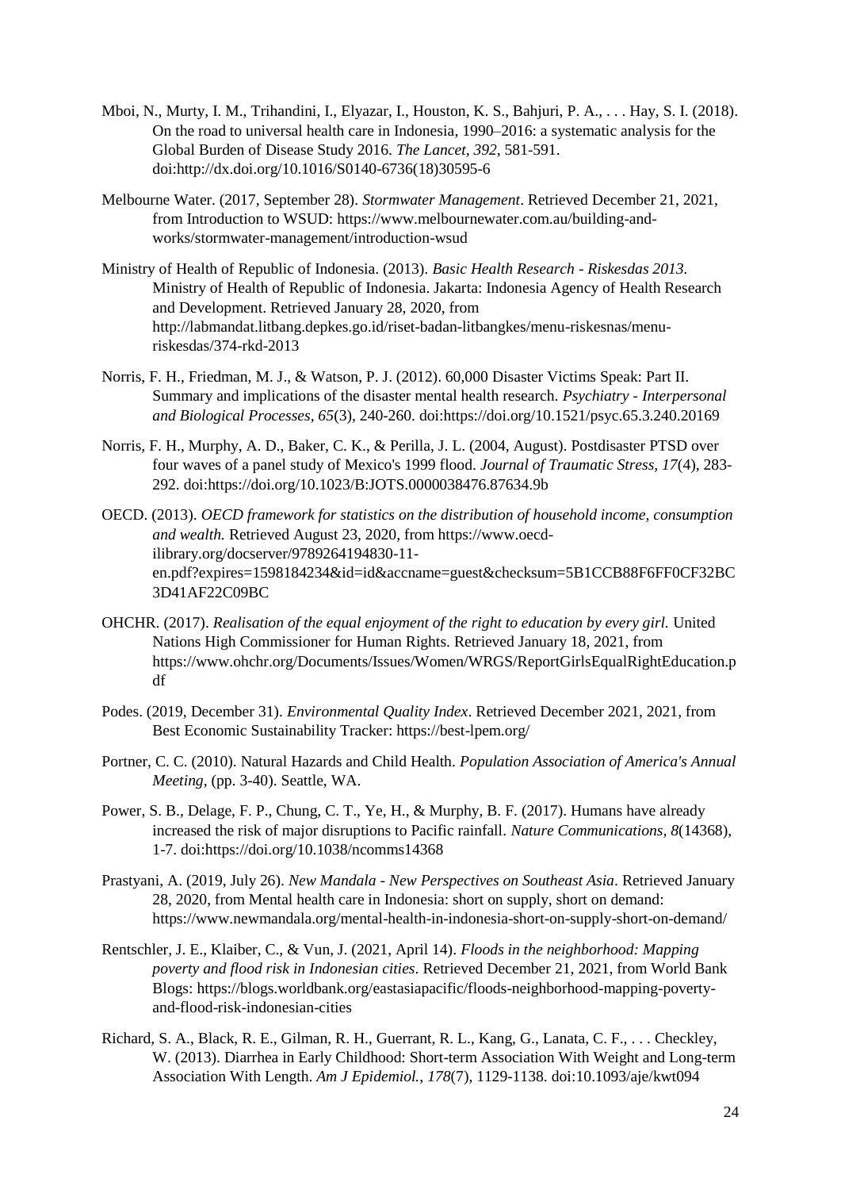Mboi, N., Murty, I. M., Trihandini, I., Elyazar, I., Houston, K. S., Bahjuri, P. A., . . . Hay, S. I. (2018). On the road to universal health care in Indonesia, 1990–2016: a systematic analysis for the Global Burden of Disease Study 2016. *The Lancet, 392*, 581-591. doi:http://dx.doi.org/10.1016/S0140-6736(18)30595-6

Melbourne Water. (2017, September 28). *Stormwater Management*. Retrieved December 21, 2021, from Introduction to WSUD: https://www.melbournewater.com.au/building-and-works/stormwater-management/introduction-wsud

Ministry of Health of Republic of Indonesia. (2013). *Basic Health Research - Riskesdas 2013*. Ministry of Health of Republic of Indonesia. Jakarta: Indonesia Agency of Health Research and Development. Retrieved January 28, 2020, from http://labmandat.litbang.depkes.go.id/riset-badan-litbangkes/menu-riskesnas/menu-riskesdas/374-rkd-2013

Norris, F. H., Friedman, M. J., & Watson, P. J. (2012). 60,000 Disaster Victims Speak: Part II. Summary and implications of the disaster mental health research. *Psychiatry - Interpersonal and Biological Processes, 65*(3), 240-260. doi:https://doi.org/10.1521/psyc.65.3.240.20169

Norris, F. H., Murphy, A. D., Baker, C. K., & Perilla, J. L. (2004, August). Postdisaster PTSD over four waves of a panel study of Mexico's 1999 flood. *Journal of Traumatic Stress, 17*(4), 283-292. doi:https://doi.org/10.1023/B:JOTS.0000038476.87634.9b

OECD. (2013). *OECD framework for statistics on the distribution of household income, consumption and wealth.* Retrieved August 23, 2020, from https://www.oecd-ilibrary.org/docserver/9789264194830-11-en.pdf?expires=1598184234&id=id&accname=guest&checksum=5B1CCB88F6FF0CF32BC3D41AF22C09BC

OHCHR. (2017). *Realisation of the equal enjoyment of the right to education by every girl.* United Nations High Commissioner for Human Rights. Retrieved January 18, 2021, from https://www.ohchr.org/Documents/Issues/Women/WRGS/ReportGirlsEqualRightEducation.pdf

Podes. (2019, December 31). *Environmental Quality Index*. Retrieved December 2021, 2021, from Best Economic Sustainability Tracker: https://best-lpem.org/

Portner, C. C. (2010). Natural Hazards and Child Health. *Population Association of America's Annual Meeting*, (pp. 3-40). Seattle, WA.

Power, S. B., Delage, F. P., Chung, C. T., Ye, H., & Murphy, B. F. (2017). Humans have already increased the risk of major disruptions to Pacific rainfall. *Nature Communications, 8*(14368), 1-7. doi:https://doi.org/10.1038/ncomms14368

Prastyani, A. (2019, July 26). *New Mandala - New Perspectives on Southeast Asia*. Retrieved January 28, 2020, from Mental health care in Indonesia: short on supply, short on demand: https://www.newmandala.org/mental-health-in-indonesia-short-on-supply-short-on-demand/

Rentschler, J. E., Klaiber, C., & Vun, J. (2021, April 14). *Floods in the neighborhood: Mapping poverty and flood risk in Indonesian cities*. Retrieved December 21, 2021, from World Bank Blogs: https://blogs.worldbank.org/eastasiapacific/floods-neighborhood-mapping-poverty-and-flood-risk-indonesian-cities

Richard, S. A., Black, R. E., Gilman, R. H., Guerrant, R. L., Kang, G., Lanata, C. F., . . . Checkley, W. (2013). Diarrhea in Early Childhood: Short-term Association With Weight and Long-term Association With Length. *Am J Epidemiol., 178*(7), 1129-1138. doi:10.1093/aje/kwt094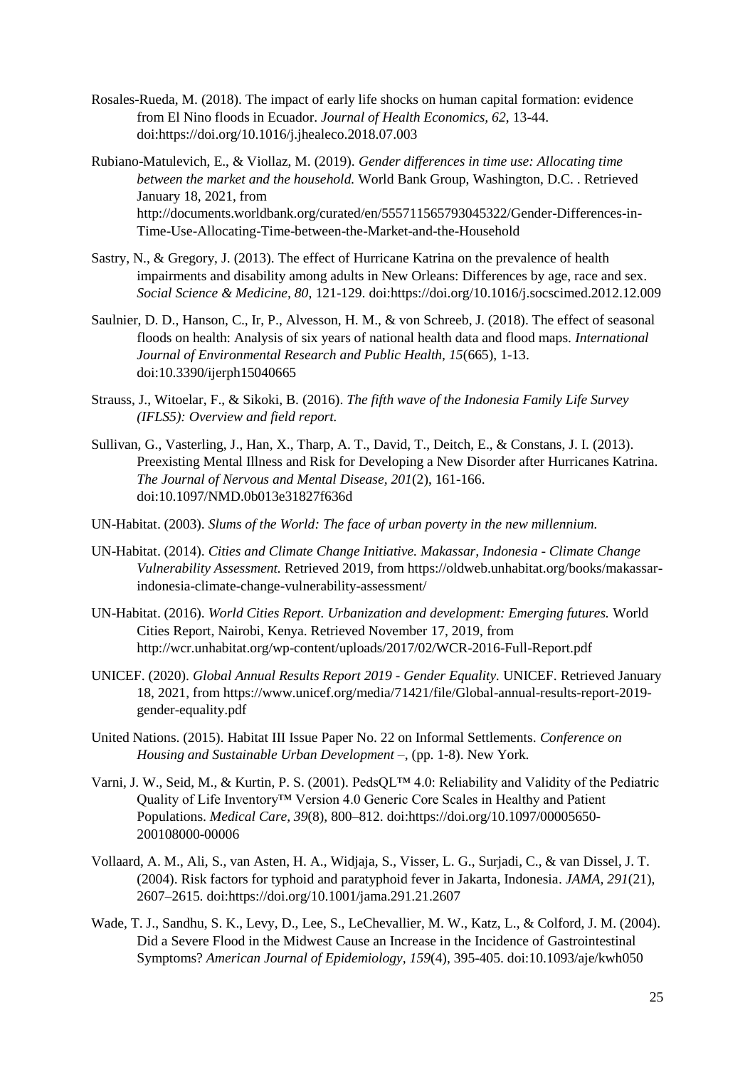Rosales-Rueda, M. (2018). The impact of early life shocks on human capital formation: evidence from El Nino floods in Ecuador. *Journal of Health Economics, 62*, 13-44. doi:https://doi.org/10.1016/j.jhealeco.2018.07.003

Rubiano-Matulevich, E., & Viollaz, M. (2019). *Gender differences in time use: Allocating time between the market and the household.* World Bank Group, Washington, D.C. . Retrieved January 18, 2021, from http://documents.worldbank.org/curated/en/555711565793045322/Gender-Differences-in-Time-Use-Allocating-Time-between-the-Market-and-the-Household

Sastry, N., & Gregory, J. (2013). The effect of Hurricane Katrina on the prevalence of health impairments and disability among adults in New Orleans: Differences by age, race and sex. *Social Science & Medicine, 80*, 121-129. doi:https://doi.org/10.1016/j.socscimed.2012.12.009

Saulnier, D. D., Hanson, C., Ir, P., Alvesson, H. M., & von Schreeb, J. (2018). The effect of seasonal floods on health: Analysis of six years of national health data and flood maps. *International Journal of Environmental Research and Public Health, 15*(665), 1-13. doi:10.3390/ijerph15040665

Strauss, J., Witoelar, F., & Sikoki, B. (2016). *The fifth wave of the Indonesia Family Life Survey (IFLS5): Overview and field report.*

Sullivan, G., Vasterling, J., Han, X., Tharp, A. T., David, T., Deitch, E., & Constans, J. I. (2013). Preexisting Mental Illness and Risk for Developing a New Disorder after Hurricanes Katrina. *The Journal of Nervous and Mental Disease, 201*(2), 161-166. doi:10.1097/NMD.0b013e31827f636d

UN-Habitat. (2003). *Slums of the World: The face of urban poverty in the new millennium.*

UN-Habitat. (2014). *Cities and Climate Change Initiative. Makassar, Indonesia - Climate Change Vulnerability Assessment.* Retrieved 2019, from https://oldweb.unhabitat.org/books/makassar-indonesia-climate-change-vulnerability-assessment/

UN-Habitat. (2016). *World Cities Report. Urbanization and development: Emerging futures.* World Cities Report, Nairobi, Kenya. Retrieved November 17, 2019, from http://wcr.unhabitat.org/wp-content/uploads/2017/02/WCR-2016-Full-Report.pdf

UNICEF. (2020). *Global Annual Results Report 2019 - Gender Equality.* UNICEF. Retrieved January 18, 2021, from https://www.unicef.org/media/71421/file/Global-annual-results-report-2019-gender-equality.pdf

United Nations. (2015). Habitat III Issue Paper No. 22 on Informal Settlements. *Conference on Housing and Sustainable Urban Development* –, (pp. 1-8). New York.

Varni, J. W., Seid, M., & Kurtin, P. S. (2001). PedsQL™ 4.0: Reliability and Validity of the Pediatric Quality of Life Inventory™ Version 4.0 Generic Core Scales in Healthy and Patient Populations. *Medical Care, 39*(8), 800–812. doi:https://doi.org/10.1097/00005650-200108000-00006

Vollaard, A. M., Ali, S., van Asten, H. A., Widjaja, S., Visser, L. G., Surjadi, C., & van Dissel, J. T. (2004). Risk factors for typhoid and paratyphoid fever in Jakarta, Indonesia. *JAMA, 291*(21), 2607–2615. doi:https://doi.org/10.1001/jama.291.21.2607

Wade, T. J., Sandhu, S. K., Levy, D., Lee, S., LeChevallier, M. W., Katz, L., & Colford, J. M. (2004). Did a Severe Flood in the Midwest Cause an Increase in the Incidence of Gastrointestinal Symptoms? *American Journal of Epidemiology, 159*(4), 395-405. doi:10.1093/aje/kwh050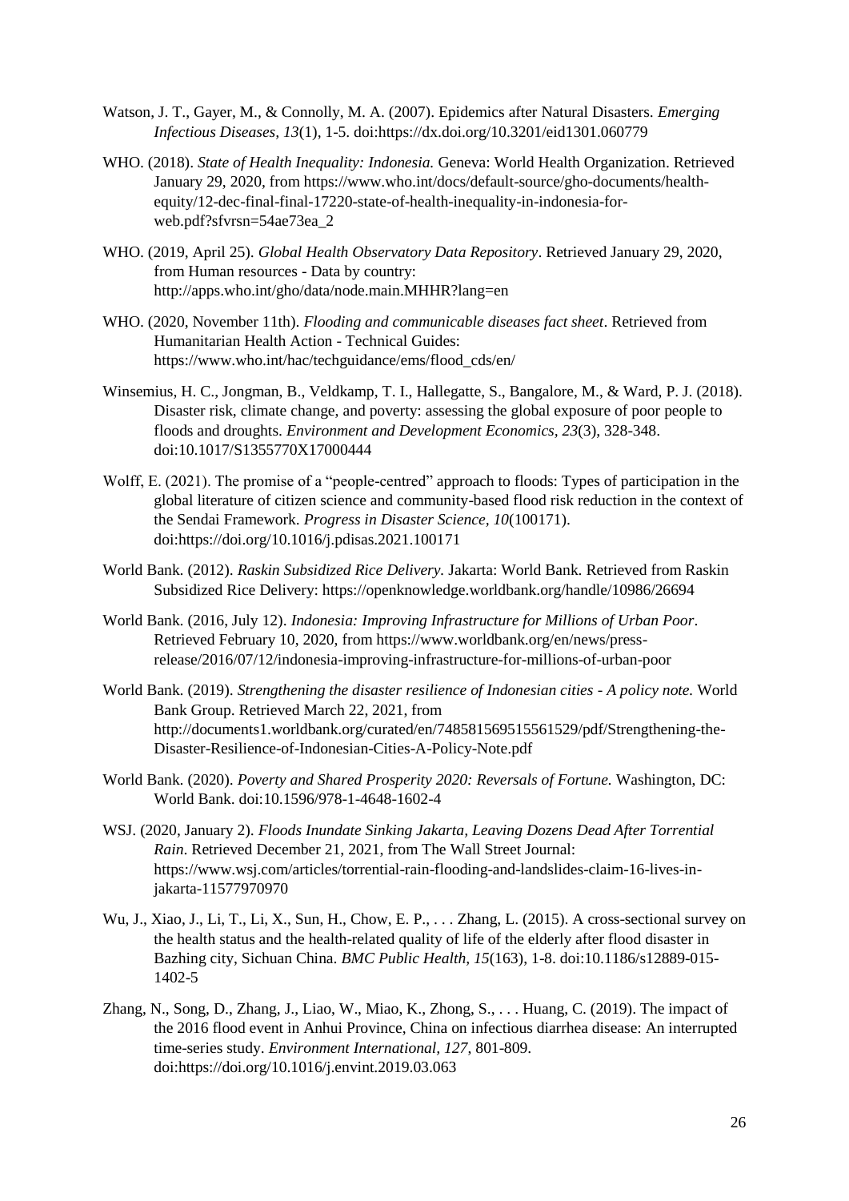Watson, J. T., Gayer, M., & Connolly, M. A. (2007). Epidemics after Natural Disasters. *Emerging Infectious Diseases, 13*(1), 1-5. doi:https://dx.doi.org/10.3201/eid1301.060779

WHO. (2018). *State of Health Inequality: Indonesia.* Geneva: World Health Organization. Retrieved January 29, 2020, from https://www.who.int/docs/default-source/gho-documents/health-equity/12-dec-final-final-17220-state-of-health-inequality-in-indonesia-for-web.pdf?sfvrsn=54ae73ea_2

WHO. (2019, April 25). *Global Health Observatory Data Repository*. Retrieved January 29, 2020, from Human resources - Data by country: http://apps.who.int/gho/data/node.main.MHHR?lang=en

WHO. (2020, November 11th). *Flooding and communicable diseases fact sheet*. Retrieved from Humanitarian Health Action - Technical Guides: https://www.who.int/hac/techguidance/ems/flood_cds/en/

Winsemius, H. C., Jongman, B., Veldkamp, T. I., Hallegatte, S., Bangalore, M., & Ward, P. J. (2018). Disaster risk, climate change, and poverty: assessing the global exposure of poor people to floods and droughts. *Environment and Development Economics, 23*(3), 328-348. doi:10.1017/S1355770X17000444

Wolff, E. (2021). The promise of a "people-centred" approach to floods: Types of participation in the global literature of citizen science and community-based flood risk reduction in the context of the Sendai Framework. *Progress in Disaster Science, 10*(100171). doi:https://doi.org/10.1016/j.pdisas.2021.100171

World Bank. (2012). *Raskin Subsidized Rice Delivery.* Jakarta: World Bank. Retrieved from Raskin Subsidized Rice Delivery: https://openknowledge.worldbank.org/handle/10986/26694

World Bank. (2016, July 12). *Indonesia: Improving Infrastructure for Millions of Urban Poor*. Retrieved February 10, 2020, from https://www.worldbank.org/en/news/press-release/2016/07/12/indonesia-improving-infrastructure-for-millions-of-urban-poor

World Bank. (2019). *Strengthening the disaster resilience of Indonesian cities - A policy note.* World Bank Group. Retrieved March 22, 2021, from http://documents1.worldbank.org/curated/en/748581569515561529/pdf/Strengthening-the-Disaster-Resilience-of-Indonesian-Cities-A-Policy-Note.pdf

World Bank. (2020). *Poverty and Shared Prosperity 2020: Reversals of Fortune.* Washington, DC: World Bank. doi:10.1596/978-1-4648-1602-4

WSJ. (2020, January 2). *Floods Inundate Sinking Jakarta, Leaving Dozens Dead After Torrential Rain*. Retrieved December 21, 2021, from The Wall Street Journal: https://www.wsj.com/articles/torrential-rain-flooding-and-landslides-claim-16-lives-in-jakarta-11577970970

Wu, J., Xiao, J., Li, T., Li, X., Sun, H., Chow, E. P., . . . Zhang, L. (2015). A cross-sectional survey on the health status and the health-related quality of life of the elderly after flood disaster in Bazhing city, Sichuan China. *BMC Public Health, 15*(163), 1-8. doi:10.1186/s12889-015-1402-5

Zhang, N., Song, D., Zhang, J., Liao, W., Miao, K., Zhong, S., . . . Huang, C. (2019). The impact of the 2016 flood event in Anhui Province, China on infectious diarrhea disease: An interrupted time-series study. *Environment International, 127*, 801-809. doi:https://doi.org/10.1016/j.envint.2019.03.063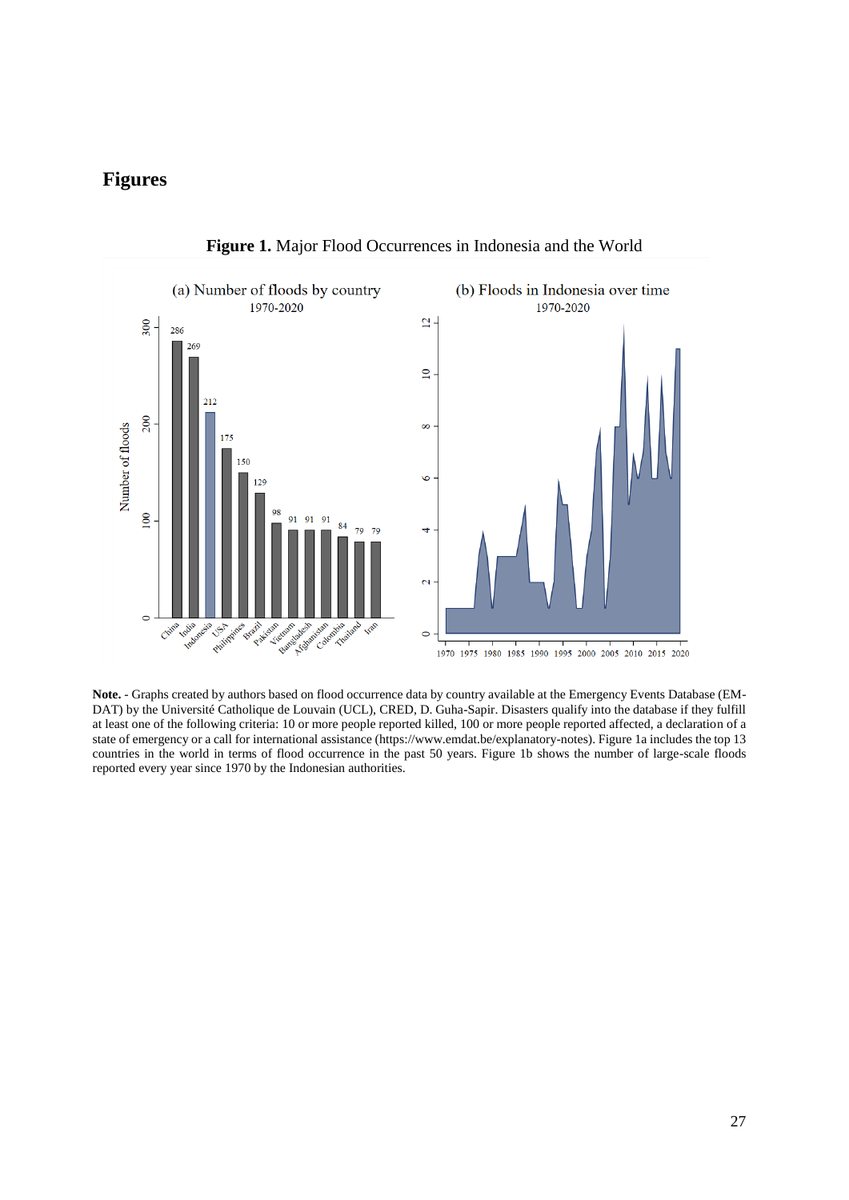# Figures

**Figure 1.** Major Flood Occurrences in Indonesia and the World

**Note.** - Graphs created by authors based on flood occurrence data by country available at the Emergency Events Database (EM-DAT) by the Université Catholique de Louvain (UCL), CRED, D. Guha-Sapir. Disasters qualify into the database if they fulfill at least one of the following criteria: 10 or more people reported killed, 100 or more people reported affected, a declaration of a state of emergency or a call for international assistance (https://www.emdat.be/explanatory-notes). Figure 1a includes the top 13 countries in the world in terms of flood occurrence in the past 50 years. Figure 1b shows the number of large-scale floods reported every year since 1970 by the Indonesian authorities.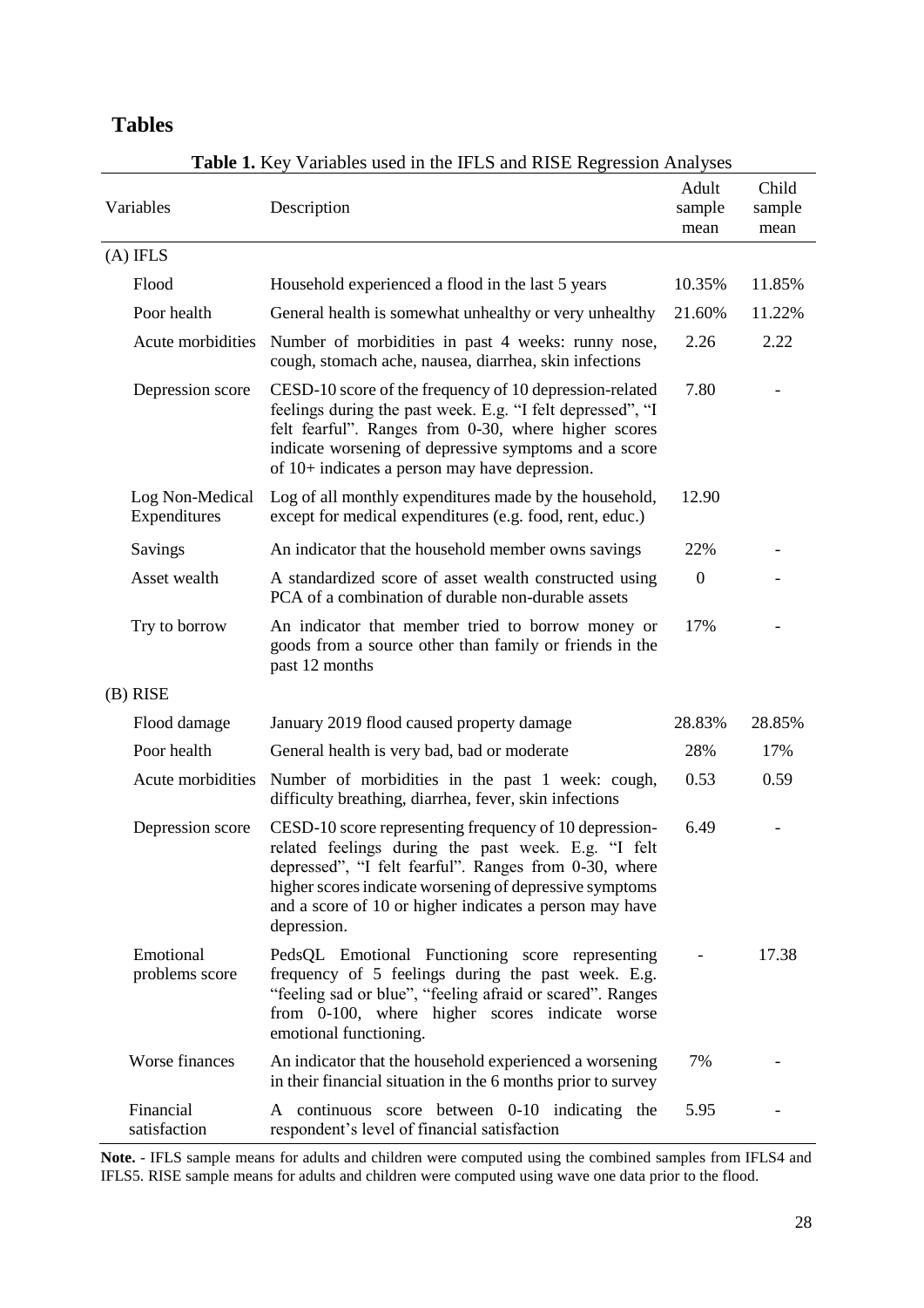# Tables

**Table 1.** Key Variables used in the IFLS and RISE Regression Analyses

| Variables | Description | Adult sample mean | Child sample mean |
|---|---|---|---|
| (A) IFLS | | | |
| Flood | Household experienced a flood in the last 5 years | 10.35% | 11.85% |
| Poor health | General health is somewhat unhealthy or very unhealthy | 21.60% | 11.22% |
| Acute morbidities | Number of morbidities in past 4 weeks: runny nose, cough, stomach ache, nausea, diarrhea, skin infections | 2.26 | 2.22 |
| Depression score | CESD-10 score of the frequency of 10 depression-related feelings during the past week. E.g. "I felt depressed", "I felt fearful". Ranges from 0-30, where higher scores indicate worsening of depressive symptoms and a score of 10+ indicates a person may have depression. | 7.80 | - |
| Log Non-Medical Expenditures | Log of all monthly expenditures made by the household, except for medical expenditures (e.g. food, rent, educ.) | 12.90 | |
| Savings | An indicator that the household member owns savings | 22% | - |
| Asset wealth | A standardized score of asset wealth constructed using PCA of a combination of durable non-durable assets | 0 | - |
| Try to borrow | An indicator that member tried to borrow money or goods from a source other than family or friends in the past 12 months | 17% | - |
| (B) RISE | | | |
| Flood damage | January 2019 flood caused property damage | 28.83% | 28.85% |
| Poor health | General health is very bad, bad or moderate | 28% | 17% |
| Acute morbidities | Number of morbidities in the past 1 week: cough, difficulty breathing, diarrhea, fever, skin infections | 0.53 | 0.59 |
| Depression score | CESD-10 score representing frequency of 10 depression-related feelings during the past week. E.g. "I felt depressed", "I felt fearful". Ranges from 0-30, where higher scores indicate worsening of depressive symptoms and a score of 10 or higher indicates a person may have depression. | 6.49 | - |
| Emotional problems score | PedsQL Emotional Functioning score representing frequency of 5 feelings during the past week. E.g. "feeling sad or blue", "feeling afraid or scared". Ranges from 0-100, where higher scores indicate worse emotional functioning. | - | 17.38 |
| Worse finances | An indicator that the household experienced a worsening in their financial situation in the 6 months prior to survey | 7% | - |
| Financial satisfaction | A continuous score between 0-10 indicating the respondent's level of financial satisfaction | 5.95 | - |

**Note.** - IFLS sample means for adults and children were computed using the combined samples from IFLS4 and IFLS5. RISE sample means for adults and children were computed using wave one data prior to the flood.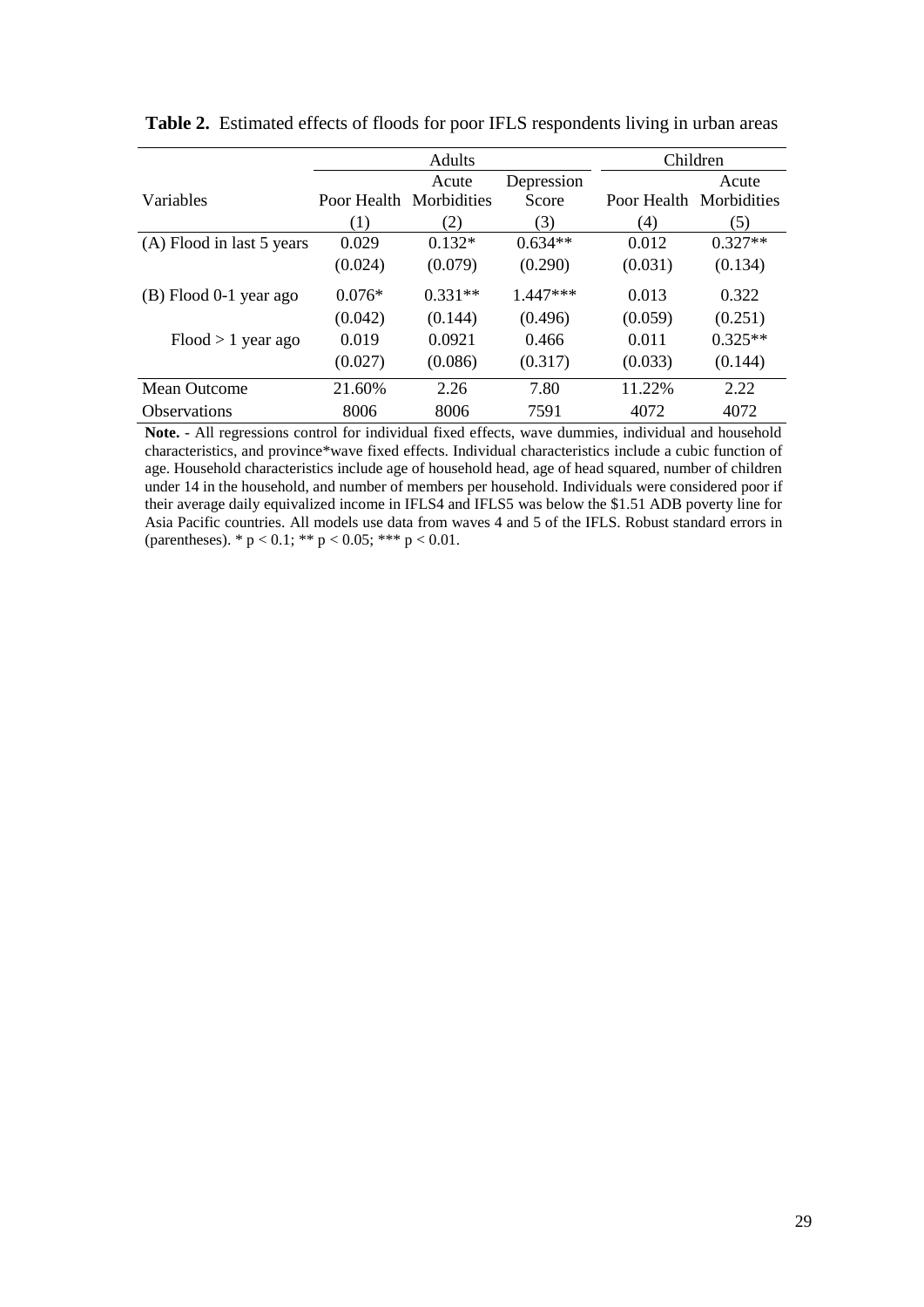**Table 2.** Estimated effects of floods for poor IFLS respondents living in urban areas

| | Adults | | | Children | |
|---|---|---|---|---|---|
| Variables | Poor Health | Acute Morbidities | Depression Score | Poor Health | Acute Morbidities |
| | (1) | (2) | (3) | (4) | (5) |
| (A) Flood in last 5 years | 0.029 | 0.132* | 0.634** | 0.012 | 0.327** |
| | (0.024) | (0.079) | (0.290) | (0.031) | (0.134) |
| (B) Flood 0-1 year ago | 0.076* | 0.331** | 1.447*** | 0.013 | 0.322 |
| | (0.042) | (0.144) | (0.496) | (0.059) | (0.251) |
| Flood > 1 year ago | 0.019 | 0.0921 | 0.466 | 0.011 | 0.325** |
| | (0.027) | (0.086) | (0.317) | (0.033) | (0.144) |
| Mean Outcome | 21.60% | 2.26 | 7.80 | 11.22% | 2.22 |
| Observations | 8006 | 8006 | 7591 | 4072 | 4072 |

**Note.** - All regressions control for individual fixed effects, wave dummies, individual and household characteristics, and province*wave fixed effects. Individual characteristics include a cubic function of age. Household characteristics include age of household head, age of head squared, number of children under 14 in the household, and number of members per household. Individuals were considered poor if their average daily equivalized income in IFLS4 and IFLS5 was below the $1.51 ADB poverty line for Asia Pacific countries. All models use data from waves 4 and 5 of the IFLS. Robust standard errors in (parentheses). * $p < 0.1$; ** $p < 0.05$; *** $p < 0.01$.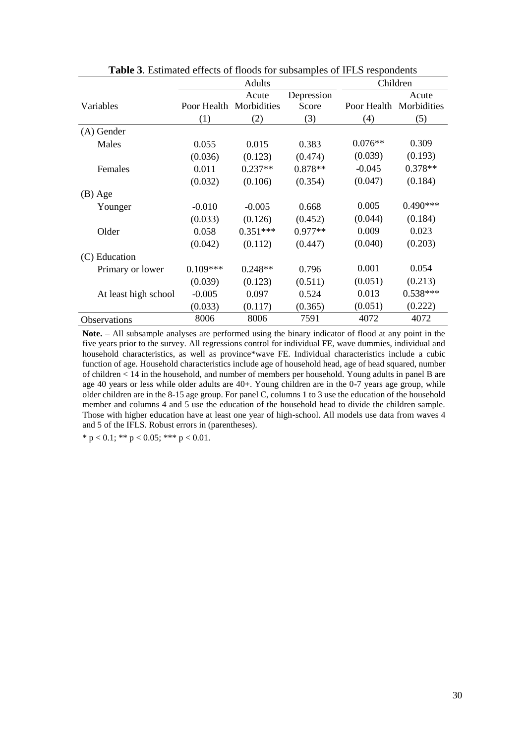**Table 3**. Estimated effects of floods for subsamples of IFLS respondents

| | Adults | | | Children | |
|---|---|---|---|---|---|
| Variables | Poor Health | Acute Morbidities | Depression Score | Poor Health | Acute Morbidities |
| | (1) | (2) | (3) | (4) | (5) |
| (A) Gender | | | | | |
| Males | 0.055 | 0.015 | 0.383 | 0.076** | 0.309 |
| | (0.036) | (0.123) | (0.474) | (0.039) | (0.193) |
| Females | 0.011 | 0.237** | 0.878** | -0.045 | 0.378** |
| | (0.032) | (0.106) | (0.354) | (0.047) | (0.184) |
| (B) Age | | | | | |
| Younger | -0.010 | -0.005 | 0.668 | 0.005 | 0.490*** |
| | (0.033) | (0.126) | (0.452) | (0.044) | (0.184) |
| Older | 0.058 | 0.351*** | 0.977** | 0.009 | 0.023 |
| | (0.042) | (0.112) | (0.447) | (0.040) | (0.203) |
| (C) Education | | | | | |
| Primary or lower | 0.109*** | 0.248** | 0.796 | 0.001 | 0.054 |
| | (0.039) | (0.123) | (0.511) | (0.051) | (0.213) |
| At least high school | -0.005 | 0.097 | 0.524 | 0.013 | 0.538*** |
| | (0.033) | (0.117) | (0.365) | (0.051) | (0.222) |
| Observations | 8006 | 8006 | 7591 | 4072 | 4072 |

**Note.** – All subsample analyses are performed using the binary indicator of flood at any point in the five years prior to the survey. All regressions control for individual FE, wave dummies, individual and household characteristics, as well as province*wave FE. Individual characteristics include a cubic function of age. Household characteristics include age of household head, age of head squared, number of children < 14 in the household, and number of members per household. Young adults in panel B are age 40 years or less while older adults are 40+. Young children are in the 0-7 years age group, while older children are in the 8-15 age group. For panel C, columns 1 to 3 use the education of the household member and columns 4 and 5 use the education of the household head to divide the children sample. Those with higher education have at least one year of high-school. All models use data from waves 4 and 5 of the IFLS. Robust errors in (parentheses).

* $p < 0.1$; ** $p < 0.05$; *** $p < 0.01$.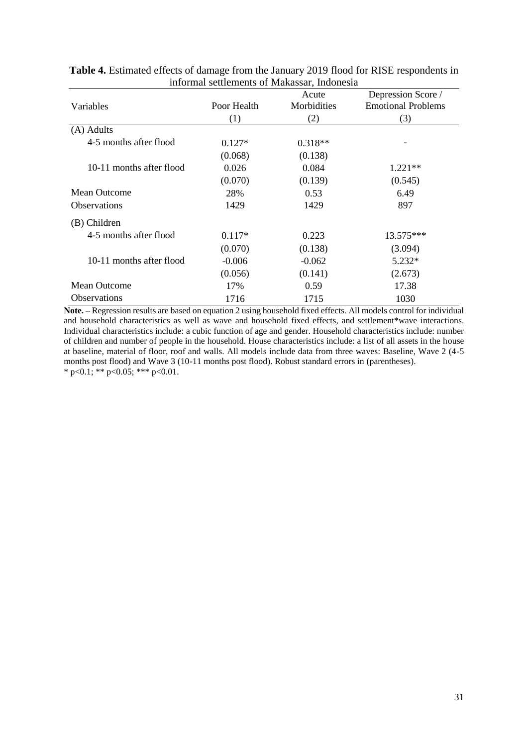**Table 4.** Estimated effects of damage from the January 2019 flood for RISE respondents in informal settlements of Makassar, Indonesia

| Variables | Poor Health | Acute Morbidities | Depression Score / Emotional Problems |
|---|---|---|---|
| | (1) | (2) | (3) |
| (A) Adults | | | |
| 4-5 months after flood | 0.127* | 0.318** | - |
| | (0.068) | (0.138) | |
| 10-11 months after flood | 0.026 | 0.084 | 1.221** |
| | (0.070) | (0.139) | (0.545) |
| Mean Outcome | 28% | 0.53 | 6.49 |
| Observations | 1429 | 1429 | 897 |
| (B) Children | | | |
| 4-5 months after flood | 0.117* | 0.223 | 13.575*** |
| | (0.070) | (0.138) | (3.094) |
| 10-11 months after flood | -0.006 | -0.062 | 5.232* |
| | (0.056) | (0.141) | (2.673) |
| Mean Outcome | 17% | 0.59 | 17.38 |
| Observations | 1716 | 1715 | 1030 |

**Note.** – Regression results are based on equation 2 using household fixed effects. All models control for individual and household characteristics as well as wave and household fixed effects, and settlement*wave interactions. Individual characteristics include: a cubic function of age and gender. Household characteristics include: number of children and number of people in the household. House characteristics include: a list of all assets in the house at baseline, material of floor, roof and walls. All models include data from three waves: Baseline, Wave 2 (4-5 months post flood) and Wave 3 (10-11 months post flood). Robust standard errors in (parentheses).
* $p<0.1$; ** $p<0.05$; *** $p<0.01$.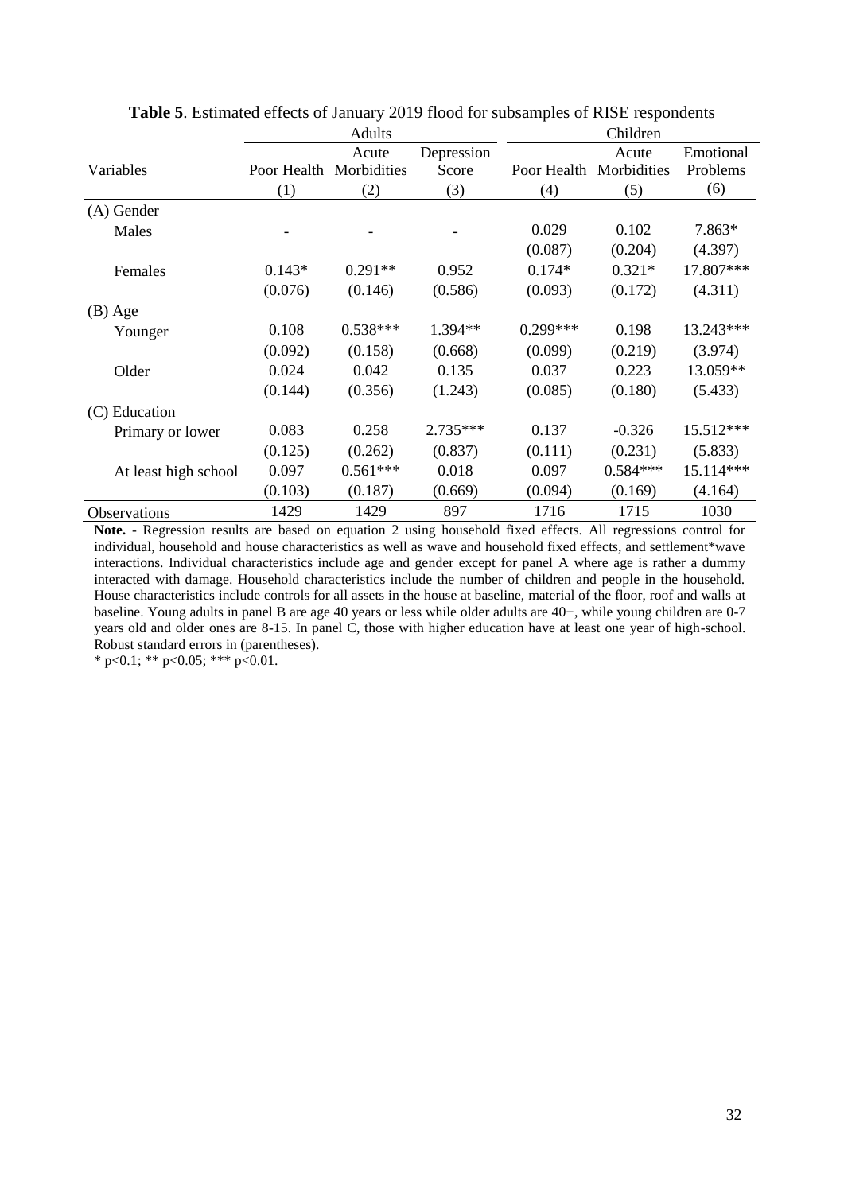**Table 5**. Estimated effects of January 2019 flood for subsamples of RISE respondents

| | Adults | | | Children | | |
|---|---|---|---|---|---|---|
| Variables | Poor Health | Acute Morbidities | Depression Score | Poor Health | Acute Morbidities | Emotional Problems |
| | (1) | (2) | (3) | (4) | (5) | (6) |
| (A) Gender | | | | | | |
| Males | - | - | - | 0.029 | 0.102 | 7.863* |
| | | | | (0.087) | (0.204) | (4.397) |
| Females | 0.143* | 0.291** | 0.952 | 0.174* | 0.321* | 17.807*** |
| | (0.076) | (0.146) | (0.586) | (0.093) | (0.172) | (4.311) |
| (B) Age | | | | | | |
| Younger | 0.108 | 0.538*** | 1.394** | 0.299*** | 0.198 | 13.243*** |
| | (0.092) | (0.158) | (0.668) | (0.099) | (0.219) | (3.974) |
| Older | 0.024 | 0.042 | 0.135 | 0.037 | 0.223 | 13.059** |
| | (0.144) | (0.356) | (1.243) | (0.085) | (0.180) | (5.433) |
| (C) Education | | | | | | |
| Primary or lower | 0.083 | 0.258 | 2.735*** | 0.137 | -0.326 | 15.512*** |
| | (0.125) | (0.262) | (0.837) | (0.111) | (0.231) | (5.833) |
| At least high school | 0.097 | 0.561*** | 0.018 | 0.097 | 0.584*** | 15.114*** |
| | (0.103) | (0.187) | (0.669) | (0.094) | (0.169) | (4.164) |
| Observations | 1429 | 1429 | 897 | 1716 | 1715 | 1030 |

**Note.** - Regression results are based on equation 2 using household fixed effects. All regressions control for individual, household and house characteristics as well as wave and household fixed effects, and settlement*wave interactions. Individual characteristics include age and gender except for panel A where age is rather a dummy interacted with damage. Household characteristics include the number of children and people in the household. House characteristics include controls for all assets in the house at baseline, material of the floor, roof and walls at baseline. Young adults in panel B are age 40 years or less while older adults are 40+, while young children are 0-7 years old and older ones are 8-15. In panel C, those with higher education have at least one year of high-school. Robust standard errors in (parentheses).

* p<0.1; ** p<0.05; *** p<0.01.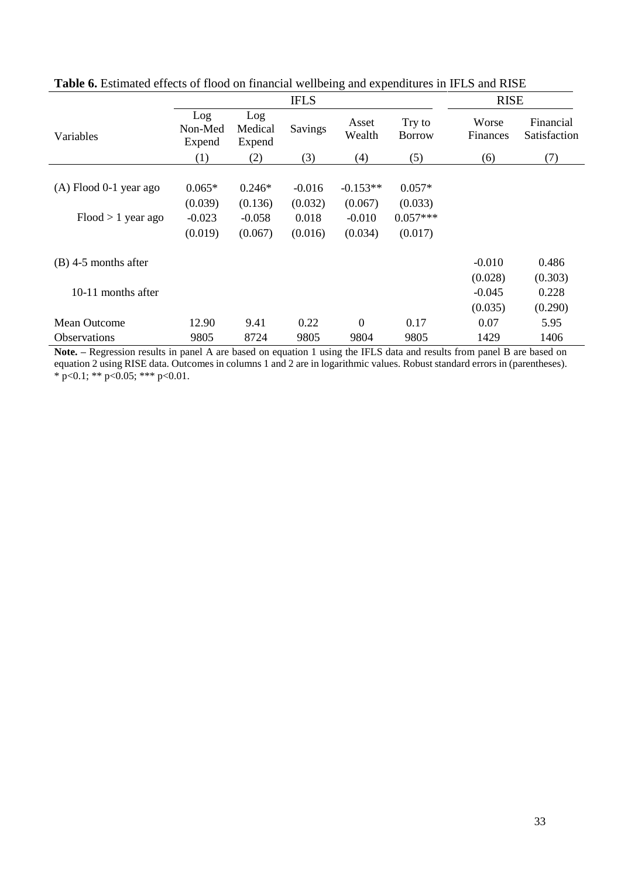**Table 6.** Estimated effects of flood on financial wellbeing and expenditures in IFLS and RISE

| | IFLS | | | | | RISE | |
|---|---|---|---|---|---|---|---|
| Variables | Log Non-Med Expend | Log Medical Expend | Savings | Asset Wealth | Try to Borrow | Worse Finances | Financial Satisfaction |
| | (1) | (2) | (3) | (4) | (5) | (6) | (7) |
| (A) Flood 0-1 year ago | 0.065* | 0.246* | -0.016 | -0.153** | 0.057* | | |
| | (0.039) | (0.136) | (0.032) | (0.067) | (0.033) | | |
| Flood > 1 year ago | -0.023 | -0.058 | 0.018 | -0.010 | 0.057*** | | |
| | (0.019) | (0.067) | (0.016) | (0.034) | (0.017) | | |
| (B) 4-5 months after | | | | | | -0.010 | 0.486 |
| | | | | | | (0.028) | (0.303) |
| 10-11 months after | | | | | | -0.045 | 0.228 |
| | | | | | | (0.035) | (0.290) |
| Mean Outcome | 12.90 | 9.41 | 0.22 | 0 | 0.17 | 0.07 | 5.95 |
| Observations | 9805 | 8724 | 9805 | 9804 | 9805 | 1429 | 1406 |

**Note. –** Regression results in panel A are based on equation 1 using the IFLS data and results from panel B are based on equation 2 using RISE data. Outcomes in columns 1 and 2 are in logarithmic values. Robust standard errors in (parentheses). * p<0.1; ** p<0.05; *** p<0.01.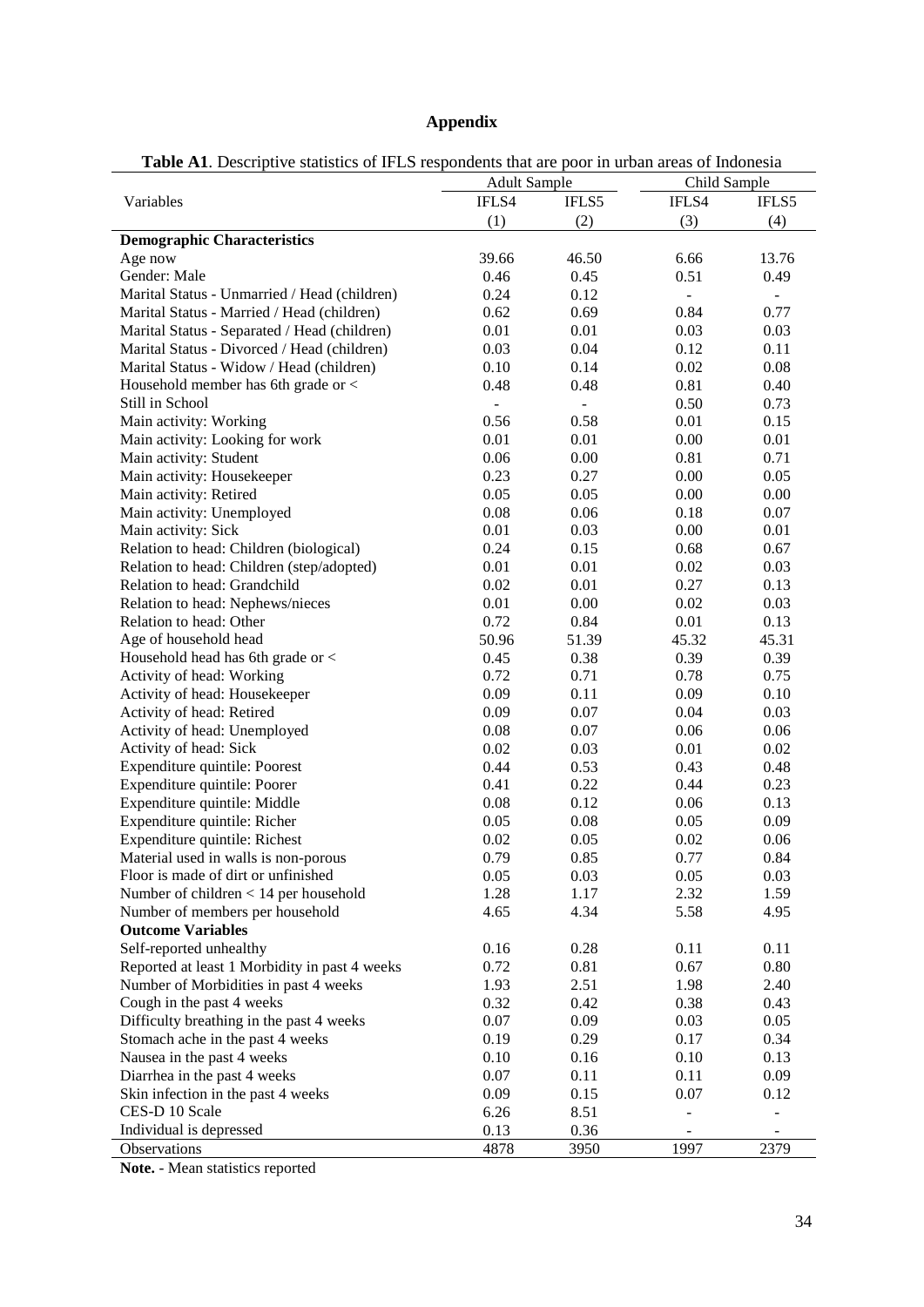# Appendix

**Table A1**. Descriptive statistics of IFLS respondents that are poor in urban areas of Indonesia

| Variables | Adult Sample | | Child Sample | |
|---|---|---|---|---|
| | IFLS4 | IFLS5 | IFLS4 | IFLS5 |
| | (1) | (2) | (3) | (4) |
| **Demographic Characteristics** | | | | |
| Age now | 39.66 | 46.50 | 6.66 | 13.76 |
| Gender: Male | 0.46 | 0.45 | 0.51 | 0.49 |
| Marital Status - Unmarried / Head (children) | 0.24 | 0.12 | - | - |
| Marital Status - Married / Head (children) | 0.62 | 0.69 | 0.84 | 0.77 |
| Marital Status - Separated / Head (children) | 0.01 | 0.01 | 0.03 | 0.03 |
| Marital Status - Divorced / Head (children) | 0.03 | 0.04 | 0.12 | 0.11 |
| Marital Status - Widow / Head (children) | 0.10 | 0.14 | 0.02 | 0.08 |
| Household member has 6th grade or < | 0.48 | 0.48 | 0.81 | 0.40 |
| Still in School | - | - | 0.50 | 0.73 |
| Main activity: Working | 0.56 | 0.58 | 0.01 | 0.15 |
| Main activity: Looking for work | 0.01 | 0.01 | 0.00 | 0.01 |
| Main activity: Student | 0.06 | 0.00 | 0.81 | 0.71 |
| Main activity: Housekeeper | 0.23 | 0.27 | 0.00 | 0.05 |
| Main activity: Retired | 0.05 | 0.05 | 0.00 | 0.00 |
| Main activity: Unemployed | 0.08 | 0.06 | 0.18 | 0.07 |
| Main activity: Sick | 0.01 | 0.03 | 0.00 | 0.01 |
| Relation to head: Children (biological) | 0.24 | 0.15 | 0.68 | 0.67 |
| Relation to head: Children (step/adopted) | 0.01 | 0.01 | 0.02 | 0.03 |
| Relation to head: Grandchild | 0.02 | 0.01 | 0.27 | 0.13 |
| Relation to head: Nephews/nieces | 0.01 | 0.00 | 0.02 | 0.03 |
| Relation to head: Other | 0.72 | 0.84 | 0.01 | 0.13 |
| Age of household head | 50.96 | 51.39 | 45.32 | 45.31 |
| Household head has 6th grade or < | 0.45 | 0.38 | 0.39 | 0.39 |
| Activity of head: Working | 0.72 | 0.71 | 0.78 | 0.75 |
| Activity of head: Housekeeper | 0.09 | 0.11 | 0.09 | 0.10 |
| Activity of head: Retired | 0.09 | 0.07 | 0.04 | 0.03 |
| Activity of head: Unemployed | 0.08 | 0.07 | 0.06 | 0.06 |
| Activity of head: Sick | 0.02 | 0.03 | 0.01 | 0.02 |
| Expenditure quintile: Poorest | 0.44 | 0.53 | 0.43 | 0.48 |
| Expenditure quintile: Poorer | 0.41 | 0.22 | 0.44 | 0.23 |
| Expenditure quintile: Middle | 0.08 | 0.12 | 0.06 | 0.13 |
| Expenditure quintile: Richer | 0.05 | 0.08 | 0.05 | 0.09 |
| Expenditure quintile: Richest | 0.02 | 0.05 | 0.02 | 0.06 |
| Material used in walls is non-porous | 0.79 | 0.85 | 0.77 | 0.84 |
| Floor is made of dirt or unfinished | 0.05 | 0.03 | 0.05 | 0.03 |
| Number of children < 14 per household | 1.28 | 1.17 | 2.32 | 1.59 |
| Number of members per household | 4.65 | 4.34 | 5.58 | 4.95 |
| **Outcome Variables** | | | | |
| Self-reported unhealthy | 0.16 | 0.28 | 0.11 | 0.11 |
| Reported at least 1 Morbidity in past 4 weeks | 0.72 | 0.81 | 0.67 | 0.80 |
| Number of Morbidities in past 4 weeks | 1.93 | 2.51 | 1.98 | 2.40 |
| Cough in the past 4 weeks | 0.32 | 0.42 | 0.38 | 0.43 |
| Difficulty breathing in the past 4 weeks | 0.07 | 0.09 | 0.03 | 0.05 |
| Stomach ache in the past 4 weeks | 0.19 | 0.29 | 0.17 | 0.34 |
| Nausea in the past 4 weeks | 0.10 | 0.16 | 0.10 | 0.13 |
| Diarrhea in the past 4 weeks | 0.07 | 0.11 | 0.11 | 0.09 |
| Skin infection in the past 4 weeks | 0.09 | 0.15 | 0.07 | 0.12 |
| CES-D 10 Scale | 6.26 | 8.51 | - | - |
| Individual is depressed | 0.13 | 0.36 | - | - |
| Observations | 4878 | 3950 | 1997 | 2379 |

**Note.** - Mean statistics reported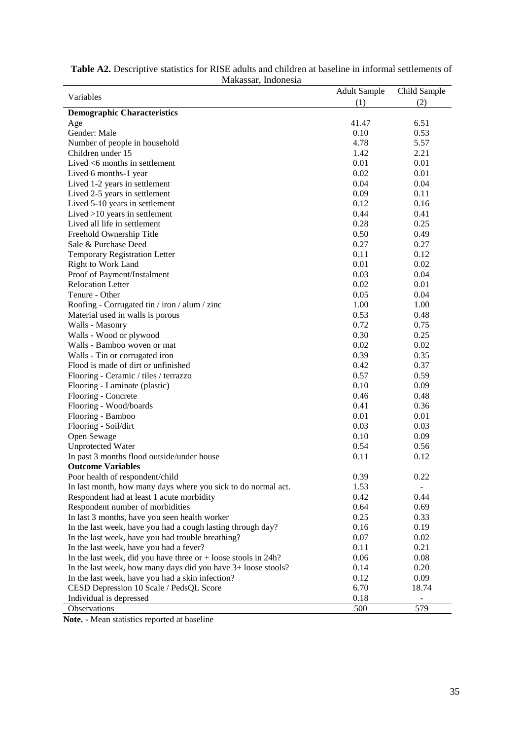**Table A2.** Descriptive statistics for RISE adults and children at baseline in informal settlements of Makassar, Indonesia

| Variables | Adult Sample | Child Sample |
|---|---|---|
| | (1) | (2) |
| **Demographic Characteristics** | | |
| Age | 41.47 | 6.51 |
| Gender: Male | 0.10 | 0.53 |
| Number of people in household | 4.78 | 5.57 |
| Children under 15 | 1.42 | 2.21 |
| Lived <6 months in settlement | 0.01 | 0.01 |
| Lived 6 months-1 year | 0.02 | 0.01 |
| Lived 1-2 years in settlement | 0.04 | 0.04 |
| Lived 2-5 years in settlement | 0.09 | 0.11 |
| Lived 5-10 years in settlement | 0.12 | 0.16 |
| Lived >10 years in settlement | 0.44 | 0.41 |
| Lived all life in settlement | 0.28 | 0.25 |
| Freehold Ownership Title | 0.50 | 0.49 |
| Sale & Purchase Deed | 0.27 | 0.27 |
| Temporary Registration Letter | 0.11 | 0.12 |
| Right to Work Land | 0.01 | 0.02 |
| Proof of Payment/Instalment | 0.03 | 0.04 |
| Relocation Letter | 0.02 | 0.01 |
| Tenure - Other | 0.05 | 0.04 |
| Roofing - Corrugated tin / iron / alum / zinc | 1.00 | 1.00 |
| Material used in walls is porous | 0.53 | 0.48 |
| Walls - Masonry | 0.72 | 0.75 |
| Walls - Wood or plywood | 0.30 | 0.25 |
| Walls - Bamboo woven or mat | 0.02 | 0.02 |
| Walls - Tin or corrugated iron | 0.39 | 0.35 |
| Flood is made of dirt or unfinished | 0.42 | 0.37 |
| Flooring - Ceramic / tiles / terrazzo | 0.57 | 0.59 |
| Flooring - Laminate (plastic) | 0.10 | 0.09 |
| Flooring - Concrete | 0.46 | 0.48 |
| Flooring - Wood/boards | 0.41 | 0.36 |
| Flooring - Bamboo | 0.01 | 0.01 |
| Flooring - Soil/dirt | 0.03 | 0.03 |
| Open Sewage | 0.10 | 0.09 |
| Unprotected Water | 0.54 | 0.56 |
| In past 3 months flood outside/under house | 0.11 | 0.12 |
| **Outcome Variables** | | |
| Poor health of respondent/child | 0.39 | 0.22 |
| In last month, how many days where you sick to do normal act. | 1.53 | - |
| Respondent had at least 1 acute morbidity | 0.42 | 0.44 |
| Respondent number of morbidities | 0.64 | 0.69 |
| In last 3 months, have you seen health worker | 0.25 | 0.33 |
| In the last week, have you had a cough lasting through day? | 0.16 | 0.19 |
| In the last week, have you had trouble breathing? | 0.07 | 0.02 |
| In the last week, have you had a fever? | 0.11 | 0.21 |
| In the last week, did you have three or + loose stools in 24h? | 0.06 | 0.08 |
| In the last week, how many days did you have 3+ loose stools? | 0.14 | 0.20 |
| In the last week, have you had a skin infection? | 0.12 | 0.09 |
| CESD Depression 10 Scale / PedsQL Score | 6.70 | 18.74 |
| Individual is depressed | 0.18 | - |
| Observations | 500 | 579 |

**Note.** - Mean statistics reported at baseline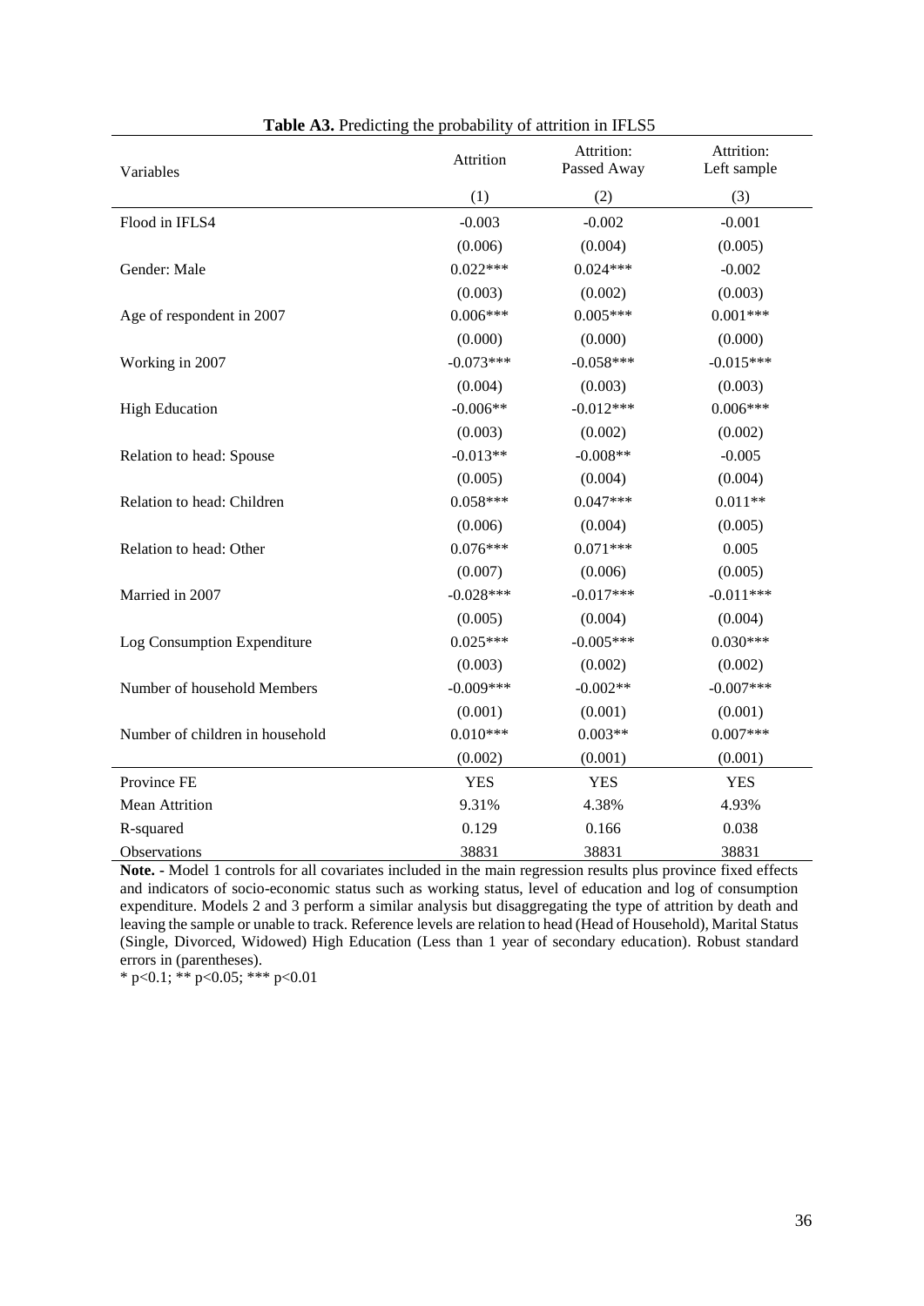**Table A3.** Predicting the probability of attrition in IFLS5

| Variables | Attrition | Attrition: Passed Away | Attrition: Left sample |
|---|---|---|---|
| | (1) | (2) | (3) |
| Flood in IFLS4 | -0.003 | -0.002 | -0.001 |
| | (0.006) | (0.004) | (0.005) |
| Gender: Male | 0.022*** | 0.024*** | -0.002 |
| | (0.003) | (0.002) | (0.003) |
| Age of respondent in 2007 | 0.006*** | 0.005*** | 0.001*** |
| | (0.000) | (0.000) | (0.000) |
| Working in 2007 | -0.073*** | -0.058*** | -0.015*** |
| | (0.004) | (0.003) | (0.003) |
| High Education | -0.006** | -0.012*** | 0.006*** |
| | (0.003) | (0.002) | (0.002) |
| Relation to head: Spouse | -0.013** | -0.008** | -0.005 |
| | (0.005) | (0.004) | (0.004) |
| Relation to head: Children | 0.058*** | 0.047*** | 0.011** |
| | (0.006) | (0.004) | (0.005) |
| Relation to head: Other | 0.076*** | 0.071*** | 0.005 |
| | (0.007) | (0.006) | (0.005) |
| Married in 2007 | -0.028*** | -0.017*** | -0.011*** |
| | (0.005) | (0.004) | (0.004) |
| Log Consumption Expenditure | 0.025*** | -0.005*** | 0.030*** |
| | (0.003) | (0.002) | (0.002) |
| Number of household Members | -0.009*** | -0.002** | -0.007*** |
| | (0.001) | (0.001) | (0.001) |
| Number of children in household | 0.010*** | 0.003** | 0.007*** |
| | (0.002) | (0.001) | (0.001) |
| Province FE | YES | YES | YES |
| Mean Attrition | 9.31% | 4.38% | 4.93% |
| R-squared | 0.129 | 0.166 | 0.038 |
| Observations | 38831 | 38831 | 38831 |

**Note. -** Model 1 controls for all covariates included in the main regression results plus province fixed effects and indicators of socio-economic status such as working status, level of education and log of consumption expenditure. Models 2 and 3 perform a similar analysis but disaggregating the type of attrition by death and leaving the sample or unable to track. Reference levels are relation to head (Head of Household), Marital Status (Single, Divorced, Widowed) High Education (Less than 1 year of secondary education). Robust standard errors in (parentheses).

\* p<0.1; \*\* p<0.05; \*\*\* p<0.01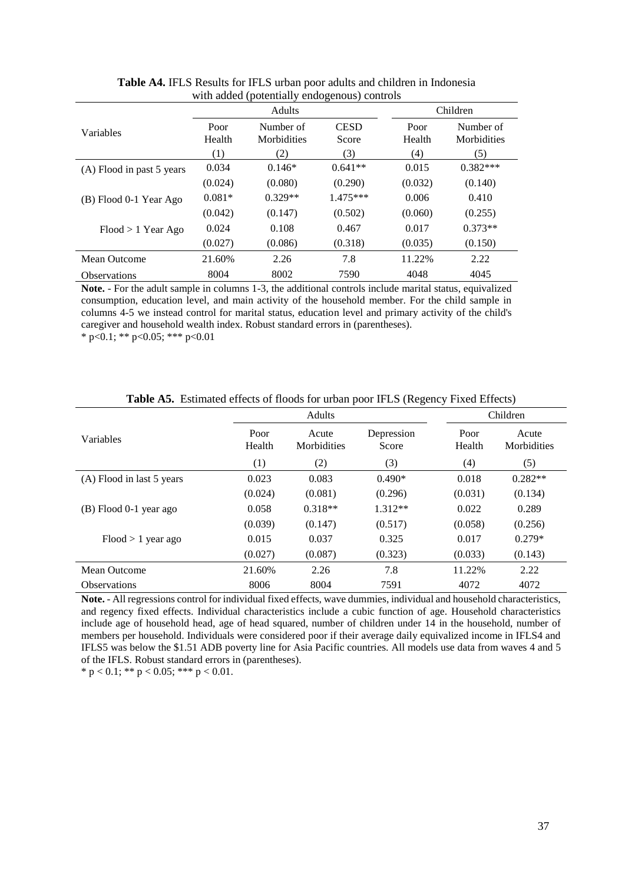**Table A4.** IFLS Results for IFLS urban poor adults and children in Indonesia with added (potentially endogenous) controls

| Variables | Adults | | | Children | |
|---|---|---|---|---|---|
| | Poor Health | Number of Morbidities | CESD Score | Poor Health | Number of Morbidities |
| | (1) | (2) | (3) | (4) | (5) |
| (A) Flood in past 5 years | 0.034 | 0.146* | 0.641** | 0.015 | 0.382*** |
| | (0.024) | (0.080) | (0.290) | (0.032) | (0.140) |
| (B) Flood 0-1 Year Ago | 0.081* | 0.329** | 1.475*** | 0.006 | 0.410 |
| | (0.042) | (0.147) | (0.502) | (0.060) | (0.255) |
| Flood > 1 Year Ago | 0.024 | 0.108 | 0.467 | 0.017 | 0.373** |
| | (0.027) | (0.086) | (0.318) | (0.035) | (0.150) |
| Mean Outcome | 21.60% | 2.26 | 7.8 | 11.22% | 2.22 |
| Observations | 8004 | 8002 | 7590 | 4048 | 4045 |

**Note.** - For the adult sample in columns 1-3, the additional controls include marital status, equivalized consumption, education level, and main activity of the household member. For the child sample in columns 4-5 we instead control for marital status, education level and primary activity of the child's caregiver and household wealth index. Robust standard errors in (parentheses).
* p<0.1; ** p<0.05; *** p<0.01

**Table A5.** Estimated effects of floods for urban poor IFLS (Regency Fixed Effects)

| Variables | Adults | | | Children | |
|---|---|---|---|---|---|
| | Poor Health | Acute Morbidities | Depression Score | Poor Health | Acute Morbidities |
| | (1) | (2) | (3) | (4) | (5) |
| (A) Flood in last 5 years | 0.023 | 0.083 | 0.490* | 0.018 | 0.282** |
| | (0.024) | (0.081) | (0.296) | (0.031) | (0.134) |
| (B) Flood 0-1 year ago | 0.058 | 0.318** | 1.312** | 0.022 | 0.289 |
| | (0.039) | (0.147) | (0.517) | (0.058) | (0.256) |
| Flood > 1 year ago | 0.015 | 0.037 | 0.325 | 0.017 | 0.279* |
| | (0.027) | (0.087) | (0.323) | (0.033) | (0.143) |
| Mean Outcome | 21.60% | 2.26 | 7.8 | 11.22% | 2.22 |
| Observations | 8006 | 8004 | 7591 | 4072 | 4072 |

**Note.** - All regressions control for individual fixed effects, wave dummies, individual and household characteristics, and regency fixed effects. Individual characteristics include a cubic function of age. Household characteristics include age of household head, age of head squared, number of children under 14 in the household, number of members per household. Individuals were considered poor if their average daily equivalized income in IFLS4 and IFLS5 was below the $1.51 ADB poverty line for Asia Pacific countries. All models use data from waves 4 and 5 of the IFLS. Robust standard errors in (parentheses).
* $p < 0.1$; ** $p < 0.05$; *** $p < 0.01$.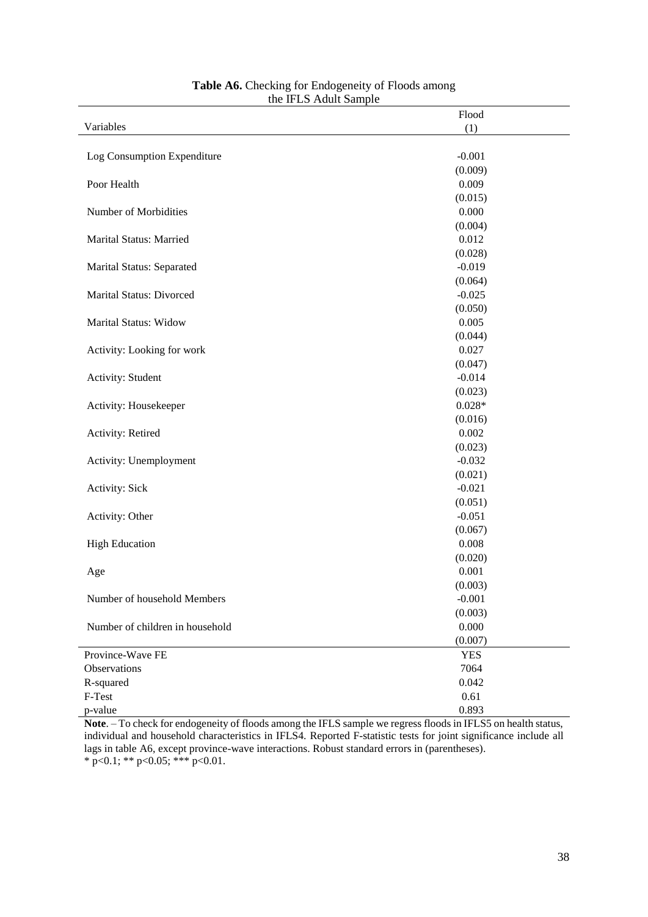**Table A6.** Checking for Endogeneity of Floods among the IFLS Adult Sample

| Variables | Flood<br>(1) |
|---|---|
| Log Consumption Expenditure | -0.001 |
| | (0.009) |
| Poor Health | 0.009 |
| | (0.015) |
| Number of Morbidities | 0.000 |
| | (0.004) |
| Marital Status: Married | 0.012 |
| | (0.028) |
| Marital Status: Separated | -0.019 |
| | (0.064) |
| Marital Status: Divorced | -0.025 |
| | (0.050) |
| Marital Status: Widow | 0.005 |
| | (0.044) |
| Activity: Looking for work | 0.027 |
| | (0.047) |
| Activity: Student | -0.014 |
| | (0.023) |
| Activity: Housekeeper | 0.028* |
| | (0.016) |
| Activity: Retired | 0.002 |
| | (0.023) |
| Activity: Unemployment | -0.032 |
| | (0.021) |
| Activity: Sick | -0.021 |
| | (0.051) |
| Activity: Other | -0.051 |
| | (0.067) |
| High Education | 0.008 |
| | (0.020) |
| Age | 0.001 |
| | (0.003) |
| Number of household Members | -0.001 |
| | (0.003) |
| Number of children in household | 0.000 |
| | (0.007) |
| Province-Wave FE | YES |
| Observations | 7064 |
| R-squared | 0.042 |
| F-Test | 0.61 |
| p-value | 0.893 |

**Note**. – To check for endogeneity of floods among the IFLS sample we regress floods in IFLS5 on health status, individual and household characteristics in IFLS4. Reported F-statistic tests for joint significance include all lags in table A6, except province-wave interactions. Robust standard errors in (parentheses).
* p<0.1; ** p<0.05; *** p<0.01.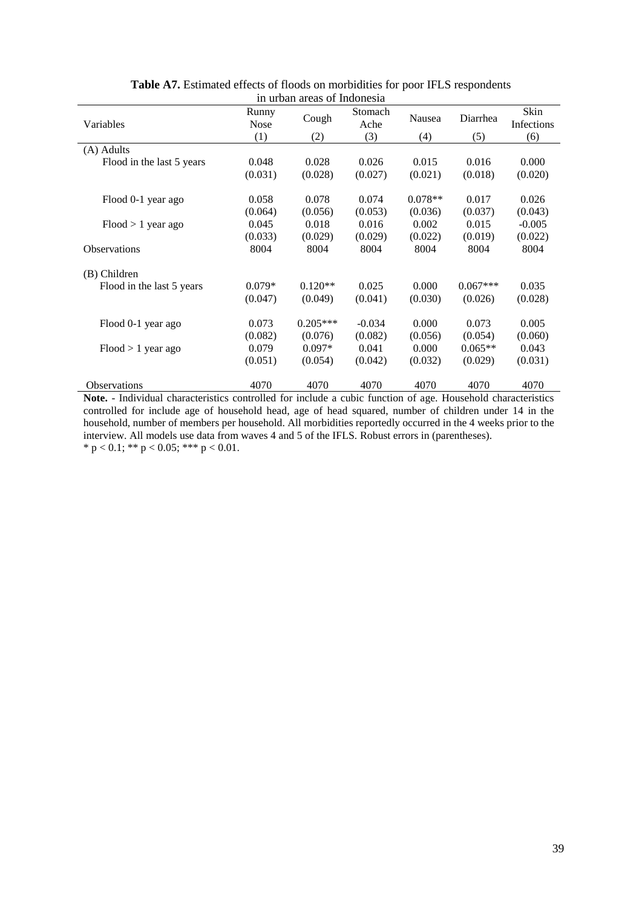**Table A7.** Estimated effects of floods on morbidities for poor IFLS respondents in urban areas of Indonesia

| Variables | Runny Nose | Cough | Stomach Ache | Nausea | Diarrhea | Skin Infections |
|---|---|---|---|---|---|---|
| | (1) | (2) | (3) | (4) | (5) | (6) |
| (A) Adults | | | | | | |
| Flood in the last 5 years | 0.048 | 0.028 | 0.026 | 0.015 | 0.016 | 0.000 |
| | (0.031) | (0.028) | (0.027) | (0.021) | (0.018) | (0.020) |
| Flood 0-1 year ago | 0.058 | 0.078 | 0.074 | 0.078** | 0.017 | 0.026 |
| | (0.064) | (0.056) | (0.053) | (0.036) | (0.037) | (0.043) |
| Flood > 1 year ago | 0.045 | 0.018 | 0.016 | 0.002 | 0.015 | -0.005 |
| | (0.033) | (0.029) | (0.029) | (0.022) | (0.019) | (0.022) |
| Observations | 8004 | 8004 | 8004 | 8004 | 8004 | 8004 |
| (B) Children | | | | | | |
| Flood in the last 5 years | 0.079* | 0.120** | 0.025 | 0.000 | 0.067*** | 0.035 |
| | (0.047) | (0.049) | (0.041) | (0.030) | (0.026) | (0.028) |
| Flood 0-1 year ago | 0.073 | 0.205*** | -0.034 | 0.000 | 0.073 | 0.005 |
| | (0.082) | (0.076) | (0.082) | (0.056) | (0.054) | (0.060) |
| Flood > 1 year ago | 0.079 | 0.097* | 0.041 | 0.000 | 0.065** | 0.043 |
| | (0.051) | (0.054) | (0.042) | (0.032) | (0.029) | (0.031) |
| Observations | 4070 | 4070 | 4070 | 4070 | 4070 | 4070 |

**Note.** - Individual characteristics controlled for include a cubic function of age. Household characteristics controlled for include age of household head, age of head squared, number of children under 14 in the household, number of members per household. All morbidities reportedly occurred in the 4 weeks prior to the interview. All models use data from waves 4 and 5 of the IFLS. Robust errors in (parentheses).
* $p < 0.1$; ** $p < 0.05$; *** $p < 0.01$.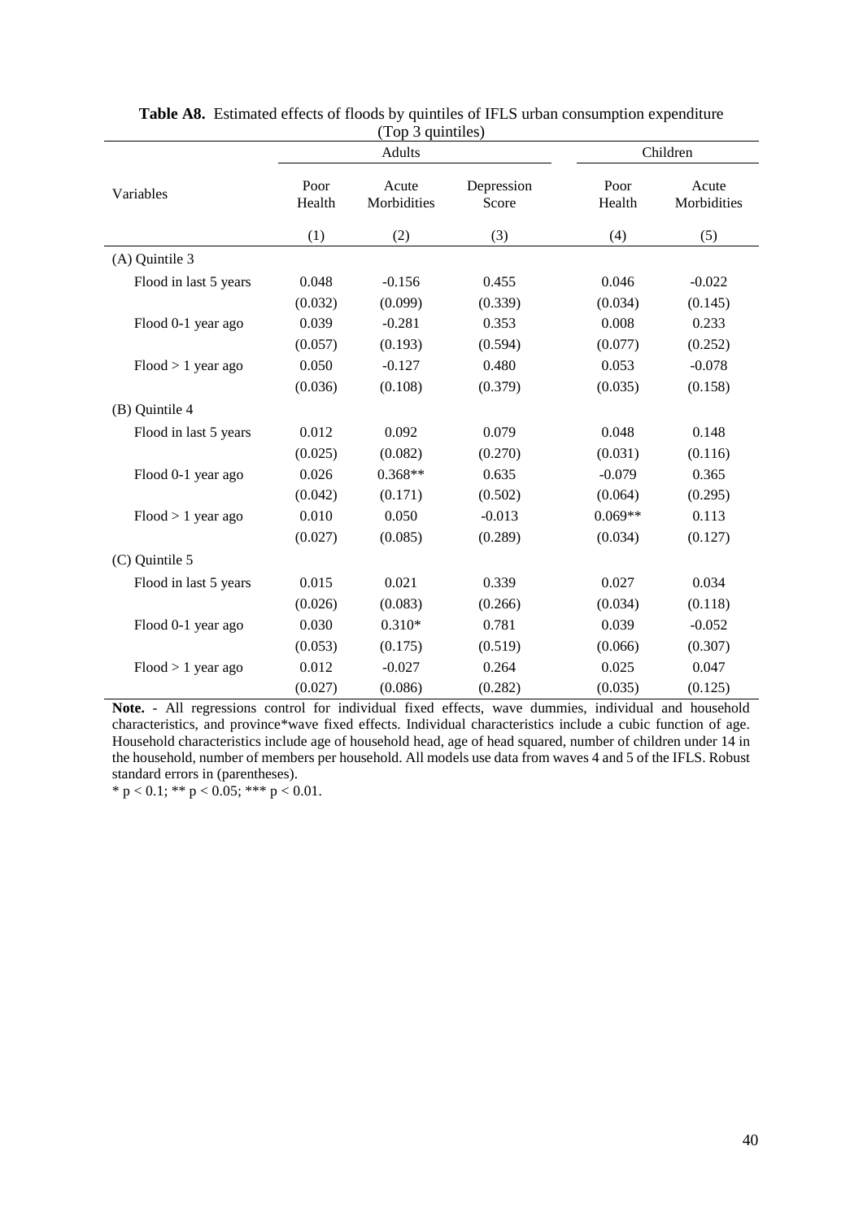**Table A8.** Estimated effects of floods by quintiles of IFLS urban consumption expenditure (Top 3 quintiles)

| Variables | Adults | | | Children | |
|---|---|---|---|---|---|
| | Poor Health | Acute Morbidities | Depression Score | Poor Health | Acute Morbidities |
| | (1) | (2) | (3) | (4) | (5) |
| (A) Quintile 3 | | | | | |
| Flood in last 5 years | 0.048 | -0.156 | 0.455 | 0.046 | -0.022 |
| | (0.032) | (0.099) | (0.339) | (0.034) | (0.145) |
| Flood 0-1 year ago | 0.039 | -0.281 | 0.353 | 0.008 | 0.233 |
| | (0.057) | (0.193) | (0.594) | (0.077) | (0.252) |
| Flood > 1 year ago | 0.050 | -0.127 | 0.480 | 0.053 | -0.078 |
| | (0.036) | (0.108) | (0.379) | (0.035) | (0.158) |
| (B) Quintile 4 | | | | | |
| Flood in last 5 years | 0.012 | 0.092 | 0.079 | 0.048 | 0.148 |
| | (0.025) | (0.082) | (0.270) | (0.031) | (0.116) |
| Flood 0-1 year ago | 0.026 | 0.368** | 0.635 | -0.079 | 0.365 |
| | (0.042) | (0.171) | (0.502) | (0.064) | (0.295) |
| Flood > 1 year ago | 0.010 | 0.050 | -0.013 | 0.069** | 0.113 |
| | (0.027) | (0.085) | (0.289) | (0.034) | (0.127) |
| (C) Quintile 5 | | | | | |
| Flood in last 5 years | 0.015 | 0.021 | 0.339 | 0.027 | 0.034 |
| | (0.026) | (0.083) | (0.266) | (0.034) | (0.118) |
| Flood 0-1 year ago | 0.030 | 0.310* | 0.781 | 0.039 | -0.052 |
| | (0.053) | (0.175) | (0.519) | (0.066) | (0.307) |
| Flood > 1 year ago | 0.012 | -0.027 | 0.264 | 0.025 | 0.047 |
| | (0.027) | (0.086) | (0.282) | (0.035) | (0.125) |

**Note.** - All regressions control for individual fixed effects, wave dummies, individual and household characteristics, and province*wave fixed effects. Individual characteristics include a cubic function of age. Household characteristics include age of household head, age of head squared, number of children under 14 in the household, number of members per household. All models use data from waves 4 and 5 of the IFLS. Robust standard errors in (parentheses).

* $p < 0.1$; ** $p < 0.05$; *** $p < 0.01$.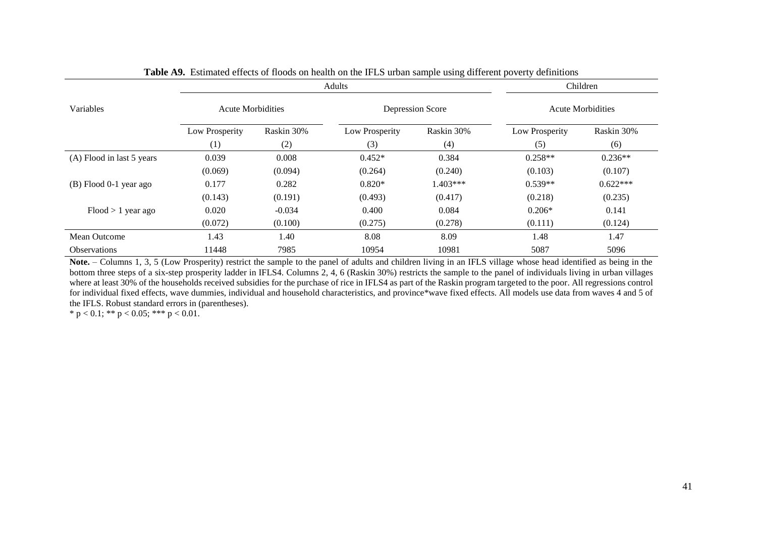**Table A9.** Estimated effects of floods on health on the IFLS urban sample using different poverty definitions

| Variables | Adults | | | | Children | |
|---|---|---|---|---|---|---|
| | Acute Morbidities | | Depression Score | | Acute Morbidities | |
| | Low Prosperity | Raskin 30% | Low Prosperity | Raskin 30% | Low Prosperity | Raskin 30% |
| | (1) | (2) | (3) | (4) | (5) | (6) |
| (A) Flood in last 5 years | 0.039 | 0.008 | 0.452* | 0.384 | 0.258** | 0.236** |
| | (0.069) | (0.094) | (0.264) | (0.240) | (0.103) | (0.107) |
| (B) Flood 0-1 year ago | 0.177 | 0.282 | 0.820* | 1.403*** | 0.539** | 0.622*** |
| | (0.143) | (0.191) | (0.493) | (0.417) | (0.218) | (0.235) |
| Flood > 1 year ago | 0.020 | -0.034 | 0.400 | 0.084 | 0.206* | 0.141 |
| | (0.072) | (0.100) | (0.275) | (0.278) | (0.111) | (0.124) |
| Mean Outcome | 1.43 | 1.40 | 8.08 | 8.09 | 1.48 | 1.47 |
| Observations | 11448 | 7985 | 10954 | 10981 | 5087 | 5096 |

**Note.** – Columns 1, 3, 5 (Low Prosperity) restrict the sample to the panel of adults and children living in an IFLS village whose head identified as being in the bottom three steps of a six-step prosperity ladder in IFLS4. Columns 2, 4, 6 (Raskin 30%) restricts the sample to the panel of individuals living in urban villages where at least 30% of the households received subsidies for the purchase of rice in IFLS4 as part of the Raskin program targeted to the poor. All regressions control for individual fixed effects, wave dummies, individual and household characteristics, and province*wave fixed effects. All models use data from waves 4 and 5 of the IFLS. Robust standard errors in (parentheses).

* $p < 0.1$; ** $p < 0.05$; *** $p < 0.01$.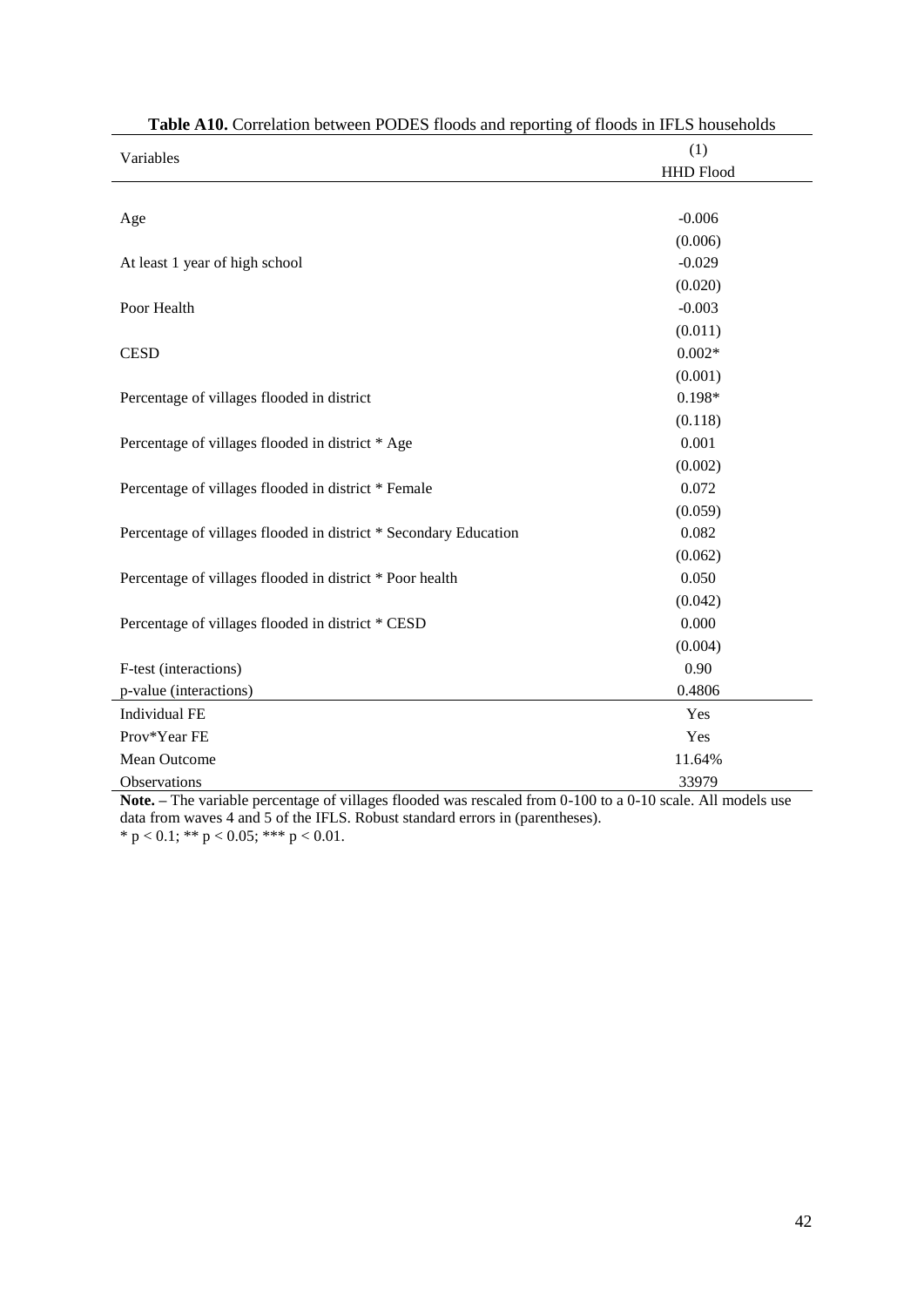**Table A10.** Correlation between PODES floods and reporting of floods in IFLS households

| Variables | (1) HHD Flood |
|---|---|
| Age | -0.006 |
| | (0.006) |
| At least 1 year of high school | -0.029 |
| | (0.020) |
| Poor Health | -0.003 |
| | (0.011) |
| CESD | 0.002* |
| | (0.001) |
| Percentage of villages flooded in district | 0.198* |
| | (0.118) |
| Percentage of villages flooded in district * Age | 0.001 |
| | (0.002) |
| Percentage of villages flooded in district * Female | 0.072 |
| | (0.059) |
| Percentage of villages flooded in district * Secondary Education | 0.082 |
| | (0.062) |
| Percentage of villages flooded in district * Poor health | 0.050 |
| | (0.042) |
| Percentage of villages flooded in district * CESD | 0.000 |
| | (0.004) |
| F-test (interactions) | 0.90 |
| p-value (interactions) | 0.4806 |
| Individual FE | Yes |
| Prov*Year FE | Yes |
| Mean Outcome | 11.64% |
| Observations | 33979 |

**Note.** – The variable percentage of villages flooded was rescaled from 0-100 to a 0-10 scale. All models use data from waves 4 and 5 of the IFLS. Robust standard errors in (parentheses).
* $p < 0.1$; ** $p < 0.05$; *** $p < 0.01$.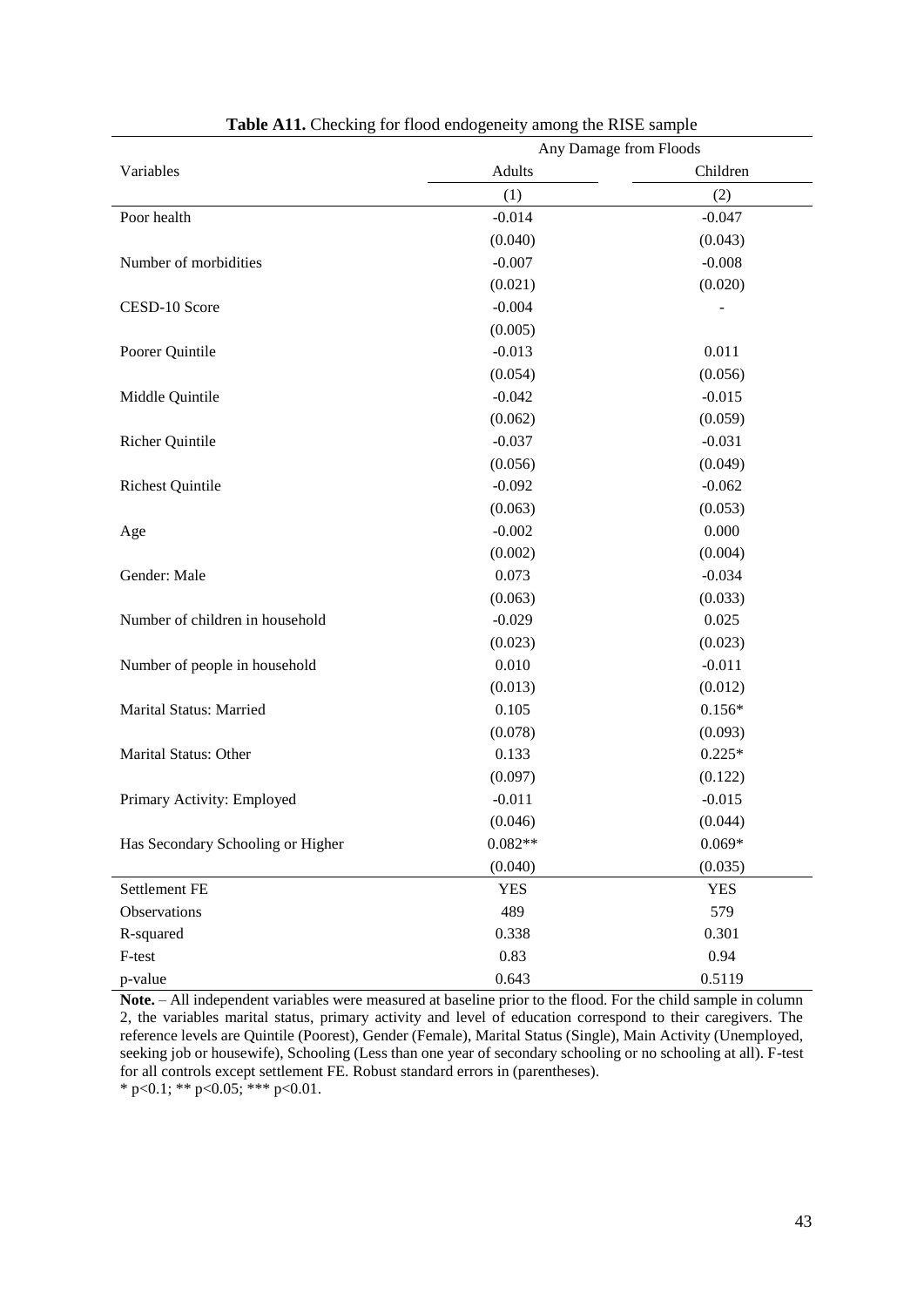**Table A11.** Checking for flood endogeneity among the RISE sample

| Variables | Any Damage from Floods | |
|---|---|---|
| | Adults | Children |
| | (1) | (2) |
| Poor health | -0.014 | -0.047 |
| | (0.040) | (0.043) |
| Number of morbidities | -0.007 | -0.008 |
| | (0.021) | (0.020) |
| CESD-10 Score | -0.004 | - |
| | (0.005) | |
| Poorer Quintile | -0.013 | 0.011 |
| | (0.054) | (0.056) |
| Middle Quintile | -0.042 | -0.015 |
| | (0.062) | (0.059) |
| Richer Quintile | -0.037 | -0.031 |
| | (0.056) | (0.049) |
| Richest Quintile | -0.092 | -0.062 |
| | (0.063) | (0.053) |
| Age | -0.002 | 0.000 |
| | (0.002) | (0.004) |
| Gender: Male | 0.073 | -0.034 |
| | (0.063) | (0.033) |
| Number of children in household | -0.029 | 0.025 |
| | (0.023) | (0.023) |
| Number of people in household | 0.010 | -0.011 |
| | (0.013) | (0.012) |
| Marital Status: Married | 0.105 | 0.156* |
| | (0.078) | (0.093) |
| Marital Status: Other | 0.133 | 0.225* |
| | (0.097) | (0.122) |
| Primary Activity: Employed | -0.011 | -0.015 |
| | (0.046) | (0.044) |
| Has Secondary Schooling or Higher | 0.082** | 0.069* |
| | (0.040) | (0.035) |
| Settlement FE | YES | YES |
| Observations | 489 | 579 |
| R-squared | 0.338 | 0.301 |
| F-test | 0.83 | 0.94 |
| p-value | 0.643 | 0.5119 |

**Note.** – All independent variables were measured at baseline prior to the flood. For the child sample in column 2, the variables marital status, primary activity and level of education correspond to their caregivers. The reference levels are Quintile (Poorest), Gender (Female), Marital Status (Single), Main Activity (Unemployed, seeking job or housewife), Schooling (Less than one year of secondary schooling or no schooling at all). F-test for all controls except settlement FE. Robust standard errors in (parentheses).

* $p<0.1$; ** $p<0.05$; *** $p<0.01$.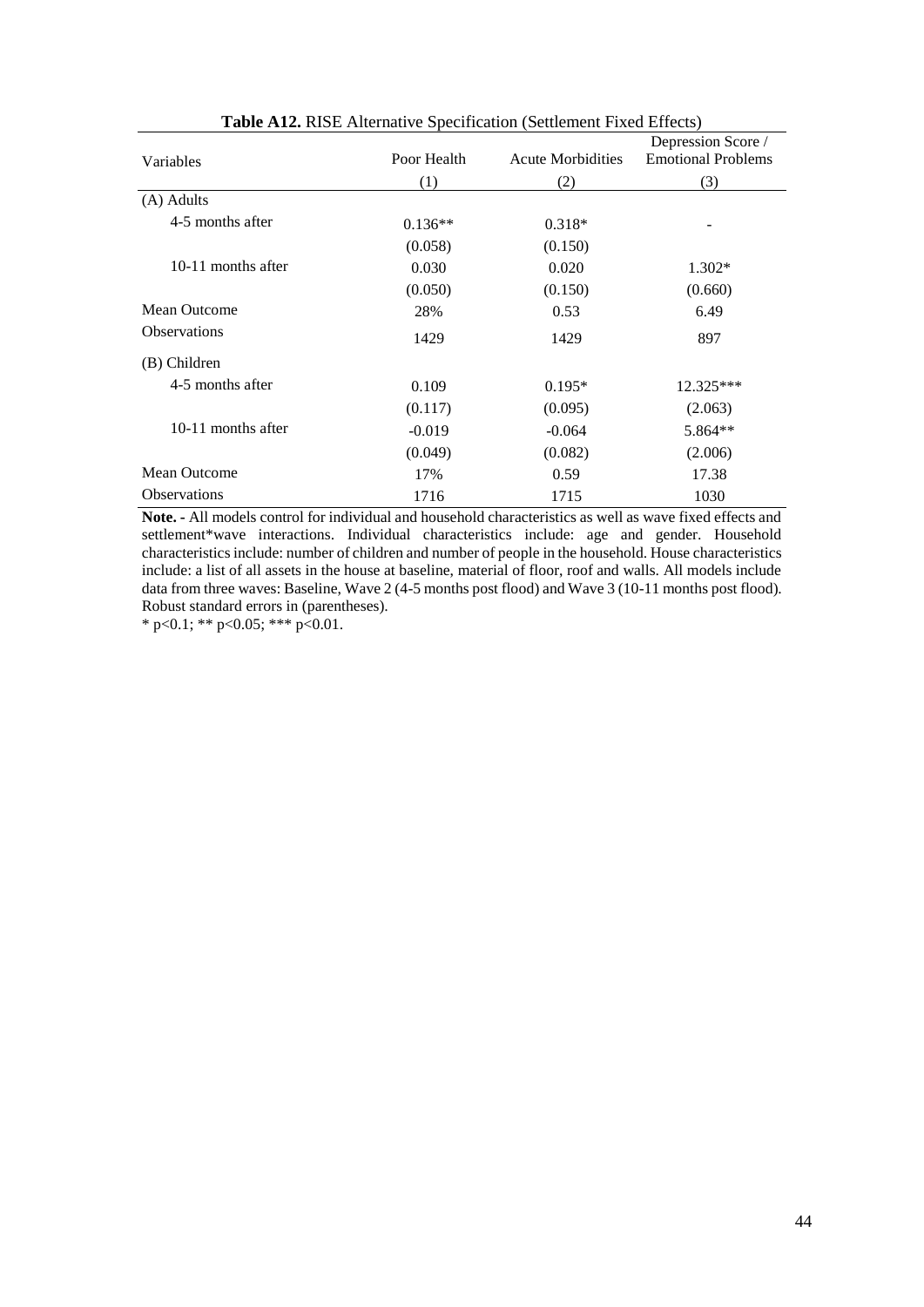**Table A12.** RISE Alternative Specification (Settlement Fixed Effects)

| Variables | Poor Health | Acute Morbidities | Depression Score / Emotional Problems |
|---|---|---|---|
| | (1) | (2) | (3) |
| (A) Adults | | | |
| 4-5 months after | 0.136** | 0.318* | - |
| | (0.058) | (0.150) | |
| 10-11 months after | 0.030 | 0.020 | 1.302* |
| | (0.050) | (0.150) | (0.660) |
| Mean Outcome | 28% | 0.53 | 6.49 |
| Observations | 1429 | 1429 | 897 |
| (B) Children | | | |
| 4-5 months after | 0.109 | 0.195* | 12.325*** |
| | (0.117) | (0.095) | (2.063) |
| 10-11 months after | -0.019 | -0.064 | 5.864** |
| | (0.049) | (0.082) | (2.006) |
| Mean Outcome | 17% | 0.59 | 17.38 |
| Observations | 1716 | 1715 | 1030 |

**Note. -** All models control for individual and household characteristics as well as wave fixed effects and settlement*wave interactions. Individual characteristics include: age and gender. Household characteristics include: number of children and number of people in the household. House characteristics include: a list of all assets in the house at baseline, material of floor, roof and walls. All models include data from three waves: Baseline, Wave 2 (4-5 months post flood) and Wave 3 (10-11 months post flood). Robust standard errors in (parentheses).

* p<0.1; ** p<0.05; *** p<0.01.